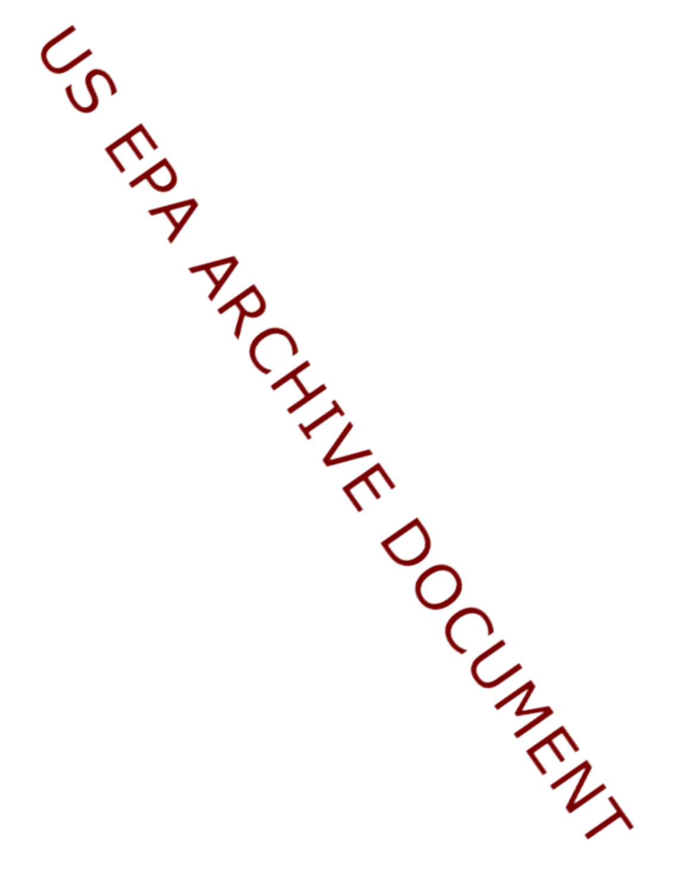US EPA ARCHIVE DOCUMENT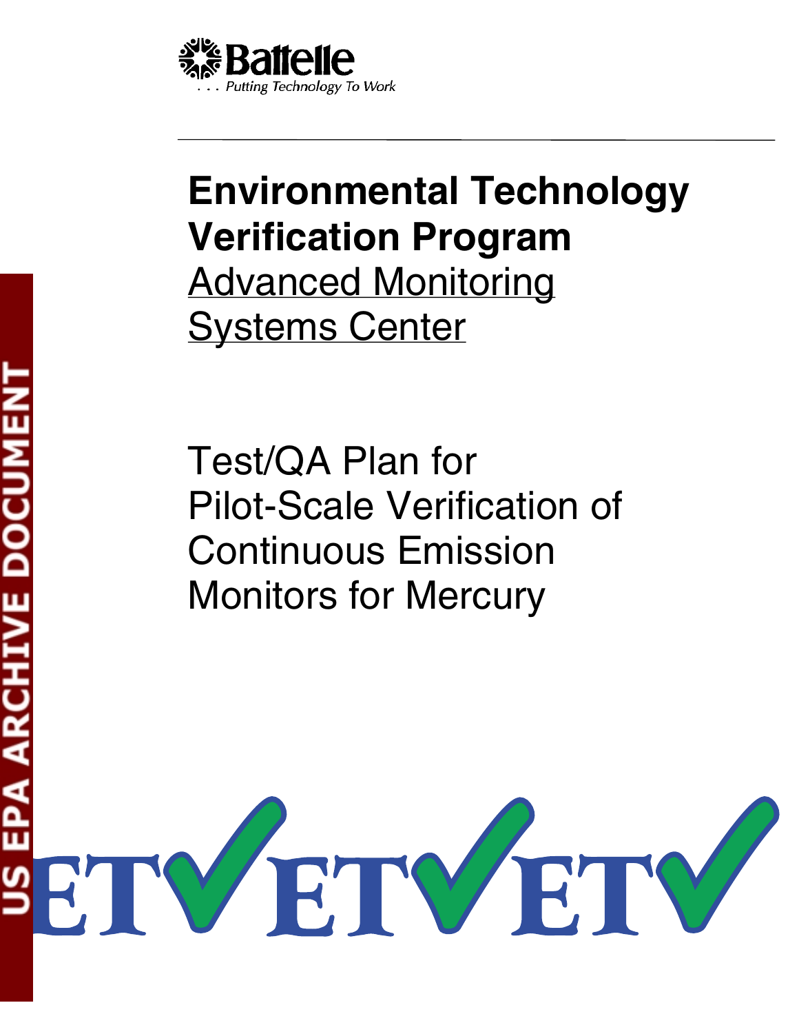Battelle

. . . Putting Technology To Work

# Environmental Technology Verification Program

Advanced Monitoring Systems Center

## Test/QA Plan for Pilot-Scale Verification of Continuous Emission Monitors for Mercury

US EPA ARCHIVE DOCUMENT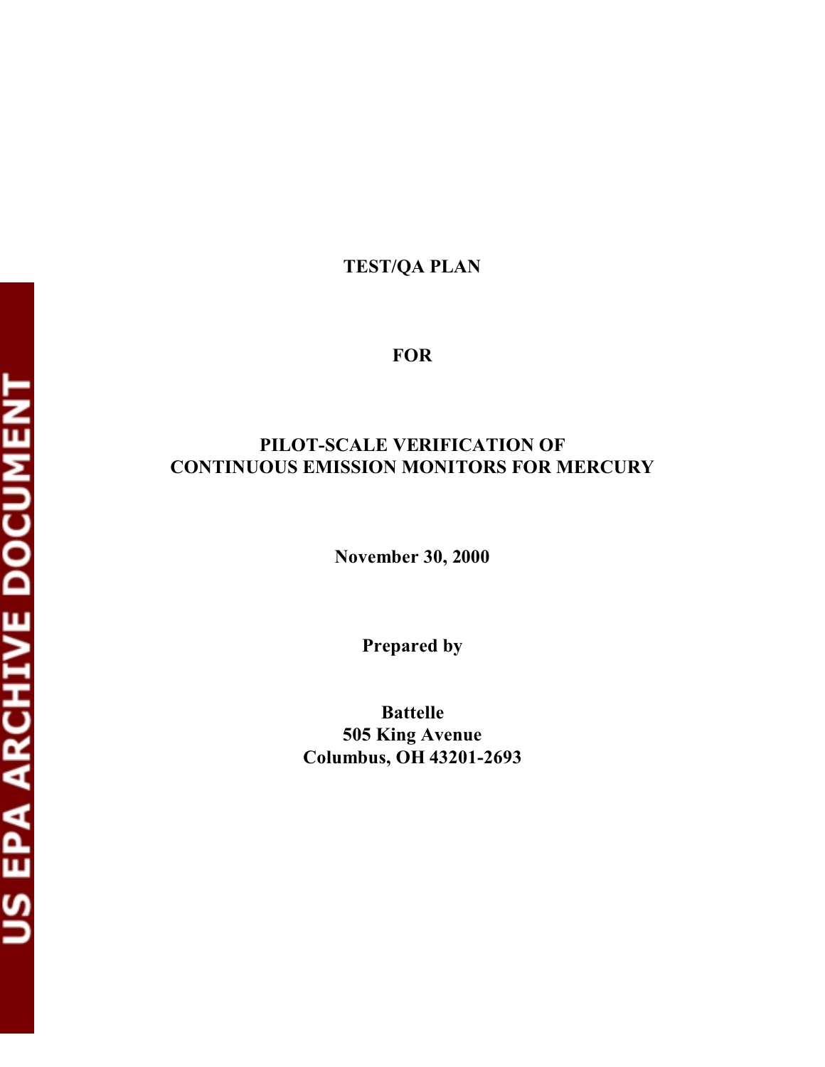**TEST/QA PLAN**

**FOR**

**PILOT-SCALE VERIFICATION OF CONTINUOUS EMISSION MONITORS FOR MERCURY**

**November 30, 2000**

**Prepared by**

**Battelle**
**505 King Avenue**
**Columbus, OH 43201-2693**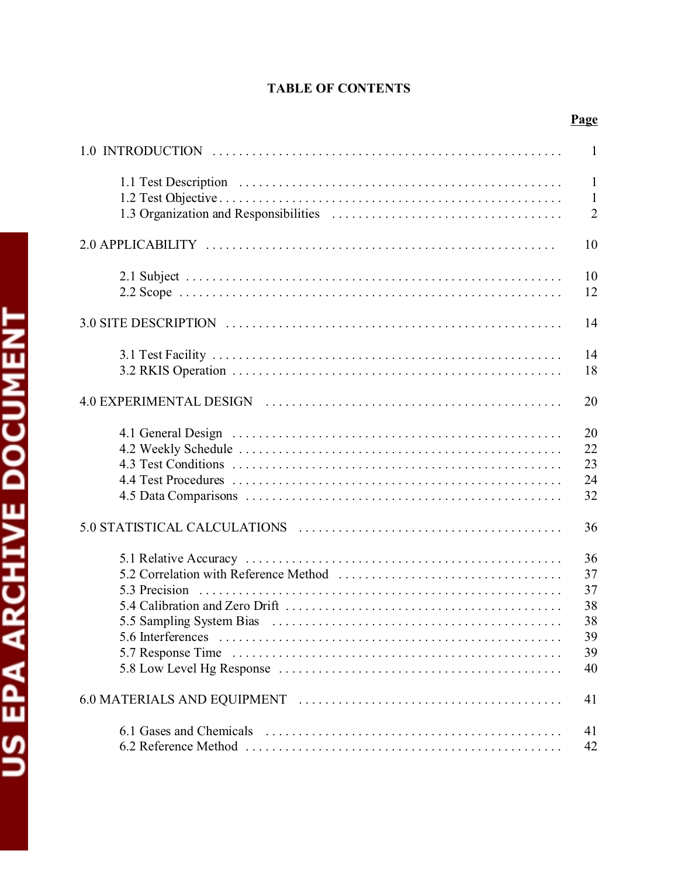# TABLE OF CONTENTS

| | Page |
|---|---|
| 1.0 INTRODUCTION | 1 |
| 1.1 Test Description | 1 |
| 1.2 Test Objective | 1 |
| 1.3 Organization and Responsibilities | 2 |
| 2.0 APPLICABILITY | 10 |
| 2.1 Subject | 10 |
| 2.2 Scope | 12 |
| 3.0 SITE DESCRIPTION | 14 |
| 3.1 Test Facility | 14 |
| 3.2 RKIS Operation | 18 |
| 4.0 EXPERIMENTAL DESIGN | 20 |
| 4.1 General Design | 20 |
| 4.2 Weekly Schedule | 22 |
| 4.3 Test Conditions | 23 |
| 4.4 Test Procedures | 24 |
| 4.5 Data Comparisons | 32 |
| 5.0 STATISTICAL CALCULATIONS | 36 |
| 5.1 Relative Accuracy | 36 |
| 5.2 Correlation with Reference Method | 37 |
| 5.3 Precision | 37 |
| 5.4 Calibration and Zero Drift | 38 |
| 5.5 Sampling System Bias | 38 |
| 5.6 Interferences | 39 |
| 5.7 Response Time | 39 |
| 5.8 Low Level Hg Response | 40 |
| 6.0 MATERIALS AND EQUIPMENT | 41 |
| 6.1 Gases and Chemicals | 41 |
| 6.2 Reference Method | 42 |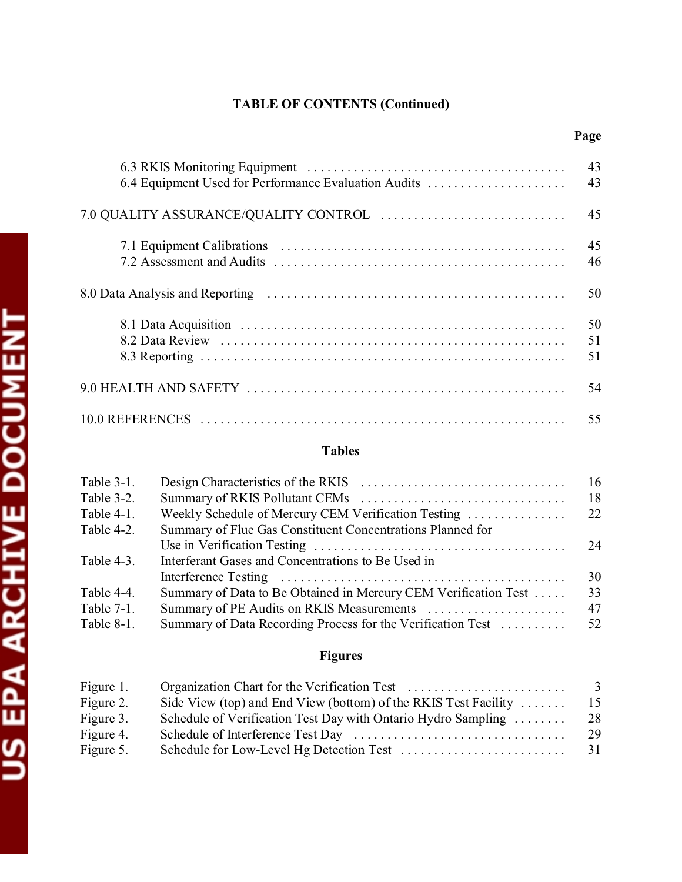**TABLE OF CONTENTS (Continued)**

| | Page |
|---|---|
| 6.3 RKIS Monitoring Equipment | 43 |
| 6.4 Equipment Used for Performance Evaluation Audits | 43 |
| 7.0 QUALITY ASSURANCE/QUALITY CONTROL | 45 |
| 7.1 Equipment Calibrations | 45 |
| 7.2 Assessment and Audits | 46 |
| 8.0 Data Analysis and Reporting | 50 |
| 8.1 Data Acquisition | 50 |
| 8.2 Data Review | 51 |
| 8.3 Reporting | 51 |
| 9.0 HEALTH AND SAFETY | 54 |
| 10.0 REFERENCES | 55 |

**Tables**

| | | |
|---|---|---|
| Table 3-1. | Design Characteristics of the RKIS | 16 |
| Table 3-2. | Summary of RKIS Pollutant CEMs | 18 |
| Table 4-1. | Weekly Schedule of Mercury CEM Verification Testing | 22 |
| Table 4-2. | Summary of Flue Gas Constituent Concentrations Planned for Use in Verification Testing | 24 |
| Table 4-3. | Interferant Gases and Concentrations to Be Used in Interference Testing | 30 |
| Table 4-4. | Summary of Data to Be Obtained in Mercury CEM Verification Test | 33 |
| Table 7-1. | Summary of PE Audits on RKIS Measurements | 47 |
| Table 8-1. | Summary of Data Recording Process for the Verification Test | 52 |

**Figures**

| | | |
|---|---|---|
| Figure 1. | Organization Chart for the Verification Test | 3 |
| Figure 2. | Side View (top) and End View (bottom) of the RKIS Test Facility | 15 |
| Figure 3. | Schedule of Verification Test Day with Ontario Hydro Sampling | 28 |
| Figure 4. | Schedule of Interference Test Day | 29 |
| Figure 5. | Schedule for Low-Level Hg Detection Test | 31 |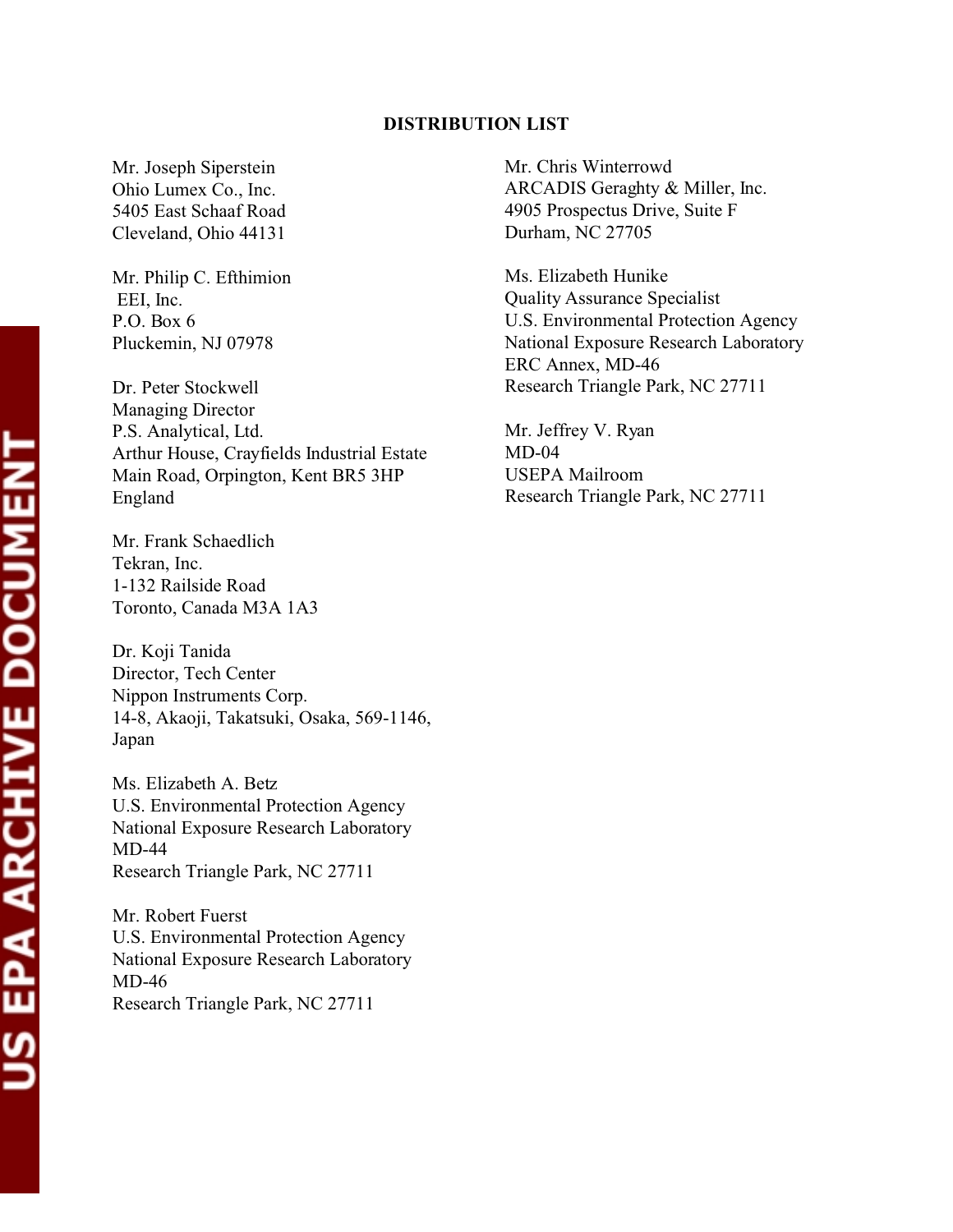**DISTRIBUTION LIST**

Mr. Joseph Siperstein
Ohio Lumex Co., Inc.
5405 East Schaaf Road
Cleveland, Ohio 44131

Mr. Philip C. Efthimion
EEI, Inc.
P.O. Box 6
Pluckemin, NJ 07978

Dr. Peter Stockwell
Managing Director
P.S. Analytical, Ltd.
Arthur House, Crayfields Industrial Estate
Main Road, Orpington, Kent BR5 3HP
England

Mr. Frank Schaedlich
Tekran, Inc.
1-132 Railside Road
Toronto, Canada M3A 1A3

Dr. Koji Tanida
Director, Tech Center
Nippon Instruments Corp.
14-8, Akaoji, Takatsuki, Osaka, 569-1146,
Japan

Ms. Elizabeth A. Betz
U.S. Environmental Protection Agency
National Exposure Research Laboratory
MD-44
Research Triangle Park, NC 27711

Mr. Robert Fuerst
U.S. Environmental Protection Agency
National Exposure Research Laboratory
MD-46
Research Triangle Park, NC 27711

Mr. Chris Winterrowd
ARCADIS Geraghty & Miller, Inc.
4905 Prospectus Drive, Suite F
Durham, NC 27705

Ms. Elizabeth Hunike
Quality Assurance Specialist
U.S. Environmental Protection Agency
National Exposure Research Laboratory
ERC Annex, MD-46
Research Triangle Park, NC 27711

Mr. Jeffrey V. Ryan
MD-04
USEPA Mailroom
Research Triangle Park, NC 27711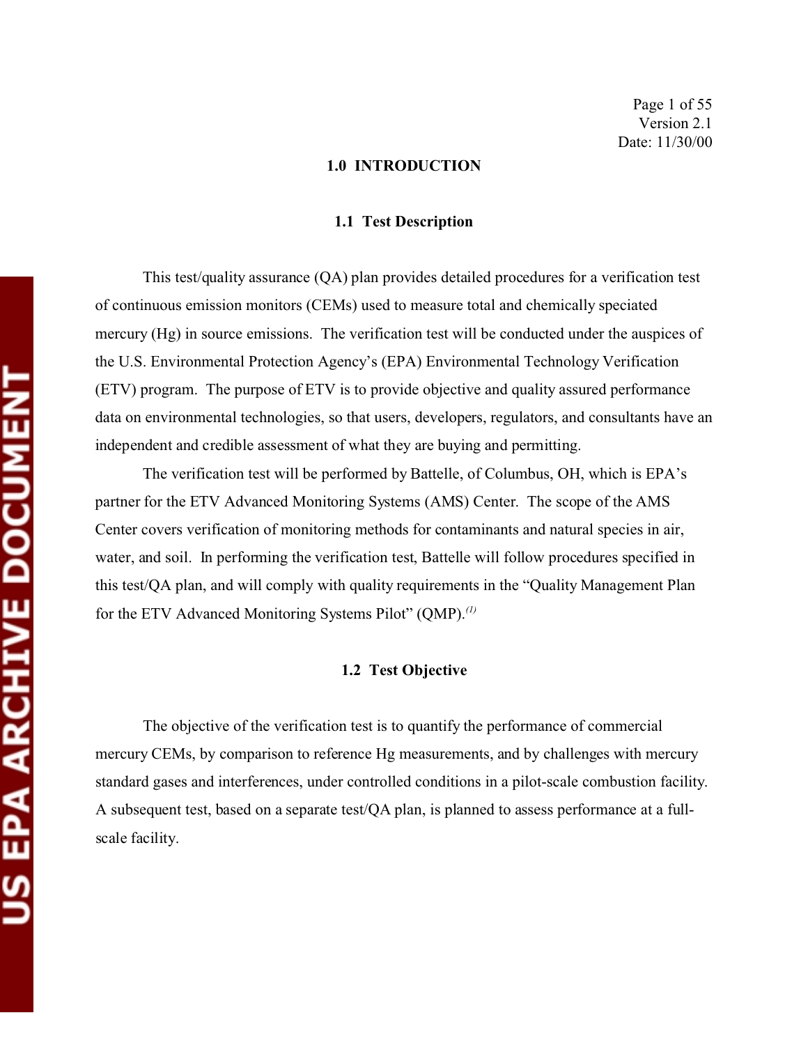# 1.0 INTRODUCTION

## 1.1 Test Description

This test/quality assurance (QA) plan provides detailed procedures for a verification test of continuous emission monitors (CEMs) used to measure total and chemically speciated mercury (Hg) in source emissions. The verification test will be conducted under the auspices of the U.S. Environmental Protection Agency's (EPA) Environmental Technology Verification (ETV) program. The purpose of ETV is to provide objective and quality assured performance data on environmental technologies, so that users, developers, regulators, and consultants have an independent and credible assessment of what they are buying and permitting.

The verification test will be performed by Battelle, of Columbus, OH, which is EPA's partner for the ETV Advanced Monitoring Systems (AMS) Center. The scope of the AMS Center covers verification of monitoring methods for contaminants and natural species in air, water, and soil. In performing the verification test, Battelle will follow procedures specified in this test/QA plan, and will comply with quality requirements in the "Quality Management Plan for the ETV Advanced Monitoring Systems Pilot" (QMP).[(1)]

## 1.2 Test Objective

The objective of the verification test is to quantify the performance of commercial mercury CEMs, by comparison to reference Hg measurements, and by challenges with mercury standard gases and interferences, under controlled conditions in a pilot-scale combustion facility. A subsequent test, based on a separate test/QA plan, is planned to assess performance at a full-scale facility.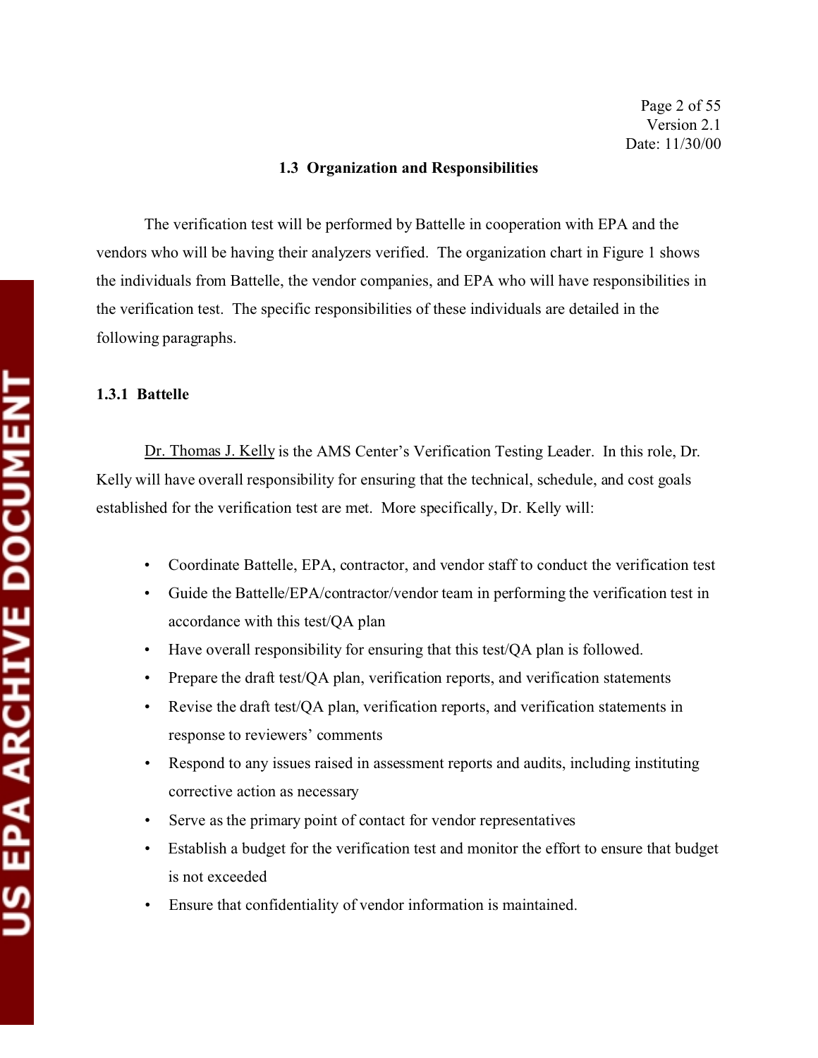### 1.3 Organization and Responsibilities

The verification test will be performed by Battelle in cooperation with EPA and the vendors who will be having their analyzers verified. The organization chart in Figure 1 shows the individuals from Battelle, the vendor companies, and EPA who will have responsibilities in the verification test. The specific responsibilities of these individuals are detailed in the following paragraphs.

#### 1.3.1 Battelle

Dr. Thomas J. Kelly is the AMS Center's Verification Testing Leader. In this role, Dr. Kelly will have overall responsibility for ensuring that the technical, schedule, and cost goals established for the verification test are met. More specifically, Dr. Kelly will:

- Coordinate Battelle, EPA, contractor, and vendor staff to conduct the verification test
- Guide the Battelle/EPA/contractor/vendor team in performing the verification test in accordance with this test/QA plan
- Have overall responsibility for ensuring that this test/QA plan is followed.
- Prepare the draft test/QA plan, verification reports, and verification statements
- Revise the draft test/QA plan, verification reports, and verification statements in response to reviewers' comments
- Respond to any issues raised in assessment reports and audits, including instituting corrective action as necessary
- Serve as the primary point of contact for vendor representatives
- Establish a budget for the verification test and monitor the effort to ensure that budget is not exceeded
- Ensure that confidentiality of vendor information is maintained.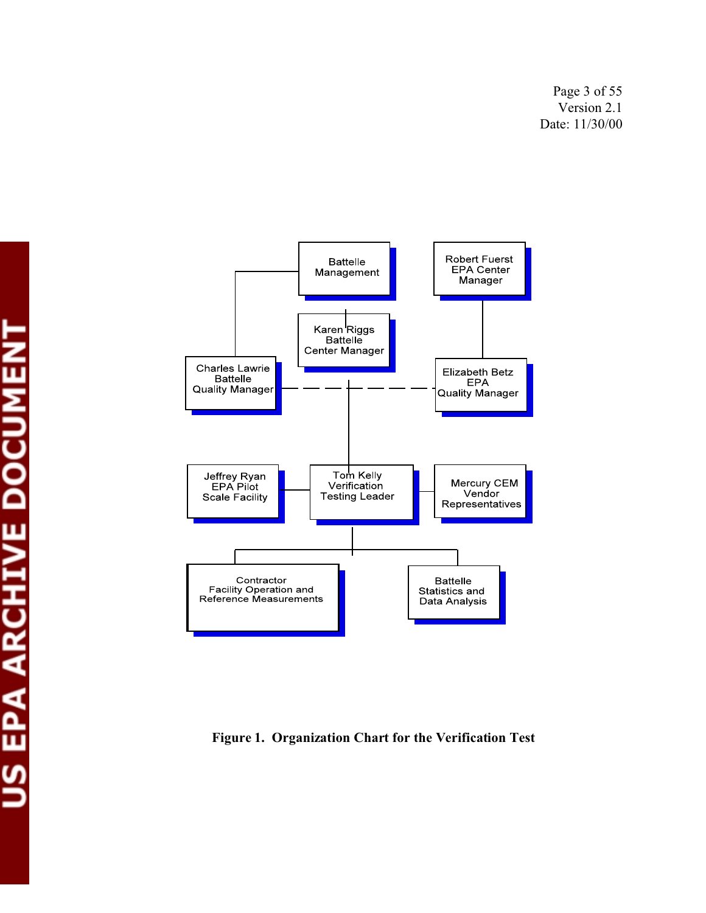Battelle Management

Robert Fuerst
EPA Center
Manager

Karen Riggs
Battelle
Center Manager

Charles Lawrie
Battelle
Quality Manager

Elizabeth Betz
EPA
Quality Manager

Jeffrey Ryan
EPA Pilot
Scale Facility

Tom Kelly
Verification
Testing Leader

Mercury CEM
Vendor
Representatives

Contractor
Facility Operation and
Reference Measurements

Battelle
Statistics and
Data Analysis

**Figure 1. Organization Chart for the Verification Test**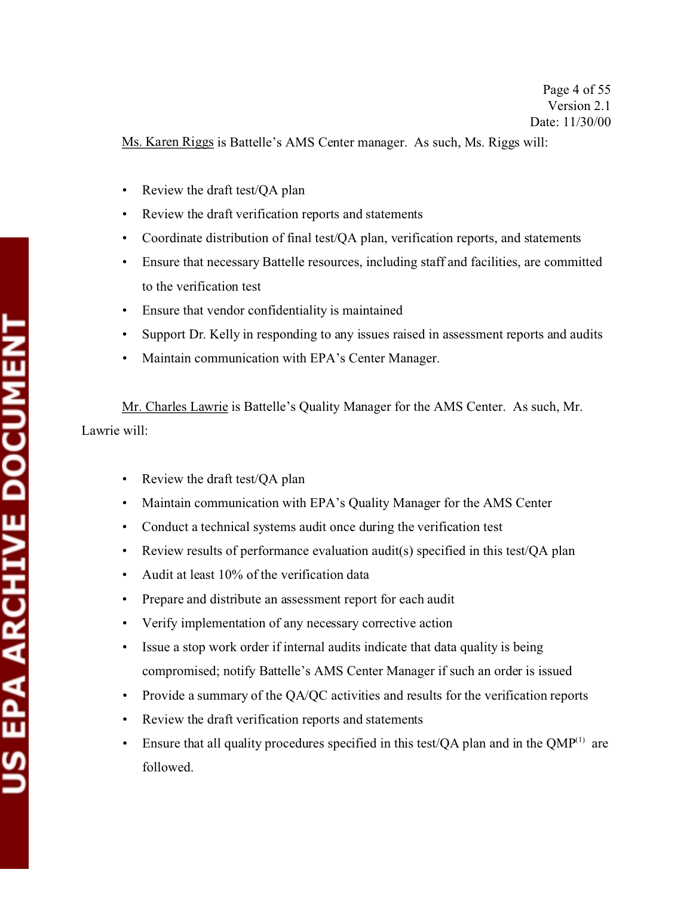Ms. Karen Riggs is Battelle's AMS Center manager. As such, Ms. Riggs will:

- Review the draft test/QA plan
- Review the draft verification reports and statements
- Coordinate distribution of final test/QA plan, verification reports, and statements
- Ensure that necessary Battelle resources, including staff and facilities, are committed to the verification test
- Ensure that vendor confidentiality is maintained
- Support Dr. Kelly in responding to any issues raised in assessment reports and audits
- Maintain communication with EPA's Center Manager.

Mr. Charles Lawrie is Battelle's Quality Manager for the AMS Center. As such, Mr. Lawrie will:

- Review the draft test/QA plan
- Maintain communication with EPA's Quality Manager for the AMS Center
- Conduct a technical systems audit once during the verification test
- Review results of performance evaluation audit(s) specified in this test/QA plan
- Audit at least 10% of the verification data
- Prepare and distribute an assessment report for each audit
- Verify implementation of any necessary corrective action
- Issue a stop work order if internal audits indicate that data quality is being compromised; notify Battelle's AMS Center Manager if such an order is issued
- Provide a summary of the QA/QC activities and results for the verification reports
- Review the draft verification reports and statements
- Ensure that all quality procedures specified in this test/QA plan and in the QMP[1] are followed.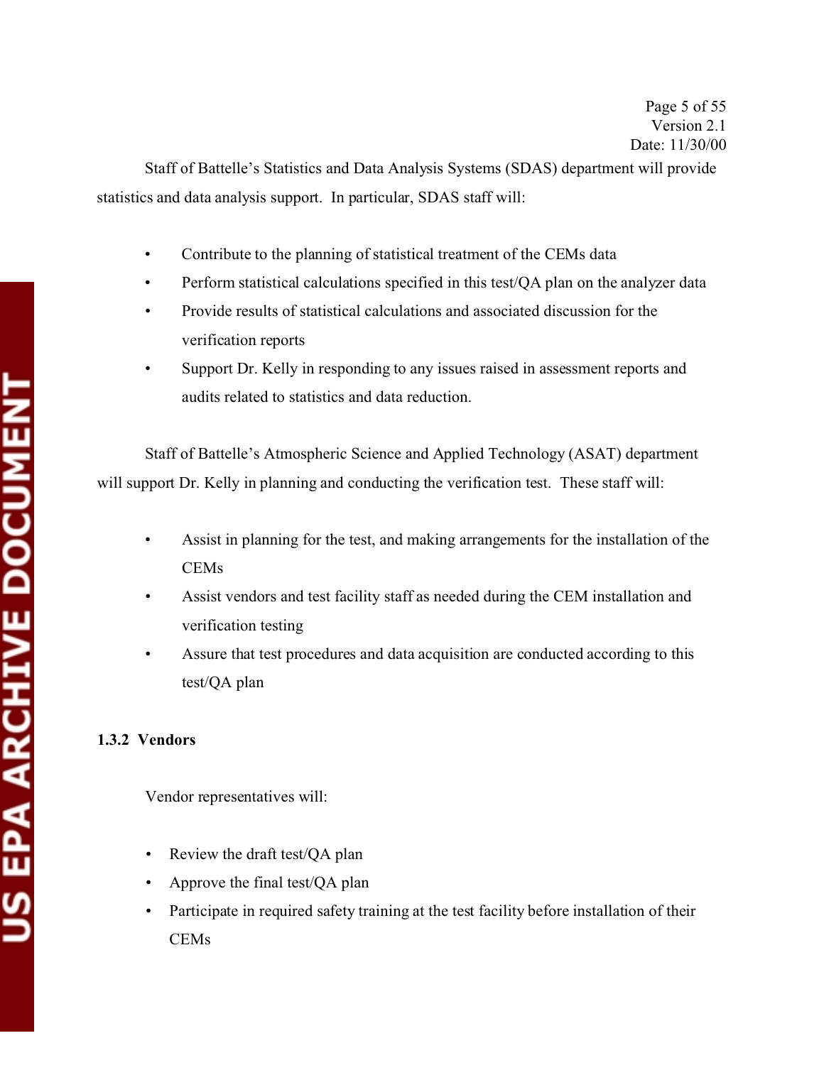Staff of Battelle's Statistics and Data Analysis Systems (SDAS) department will provide statistics and data analysis support. In particular, SDAS staff will:

- Contribute to the planning of statistical treatment of the CEMs data
- Perform statistical calculations specified in this test/QA plan on the analyzer data
- Provide results of statistical calculations and associated discussion for the verification reports
- Support Dr. Kelly in responding to any issues raised in assessment reports and audits related to statistics and data reduction.

Staff of Battelle's Atmospheric Science and Applied Technology (ASAT) department will support Dr. Kelly in planning and conducting the verification test. These staff will:

- Assist in planning for the test, and making arrangements for the installation of the CEMs
- Assist vendors and test facility staff as needed during the CEM installation and verification testing
- Assure that test procedures and data acquisition are conducted according to this test/QA plan

### 1.3.2 Vendors

Vendor representatives will:

- Review the draft test/QA plan
- Approve the final test/QA plan
- Participate in required safety training at the test facility before installation of their CEMs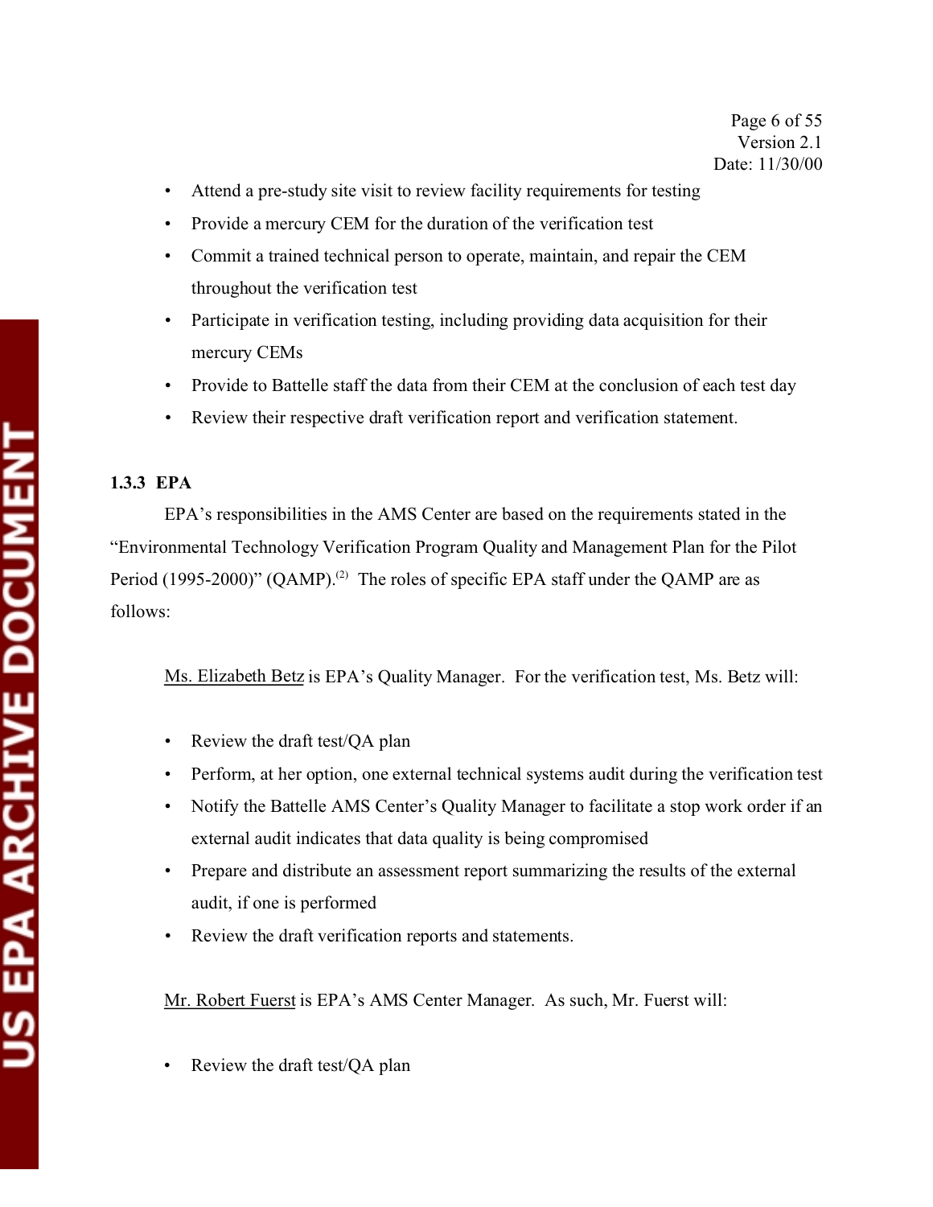- Attend a pre-study site visit to review facility requirements for testing
- Provide a mercury CEM for the duration of the verification test
- Commit a trained technical person to operate, maintain, and repair the CEM throughout the verification test
- Participate in verification testing, including providing data acquisition for their mercury CEMs
- Provide to Battelle staff the data from their CEM at the conclusion of each test day
- Review their respective draft verification report and verification statement.

### 1.3.3 EPA

EPA's responsibilities in the AMS Center are based on the requirements stated in the "Environmental Technology Verification Program Quality and Management Plan for the Pilot Period (1995-2000)" (QAMP).[2] The roles of specific EPA staff under the QAMP are as follows:

Ms. Elizabeth Betz is EPA's Quality Manager. For the verification test, Ms. Betz will:

- Review the draft test/QA plan
- Perform, at her option, one external technical systems audit during the verification test
- Notify the Battelle AMS Center's Quality Manager to facilitate a stop work order if an external audit indicates that data quality is being compromised
- Prepare and distribute an assessment report summarizing the results of the external audit, if one is performed
- Review the draft verification reports and statements.

Mr. Robert Fuerst is EPA's AMS Center Manager. As such, Mr. Fuerst will:

- Review the draft test/QA plan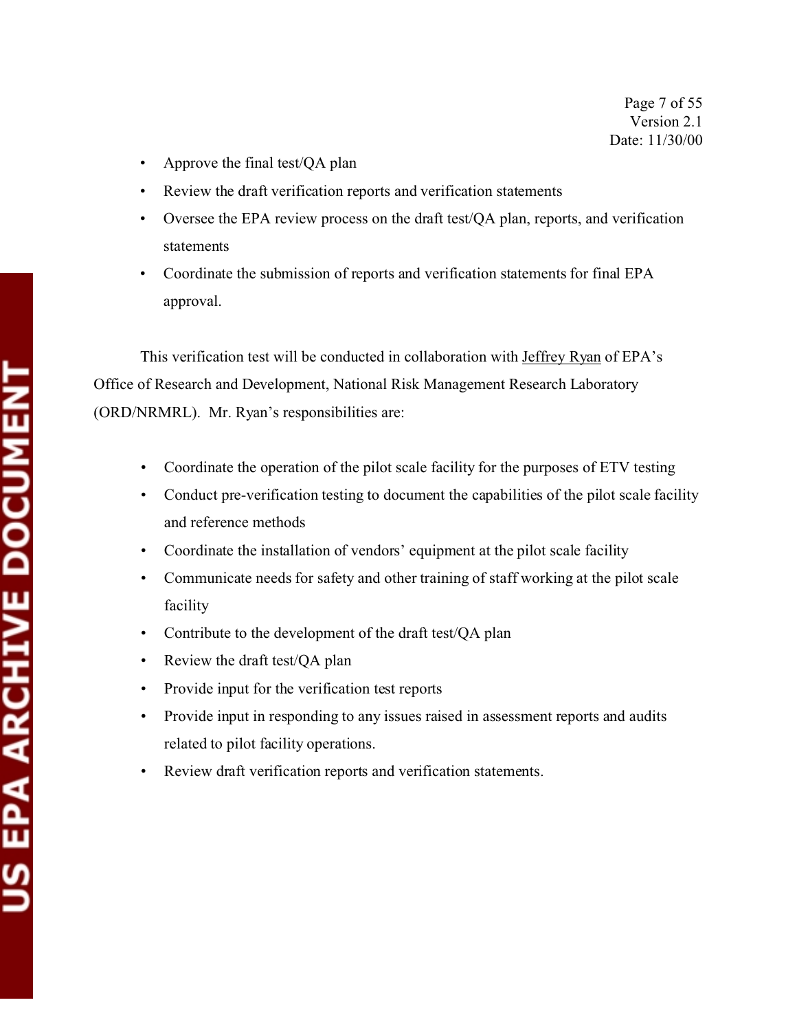- Approve the final test/QA plan
- Review the draft verification reports and verification statements
- Oversee the EPA review process on the draft test/QA plan, reports, and verification statements
- Coordinate the submission of reports and verification statements for final EPA approval.

This verification test will be conducted in collaboration with Jeffrey Ryan of EPA's Office of Research and Development, National Risk Management Research Laboratory (ORD/NRMRL). Mr. Ryan's responsibilities are:

- Coordinate the operation of the pilot scale facility for the purposes of ETV testing
- Conduct pre-verification testing to document the capabilities of the pilot scale facility and reference methods
- Coordinate the installation of vendors' equipment at the pilot scale facility
- Communicate needs for safety and other training of staff working at the pilot scale facility
- Contribute to the development of the draft test/QA plan
- Review the draft test/QA plan
- Provide input for the verification test reports
- Provide input in responding to any issues raised in assessment reports and audits related to pilot facility operations.
- Review draft verification reports and verification statements.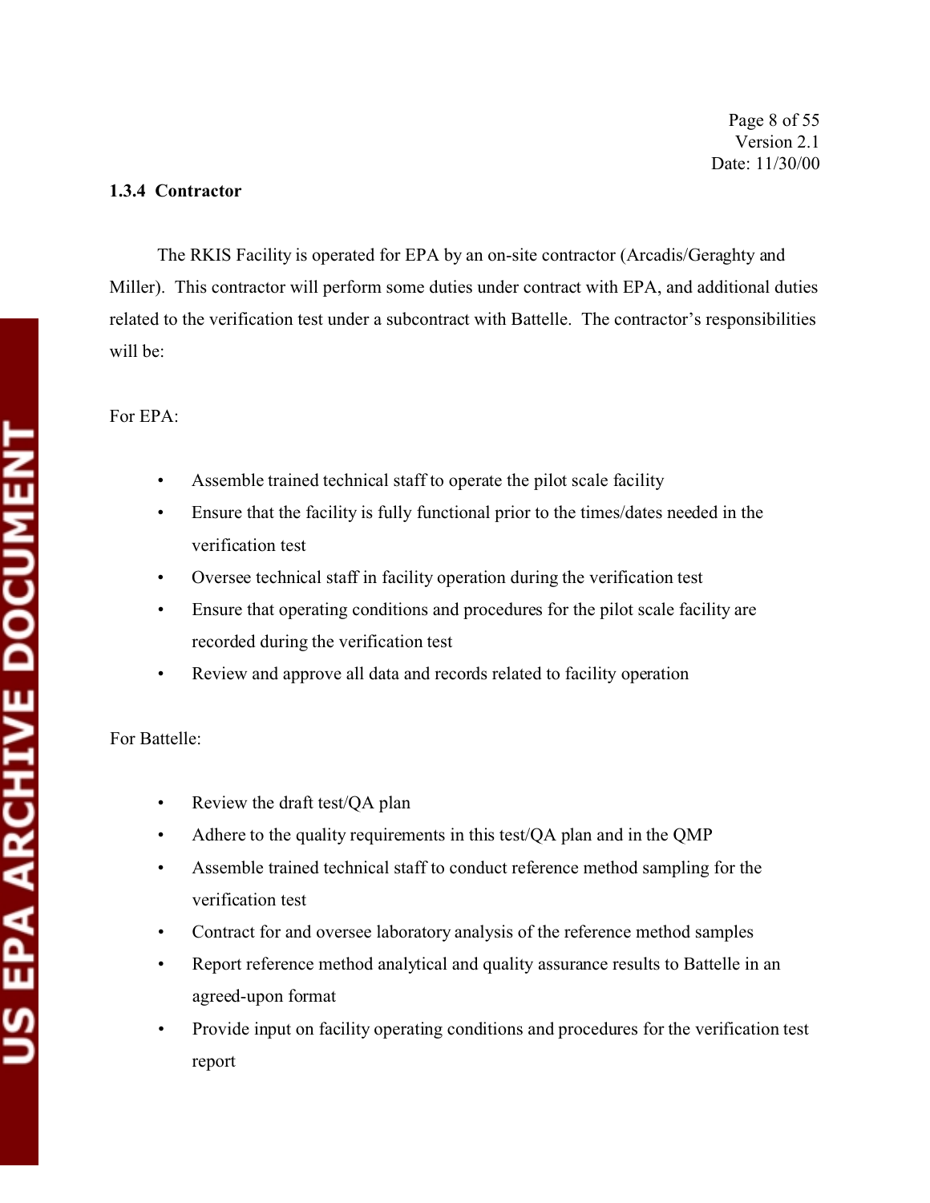### 1.3.4 Contractor

The RKIS Facility is operated for EPA by an on-site contractor (Arcadis/Geraghty and Miller). This contractor will perform some duties under contract with EPA, and additional duties related to the verification test under a subcontract with Battelle. The contractor's responsibilities will be:

For EPA:

- Assemble trained technical staff to operate the pilot scale facility
- Ensure that the facility is fully functional prior to the times/dates needed in the verification test
- Oversee technical staff in facility operation during the verification test
- Ensure that operating conditions and procedures for the pilot scale facility are recorded during the verification test
- Review and approve all data and records related to facility operation

For Battelle:

- Review the draft test/QA plan
- Adhere to the quality requirements in this test/QA plan and in the QMP
- Assemble trained technical staff to conduct reference method sampling for the verification test
- Contract for and oversee laboratory analysis of the reference method samples
- Report reference method analytical and quality assurance results to Battelle in an agreed-upon format
- Provide input on facility operating conditions and procedures for the verification test report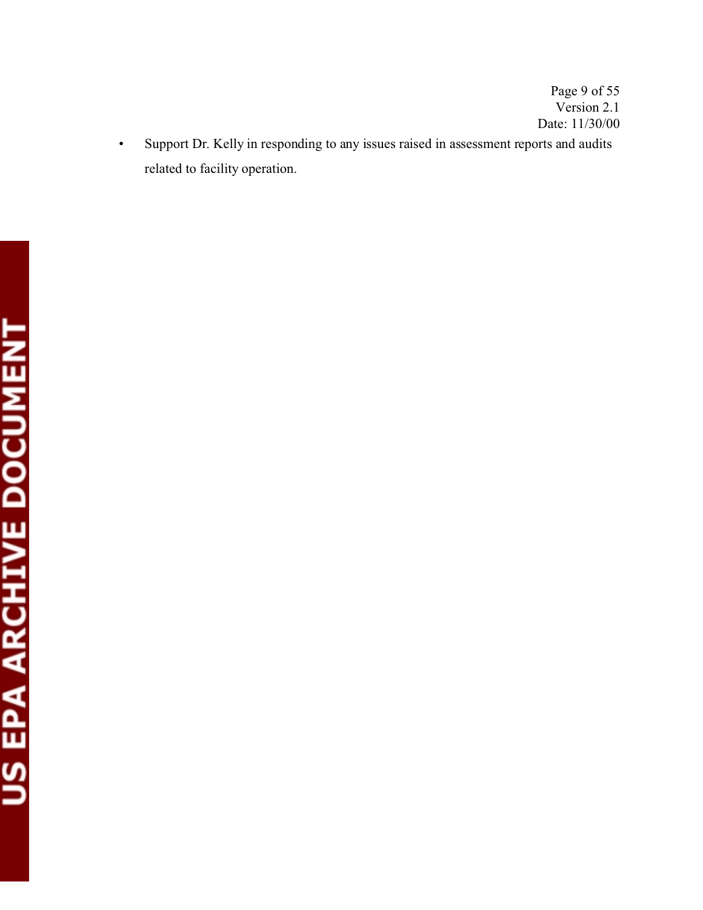- Support Dr. Kelly in responding to any issues raised in assessment reports and audits related to facility operation.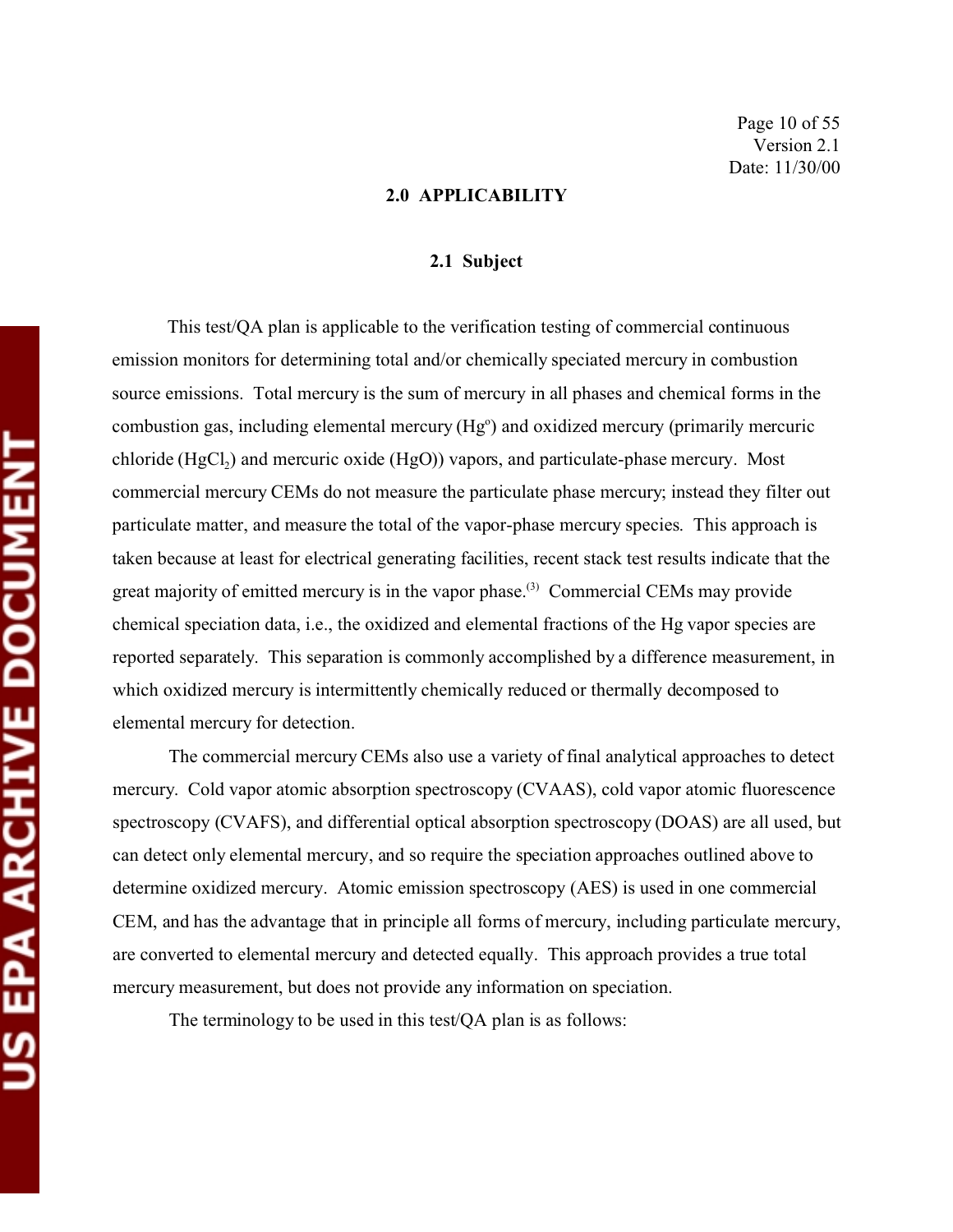## 2.0 APPLICABILITY

### 2.1 Subject

This test/QA plan is applicable to the verification testing of commercial continuous emission monitors for determining total and/or chemically speciated mercury in combustion source emissions. Total mercury is the sum of mercury in all phases and chemical forms in the combustion gas, including elemental mercury ($Hg^o$) and oxidized mercury (primarily mercuric chloride ($HgCl_2$) and mercuric oxide (HgO)) vapors, and particulate-phase mercury. Most commercial mercury CEMs do not measure the particulate phase mercury; instead they filter out particulate matter, and measure the total of the vapor-phase mercury species. This approach is taken because at least for electrical generating facilities, recent stack test results indicate that the great majority of emitted mercury is in the vapor phase.(3) Commercial CEMs may provide chemical speciation data, i.e., the oxidized and elemental fractions of the Hg vapor species are reported separately. This separation is commonly accomplished by a difference measurement, in which oxidized mercury is intermittently chemically reduced or thermally decomposed to elemental mercury for detection.

The commercial mercury CEMs also use a variety of final analytical approaches to detect mercury. Cold vapor atomic absorption spectroscopy (CVAAS), cold vapor atomic fluorescence spectroscopy (CVAFS), and differential optical absorption spectroscopy (DOAS) are all used, but can detect only elemental mercury, and so require the speciation approaches outlined above to determine oxidized mercury. Atomic emission spectroscopy (AES) is used in one commercial CEM, and has the advantage that in principle all forms of mercury, including particulate mercury, are converted to elemental mercury and detected equally. This approach provides a true total mercury measurement, but does not provide any information on speciation.

The terminology to be used in this test/QA plan is as follows: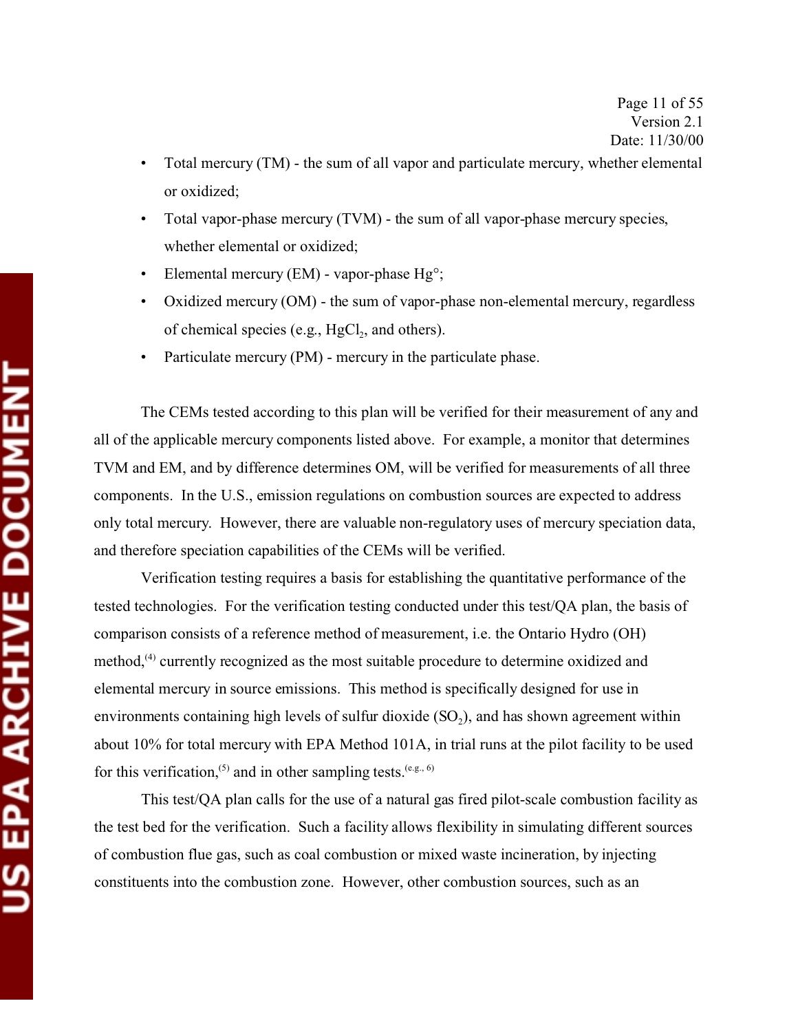- Total mercury (TM) - the sum of all vapor and particulate mercury, whether elemental or oxidized;
- Total vapor-phase mercury (TVM) - the sum of all vapor-phase mercury species, whether elemental or oxidized;
- Elemental mercury (EM) - vapor-phase Hg°;
- Oxidized mercury (OM) - the sum of vapor-phase non-elemental mercury, regardless of chemical species (e.g., $HgCl_2$, and others).
- Particulate mercury (PM) - mercury in the particulate phase.

The CEMs tested according to this plan will be verified for their measurement of any and all of the applicable mercury components listed above. For example, a monitor that determines TVM and EM, and by difference determines OM, will be verified for measurements of all three components. In the U.S., emission regulations on combustion sources are expected to address only total mercury. However, there are valuable non-regulatory uses of mercury speciation data, and therefore speciation capabilities of the CEMs will be verified.

Verification testing requires a basis for establishing the quantitative performance of the tested technologies. For the verification testing conducted under this test/QA plan, the basis of comparison consists of a reference method of measurement, i.e. the Ontario Hydro (OH) method,[4] currently recognized as the most suitable procedure to determine oxidized and elemental mercury in source emissions. This method is specifically designed for use in environments containing high levels of sulfur dioxide ($SO_2$), and has shown agreement within about 10% for total mercury with EPA Method 101A, in trial runs at the pilot facility to be used for this verification,[5] and in other sampling tests.[e.g., 6]

This test/QA plan calls for the use of a natural gas fired pilot-scale combustion facility as the test bed for the verification. Such a facility allows flexibility in simulating different sources of combustion flue gas, such as coal combustion or mixed waste incineration, by injecting constituents into the combustion zone. However, other combustion sources, such as an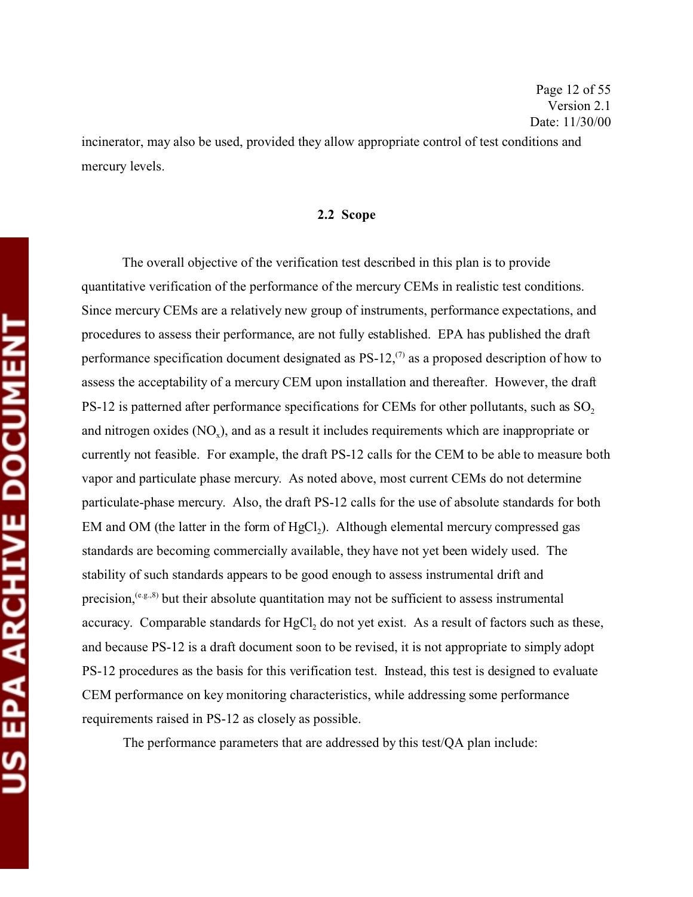incinerator, may also be used, provided they allow appropriate control of test conditions and mercury levels.

## 2.2 Scope

The overall objective of the verification test described in this plan is to provide quantitative verification of the performance of the mercury CEMs in realistic test conditions. Since mercury CEMs are a relatively new group of instruments, performance expectations, and procedures to assess their performance, are not fully established. EPA has published the draft performance specification document designated as PS-12,[7] as a proposed description of how to assess the acceptability of a mercury CEM upon installation and thereafter. However, the draft PS-12 is patterned after performance specifications for CEMs for other pollutants, such as $SO_2$ and nitrogen oxides ($NO_x$), and as a result it includes requirements which are inappropriate or currently not feasible. For example, the draft PS-12 calls for the CEM to be able to measure both vapor and particulate phase mercury. As noted above, most current CEMs do not determine particulate-phase mercury. Also, the draft PS-12 calls for the use of absolute standards for both EM and OM (the latter in the form of $HgCl_2$). Although elemental mercury compressed gas standards are becoming commercially available, they have not yet been widely used. The stability of such standards appears to be good enough to assess instrumental drift and precision,[e.g.,8] but their absolute quantitation may not be sufficient to assess instrumental accuracy. Comparable standards for $HgCl_2$ do not yet exist. As a result of factors such as these, and because PS-12 is a draft document soon to be revised, it is not appropriate to simply adopt PS-12 procedures as the basis for this verification test. Instead, this test is designed to evaluate CEM performance on key monitoring characteristics, while addressing some performance requirements raised in PS-12 as closely as possible.

The performance parameters that are addressed by this test/QA plan include: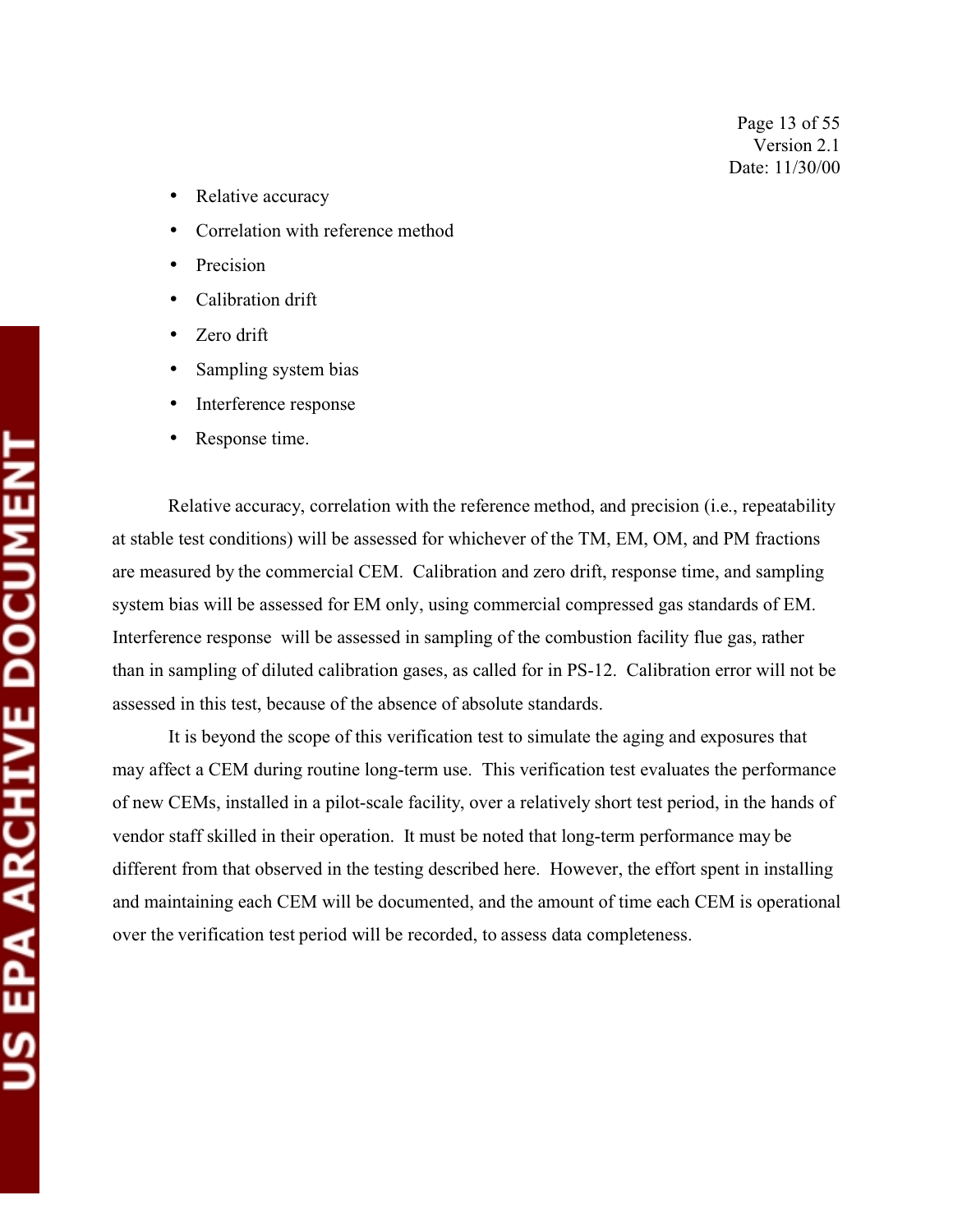- Relative accuracy
- Correlation with reference method
- Precision
- Calibration drift
- Zero drift
- Sampling system bias
- Interference response
- Response time.

Relative accuracy, correlation with the reference method, and precision (i.e., repeatability at stable test conditions) will be assessed for whichever of the TM, EM, OM, and PM fractions are measured by the commercial CEM. Calibration and zero drift, response time, and sampling system bias will be assessed for EM only, using commercial compressed gas standards of EM. Interference response will be assessed in sampling of the combustion facility flue gas, rather than in sampling of diluted calibration gases, as called for in PS-12. Calibration error will not be assessed in this test, because of the absence of absolute standards.

It is beyond the scope of this verification test to simulate the aging and exposures that may affect a CEM during routine long-term use. This verification test evaluates the performance of new CEMs, installed in a pilot-scale facility, over a relatively short test period, in the hands of vendor staff skilled in their operation. It must be noted that long-term performance may be different from that observed in the testing described here. However, the effort spent in installing and maintaining each CEM will be documented, and the amount of time each CEM is operational over the verification test period will be recorded, to assess data completeness.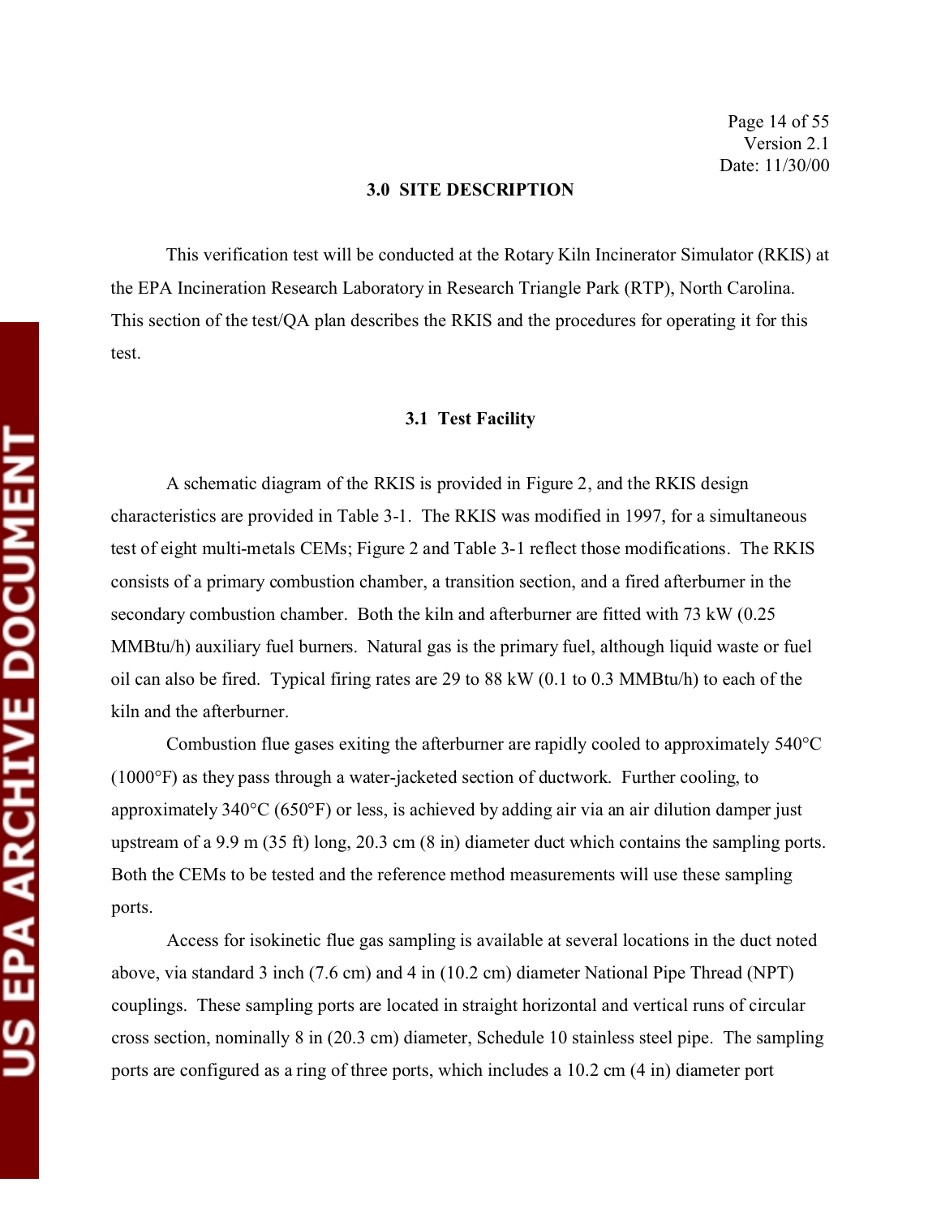## 3.0 SITE DESCRIPTION

This verification test will be conducted at the Rotary Kiln Incinerator Simulator (RKIS) at the EPA Incineration Research Laboratory in Research Triangle Park (RTP), North Carolina. This section of the test/QA plan describes the RKIS and the procedures for operating it for this test.

### 3.1 Test Facility

A schematic diagram of the RKIS is provided in Figure 2, and the RKIS design characteristics are provided in Table 3-1. The RKIS was modified in 1997, for a simultaneous test of eight multi-metals CEMs; Figure 2 and Table 3-1 reflect those modifications. The RKIS consists of a primary combustion chamber, a transition section, and a fired afterburner in the secondary combustion chamber. Both the kiln and afterburner are fitted with 73 kW (0.25 MMBtu/h) auxiliary fuel burners. Natural gas is the primary fuel, although liquid waste or fuel oil can also be fired. Typical firing rates are 29 to 88 kW (0.1 to 0.3 MMBtu/h) to each of the kiln and the afterburner.

Combustion flue gases exiting the afterburner are rapidly cooled to approximately 540°C (1000°F) as they pass through a water-jacketed section of ductwork. Further cooling, to approximately 340°C (650°F) or less, is achieved by adding air via an air dilution damper just upstream of a 9.9 m (35 ft) long, 20.3 cm (8 in) diameter duct which contains the sampling ports. Both the CEMs to be tested and the reference method measurements will use these sampling ports.

Access for isokinetic flue gas sampling is available at several locations in the duct noted above, via standard 3 inch (7.6 cm) and 4 in (10.2 cm) diameter National Pipe Thread (NPT) couplings. These sampling ports are located in straight horizontal and vertical runs of circular cross section, nominally 8 in (20.3 cm) diameter, Schedule 10 stainless steel pipe. The sampling ports are configured as a ring of three ports, which includes a 10.2 cm (4 in) diameter port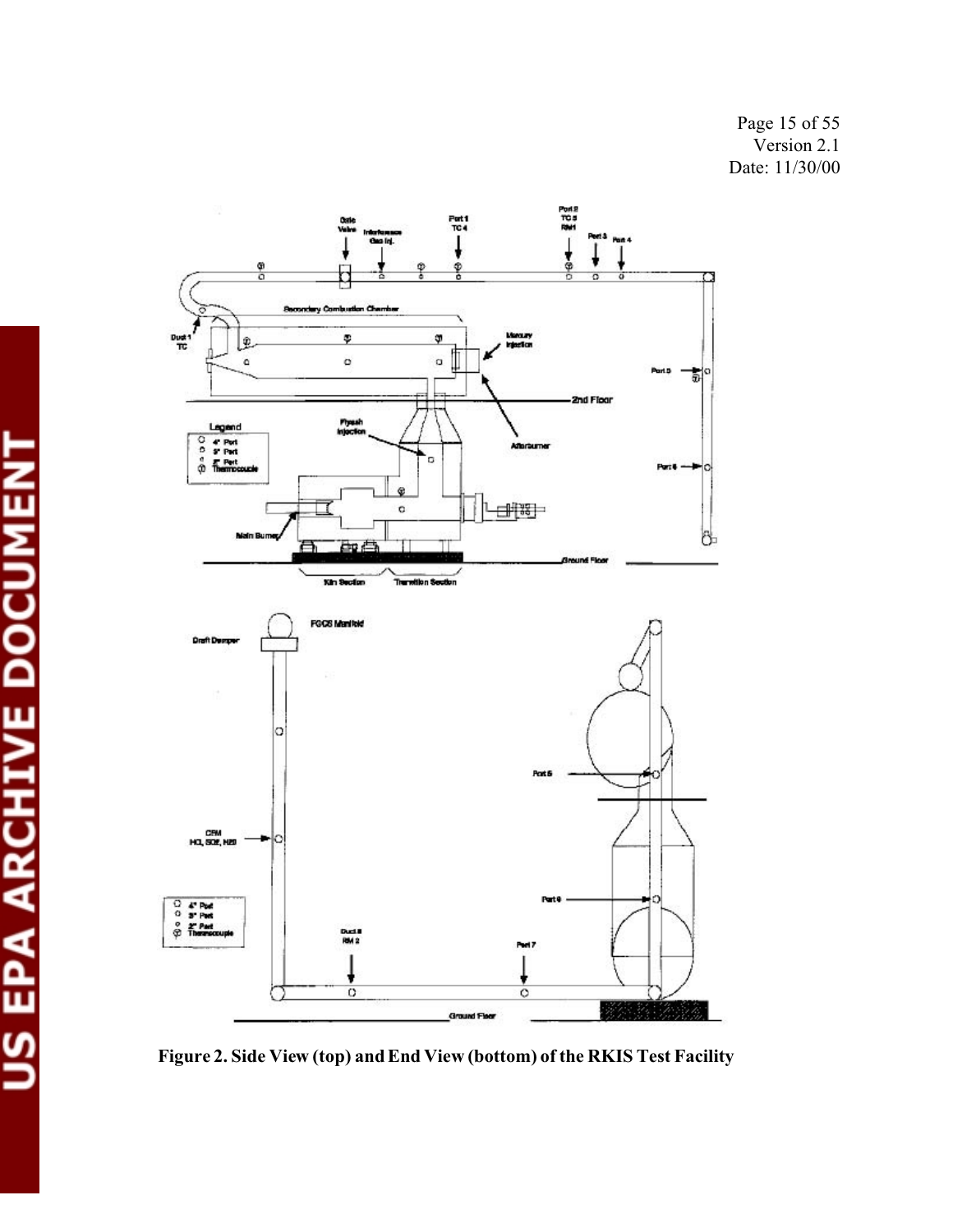Gate Valve

Interference Gas Inj.

Port 1
TC 4

Port 2
TC 5
RM1

Port 3

Port 4

Secondary Combustion Chamber

Duct 1
TC

Mercury Injection

Port 5

2nd Floor

Legend
4" Port
3" Port
2" Port
Thermocouple

Flyash Injection

Afterburner

Port 6

Main Burner

Ground Floor

Kiln Section

Transition Section

FGCS Manifold

Draft Damper

Port 5

CEM
HCl, SO2, H2O

Port 6

4" Port
3" Port
2" Port
Thermocouple

Duct 8
RM 2

Port 7

Ground Floor

**Figure 2. Side View (top) and End View (bottom) of the RKIS Test Facility**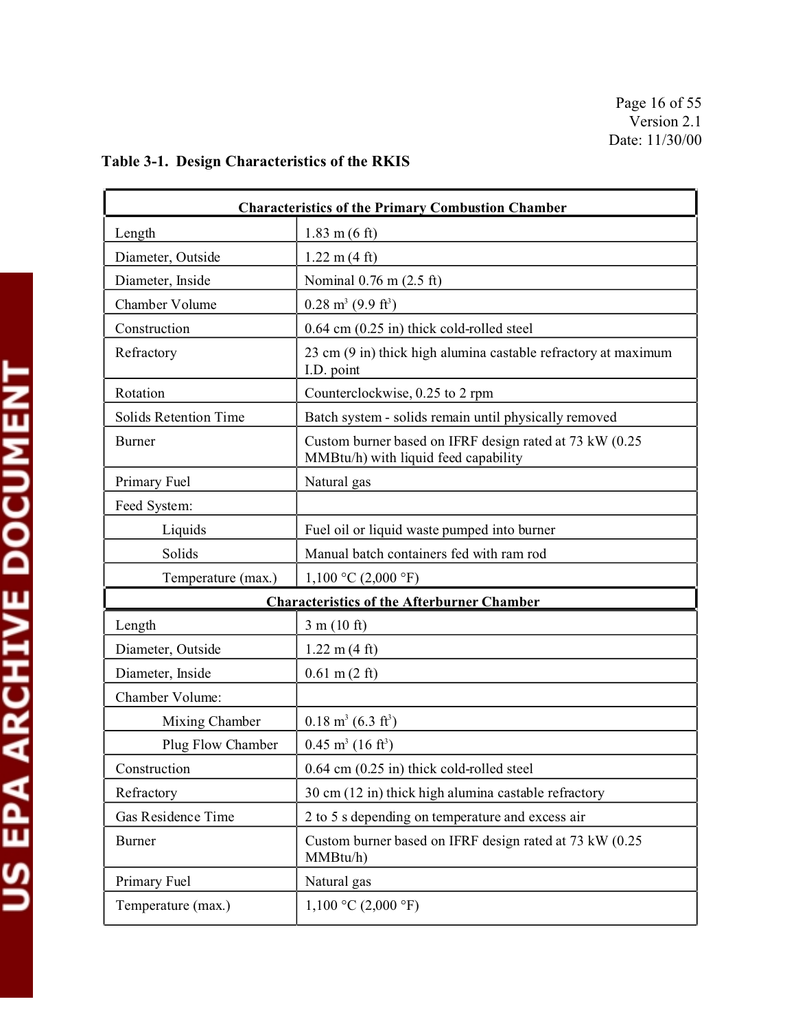**Table 3-1. Design Characteristics of the RKIS**

| | |
|---|---|
| **Characteristics of the Primary Combustion Chamber** | |
| Length | 1.83 m (6 ft) |
| Diameter, Outside | 1.22 m (4 ft) |
| Diameter, Inside | Nominal 0.76 m (2.5 ft) |
| Chamber Volume | 0.28 $m^3$ (9.9 $ft^3$) |
| Construction | 0.64 cm (0.25 in) thick cold-rolled steel |
| Refractory | 23 cm (9 in) thick high alumina castable refractory at maximum I.D. point |
| Rotation | Counterclockwise, 0.25 to 2 rpm |
| Solids Retention Time | Batch system - solids remain until physically removed |
| Burner | Custom burner based on IFRF design rated at 73 kW (0.25 MMBtu/h) with liquid feed capability |
| Primary Fuel | Natural gas |
| Feed System: | |
| Liquids | Fuel oil or liquid waste pumped into burner |
| Solids | Manual batch containers fed with ram rod |
| Temperature (max.) | 1,100 °C (2,000 °F) |
| **Characteristics of the Afterburner Chamber** | |
| Length | 3 m (10 ft) |
| Diameter, Outside | 1.22 m (4 ft) |
| Diameter, Inside | 0.61 m (2 ft) |
| Chamber Volume: | |
| Mixing Chamber | 0.18 $m^3$ (6.3 $ft^3$) |
| Plug Flow Chamber | 0.45 $m^3$ (16 $ft^3$) |
| Construction | 0.64 cm (0.25 in) thick cold-rolled steel |
| Refractory | 30 cm (12 in) thick high alumina castable refractory |
| Gas Residence Time | 2 to 5 s depending on temperature and excess air |
| Burner | Custom burner based on IFRF design rated at 73 kW (0.25 MMBtu/h) |
| Primary Fuel | Natural gas |
| Temperature (max.) | 1,100 °C (2,000 °F) |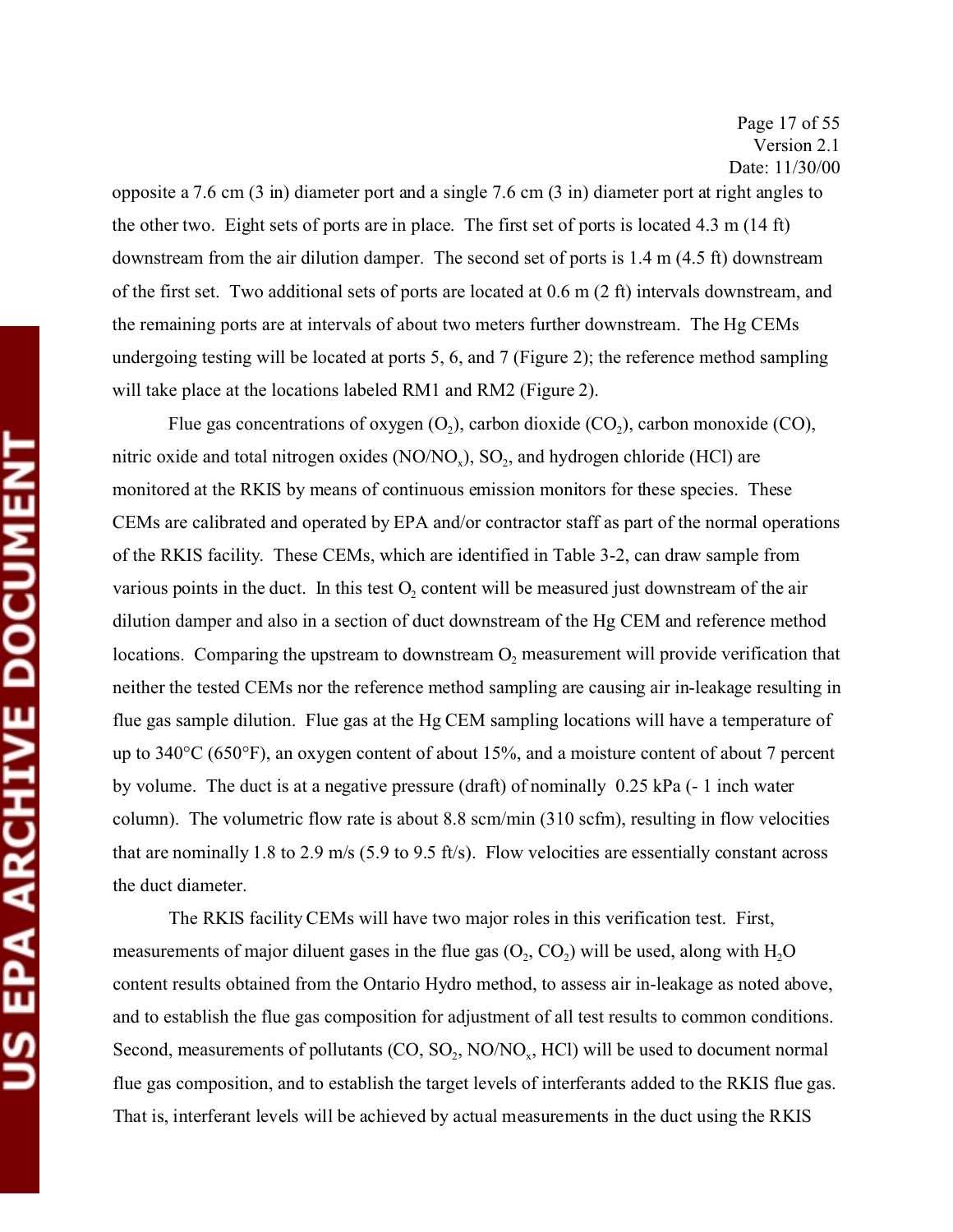opposite a 7.6 cm (3 in) diameter port and a single 7.6 cm (3 in) diameter port at right angles to the other two. Eight sets of ports are in place. The first set of ports is located 4.3 m (14 ft) downstream from the air dilution damper. The second set of ports is 1.4 m (4.5 ft) downstream of the first set. Two additional sets of ports are located at 0.6 m (2 ft) intervals downstream, and the remaining ports are at intervals of about two meters further downstream. The Hg CEMs undergoing testing will be located at ports 5, 6, and 7 (Figure 2); the reference method sampling will take place at the locations labeled RM1 and RM2 (Figure 2).

Flue gas concentrations of oxygen ($O_2$), carbon dioxide ($CO_2$), carbon monoxide (CO), nitric oxide and total nitrogen oxides ($NO/NO_x$), $SO_2$, and hydrogen chloride (HCl) are monitored at the RKIS by means of continuous emission monitors for these species. These CEMs are calibrated and operated by EPA and/or contractor staff as part of the normal operations of the RKIS facility. These CEMs, which are identified in Table 3-2, can draw sample from various points in the duct. In this test $O_2$ content will be measured just downstream of the air dilution damper and also in a section of duct downstream of the Hg CEM and reference method locations. Comparing the upstream to downstream $O_2$ measurement will provide verification that neither the tested CEMs nor the reference method sampling are causing air in-leakage resulting in flue gas sample dilution. Flue gas at the Hg CEM sampling locations will have a temperature of up to 340°C (650°F), an oxygen content of about 15%, and a moisture content of about 7 percent by volume. The duct is at a negative pressure (draft) of nominally 0.25 kPa (- 1 inch water column). The volumetric flow rate is about 8.8 scm/min (310 scfm), resulting in flow velocities that are nominally 1.8 to 2.9 m/s (5.9 to 9.5 ft/s). Flow velocities are essentially constant across the duct diameter.

The RKIS facility CEMs will have two major roles in this verification test. First, measurements of major diluent gases in the flue gas ($O_2$, $CO_2$) will be used, along with $H_2O$ content results obtained from the Ontario Hydro method, to assess air in-leakage as noted above, and to establish the flue gas composition for adjustment of all test results to common conditions. Second, measurements of pollutants (CO, $SO_2$, $NO/NO_x$, HCl) will be used to document normal flue gas composition, and to establish the target levels of interferants added to the RKIS flue gas. That is, interferant levels will be achieved by actual measurements in the duct using the RKIS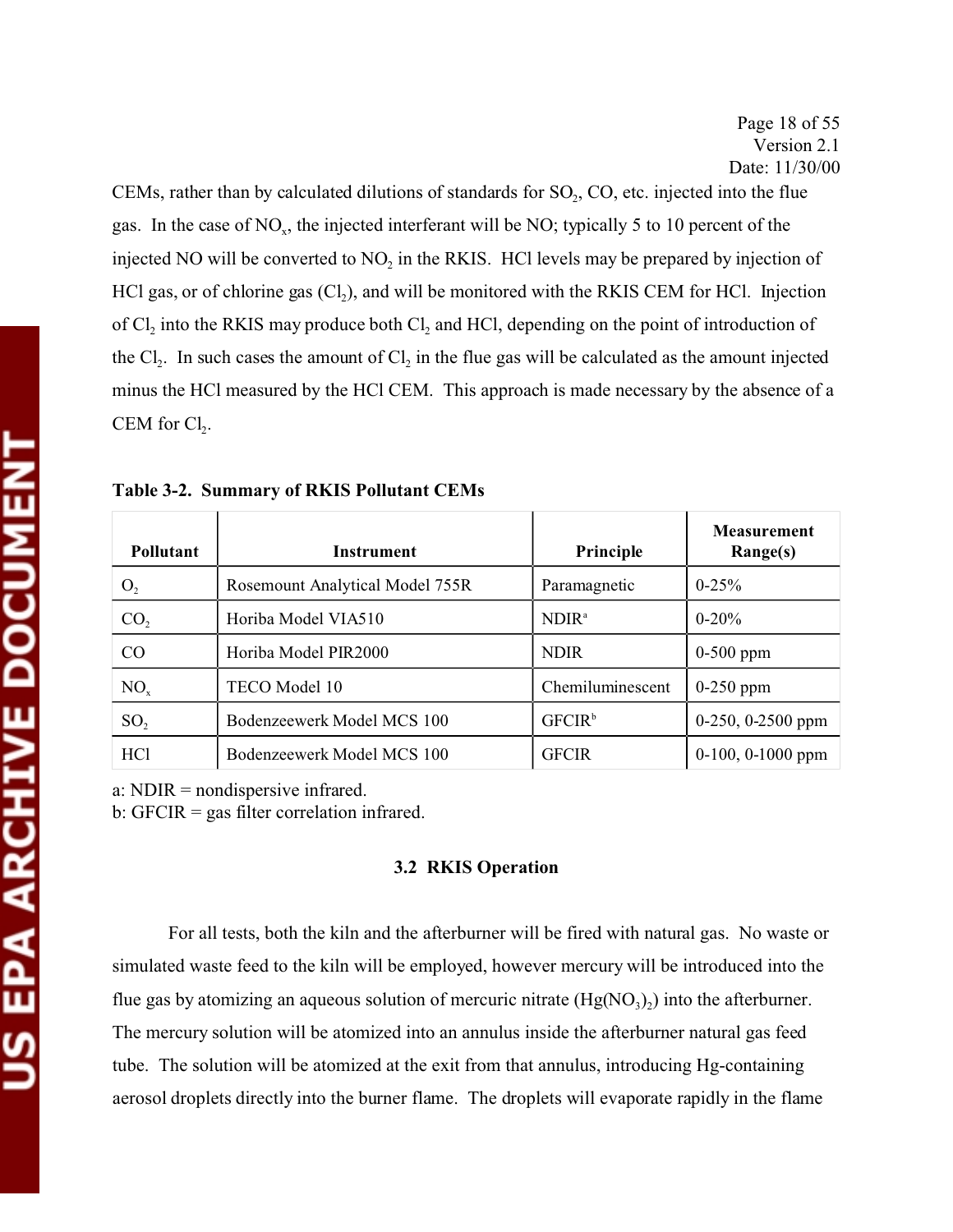CEMs, rather than by calculated dilutions of standards for $SO_2$, CO, etc. injected into the flue gas. In the case of $NO_x$, the injected interferant will be NO; typically 5 to 10 percent of the injected NO will be converted to $NO_2$ in the RKIS. HCl levels may be prepared by injection of HCl gas, or of chlorine gas ($Cl_2$), and will be monitored with the RKIS CEM for HCl. Injection of $Cl_2$ into the RKIS may produce both $Cl_2$ and HCl, depending on the point of introduction of the $Cl_2$. In such cases the amount of $Cl_2$ in the flue gas will be calculated as the amount injected minus the HCl measured by the HCl CEM. This approach is made necessary by the absence of a CEM for $Cl_2$.

**Table 3-2. Summary of RKIS Pollutant CEMs**

| Pollutant | Instrument | Principle | Measurement Range(s) |
|---|---|---|---|
| $O_2$ | Rosemount Analytical Model 755R | Paramagnetic | 0-25% |
| $CO_2$ | Horiba Model VIA510 | NDIR[a] | 0-20% |
| CO | Horiba Model PIR2000 | NDIR | 0-500 ppm |
| $NO_x$ | TECO Model 10 | Chemiluminescent | 0-250 ppm |
| $SO_2$ | Bodenzeewerk Model MCS 100 | GFCIR[b] | 0-250, 0-2500 ppm |
| HCl | Bodenzeewerk Model MCS 100 | GFCIR | 0-100, 0-1000 ppm |

a: NDIR = nondispersive infrared.
b: GFCIR = gas filter correlation infrared.

## 3.2 RKIS Operation

For all tests, both the kiln and the afterburner will be fired with natural gas. No waste or simulated waste feed to the kiln will be employed, however mercury will be introduced into the flue gas by atomizing an aqueous solution of mercuric nitrate ($Hg(NO_3)_2$) into the afterburner. The mercury solution will be atomized into an annulus inside the afterburner natural gas feed tube. The solution will be atomized at the exit from that annulus, introducing Hg-containing aerosol droplets directly into the burner flame. The droplets will evaporate rapidly in the flame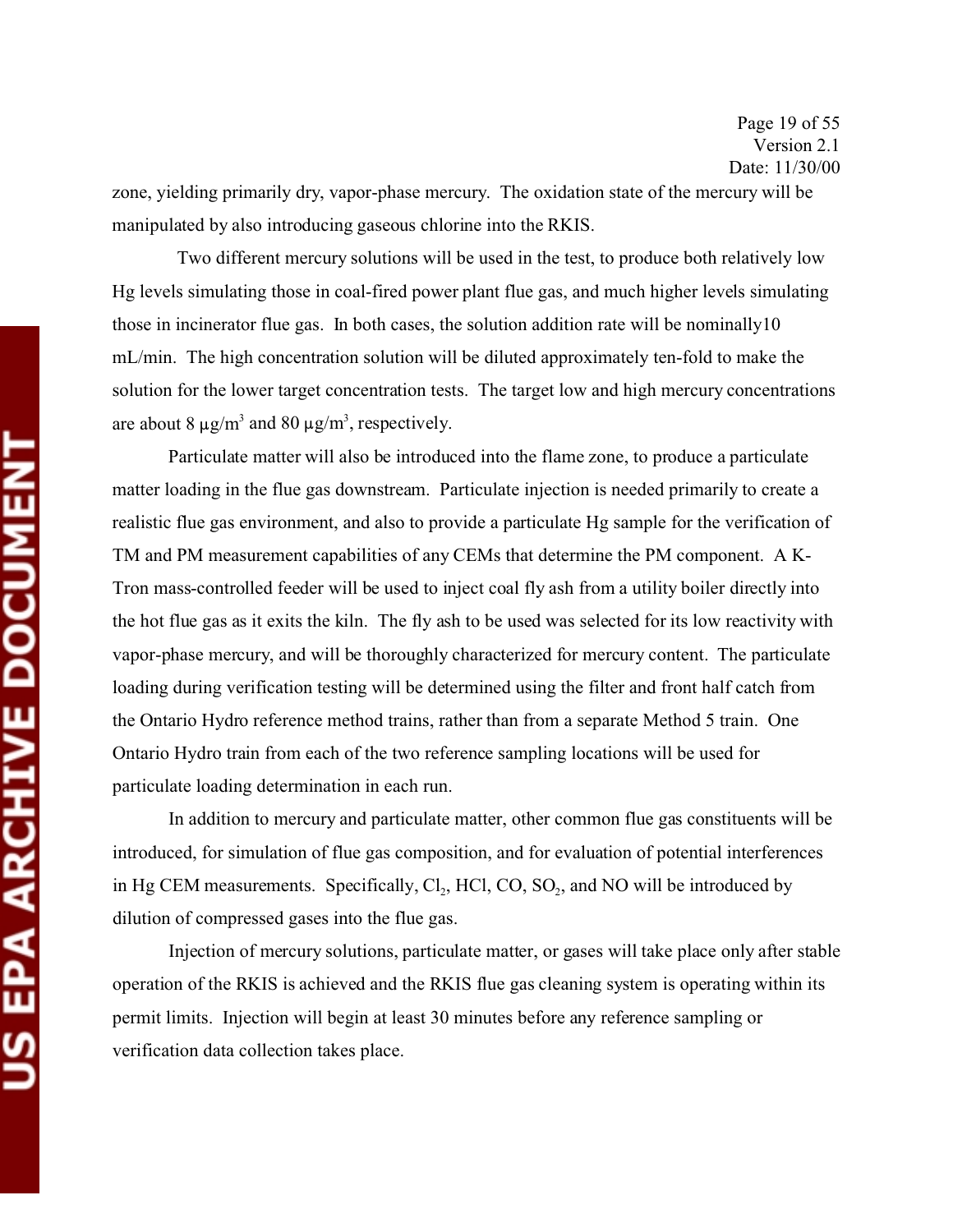zone, yielding primarily dry, vapor-phase mercury. The oxidation state of the mercury will be manipulated by also introducing gaseous chlorine into the RKIS.

Two different mercury solutions will be used in the test, to produce both relatively low Hg levels simulating those in coal-fired power plant flue gas, and much higher levels simulating those in incinerator flue gas. In both cases, the solution addition rate will be nominally10 mL/min. The high concentration solution will be diluted approximately ten-fold to make the solution for the lower target concentration tests. The target low and high mercury concentrations are about 8 $\mu g/m^3$ and 80 $\mu g/m^3$, respectively.

Particulate matter will also be introduced into the flame zone, to produce a particulate matter loading in the flue gas downstream. Particulate injection is needed primarily to create a realistic flue gas environment, and also to provide a particulate Hg sample for the verification of TM and PM measurement capabilities of any CEMs that determine the PM component. A K-Tron mass-controlled feeder will be used to inject coal fly ash from a utility boiler directly into the hot flue gas as it exits the kiln. The fly ash to be used was selected for its low reactivity with vapor-phase mercury, and will be thoroughly characterized for mercury content. The particulate loading during verification testing will be determined using the filter and front half catch from the Ontario Hydro reference method trains, rather than from a separate Method 5 train. One Ontario Hydro train from each of the two reference sampling locations will be used for particulate loading determination in each run.

In addition to mercury and particulate matter, other common flue gas constituents will be introduced, for simulation of flue gas composition, and for evaluation of potential interferences in Hg CEM measurements. Specifically, $Cl_2$, HCl, CO, $SO_2$, and NO will be introduced by dilution of compressed gases into the flue gas.

Injection of mercury solutions, particulate matter, or gases will take place only after stable operation of the RKIS is achieved and the RKIS flue gas cleaning system is operating within its permit limits. Injection will begin at least 30 minutes before any reference sampling or verification data collection takes place.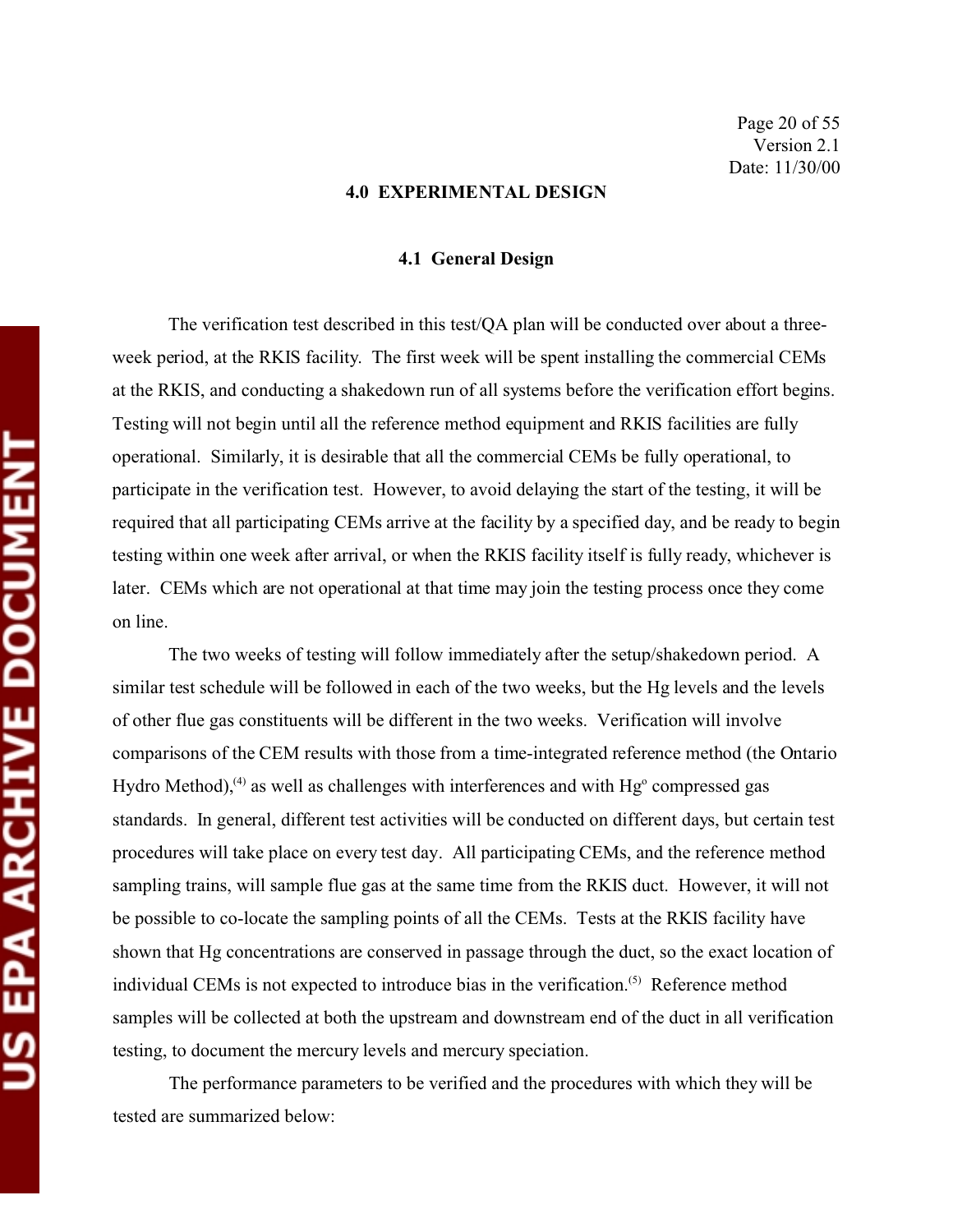# 4.0 EXPERIMENTAL DESIGN

## 4.1 General Design

The verification test described in this test/QA plan will be conducted over about a three-week period, at the RKIS facility. The first week will be spent installing the commercial CEMs at the RKIS, and conducting a shakedown run of all systems before the verification effort begins. Testing will not begin until all the reference method equipment and RKIS facilities are fully operational. Similarly, it is desirable that all the commercial CEMs be fully operational, to participate in the verification test. However, to avoid delaying the start of the testing, it will be required that all participating CEMs arrive at the facility by a specified day, and be ready to begin testing within one week after arrival, or when the RKIS facility itself is fully ready, whichever is later. CEMs which are not operational at that time may join the testing process once they come on line.

The two weeks of testing will follow immediately after the setup/shakedown period. A similar test schedule will be followed in each of the two weeks, but the Hg levels and the levels of other flue gas constituents will be different in the two weeks. Verification will involve comparisons of the CEM results with those from a time-integrated reference method (the Ontario Hydro Method),[4] as well as challenges with interferences and with $Hg^{o}$ compressed gas standards. In general, different test activities will be conducted on different days, but certain test procedures will take place on every test day. All participating CEMs, and the reference method sampling trains, will sample flue gas at the same time from the RKIS duct. However, it will not be possible to co-locate the sampling points of all the CEMs. Tests at the RKIS facility have shown that Hg concentrations are conserved in passage through the duct, so the exact location of individual CEMs is not expected to introduce bias in the verification.[5] Reference method samples will be collected at both the upstream and downstream end of the duct in all verification testing, to document the mercury levels and mercury speciation.

The performance parameters to be verified and the procedures with which they will be tested are summarized below: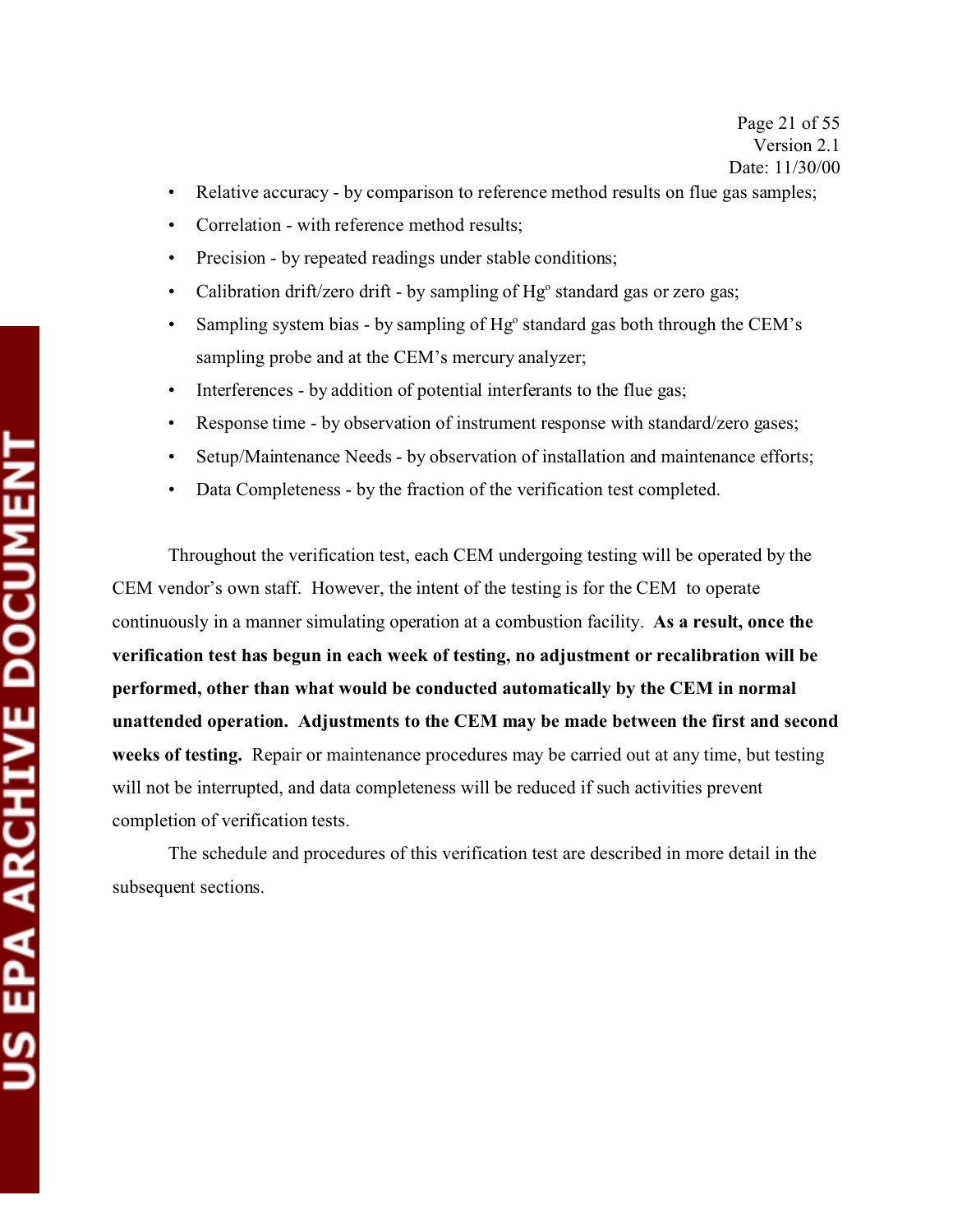- Relative accuracy - by comparison to reference method results on flue gas samples;
- Correlation - with reference method results;
- Precision - by repeated readings under stable conditions;
- Calibration drift/zero drift - by sampling of $Hg^o$ standard gas or zero gas;
- Sampling system bias - by sampling of $Hg^o$ standard gas both through the CEM's sampling probe and at the CEM's mercury analyzer;
- Interferences - by addition of potential interferants to the flue gas;
- Response time - by observation of instrument response with standard/zero gases;
- Setup/Maintenance Needs - by observation of installation and maintenance efforts;
- Data Completeness - by the fraction of the verification test completed.

Throughout the verification test, each CEM undergoing testing will be operated by the CEM vendor's own staff. However, the intent of the testing is for the CEM to operate continuously in a manner simulating operation at a combustion facility. **As a result, once the verification test has begun in each week of testing, no adjustment or recalibration will be performed, other than what would be conducted automatically by the CEM in normal unattended operation. Adjustments to the CEM may be made between the first and second weeks of testing.** Repair or maintenance procedures may be carried out at any time, but testing will not be interrupted, and data completeness will be reduced if such activities prevent completion of verification tests.

The schedule and procedures of this verification test are described in more detail in the subsequent sections.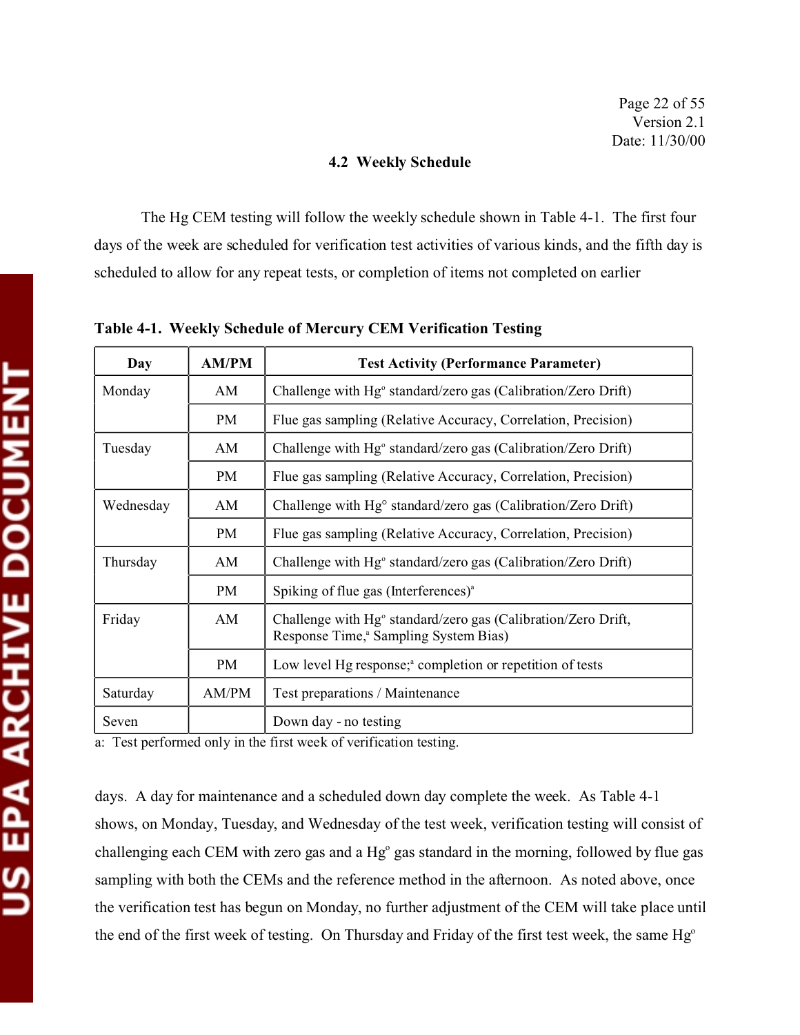## 4.2 Weekly Schedule

The Hg CEM testing will follow the weekly schedule shown in Table 4-1. The first four days of the week are scheduled for verification test activities of various kinds, and the fifth day is scheduled to allow for any repeat tests, or completion of items not completed on earlier days. A day for maintenance and a scheduled down day complete the week. As Table 4-1 shows, on Monday, Tuesday, and Wednesday of the test week, verification testing will consist of challenging each CEM with zero gas and a $Hg^{o}$ gas standard in the morning, followed by flue gas sampling with both the CEMs and the reference method in the afternoon. As noted above, once the verification test has begun on Monday, no further adjustment of the CEM will take place until the end of the first week of testing. On Thursday and Friday of the first test week, the same $Hg^{o}$

**Table 4-1. Weekly Schedule of Mercury CEM Verification Testing**

| Day | AM/PM | Test Activity (Performance Parameter) |
|---|---|---|
| Monday | AM | Challenge with $Hg^{o}$ standard/zero gas (Calibration/Zero Drift) |
| | PM | Flue gas sampling (Relative Accuracy, Correlation, Precision) |
| Tuesday | AM | Challenge with $Hg^{o}$ standard/zero gas (Calibration/Zero Drift) |
| | PM | Flue gas sampling (Relative Accuracy, Correlation, Precision) |
| Wednesday | AM | Challenge with $Hg^{o}$ standard/zero gas (Calibration/Zero Drift) |
| | PM | Flue gas sampling (Relative Accuracy, Correlation, Precision) |
| Thursday | AM | Challenge with $Hg^{o}$ standard/zero gas (Calibration/Zero Drift) |
| | PM | Spiking of flue gas (Interferences)[a] |
| Friday | AM | Challenge with $Hg^{o}$ standard/zero gas (Calibration/Zero Drift, Response Time,[a] Sampling System Bias) |
| | PM | Low level Hg response;[a] completion or repetition of tests |
| Saturday | AM/PM | Test preparations / Maintenance |
| Seven | | Down day - no testing |

a: Test performed only in the first week of verification testing.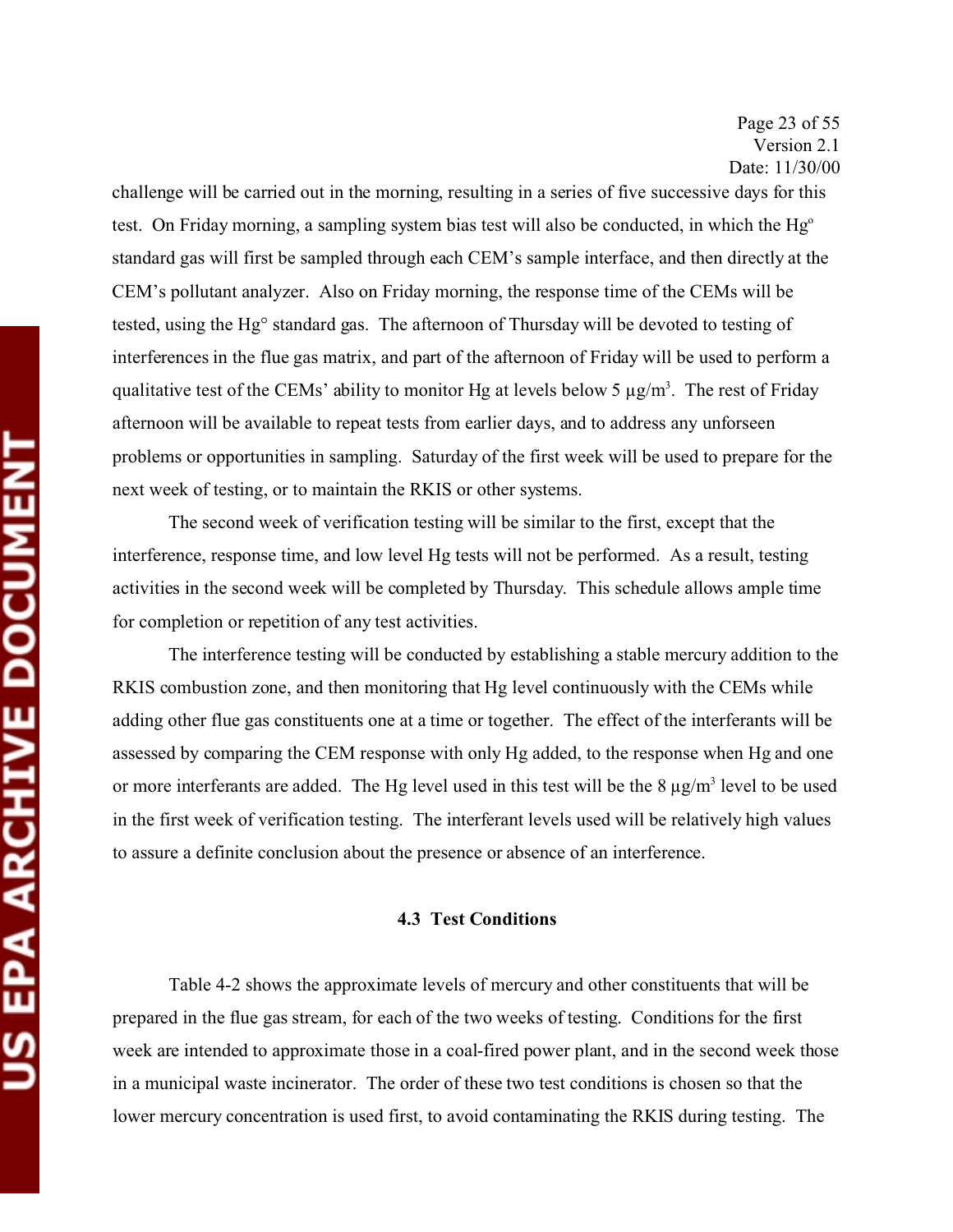challenge will be carried out in the morning, resulting in a series of five successive days for this test. On Friday morning, a sampling system bias test will also be conducted, in which the $Hg^{o}$ standard gas will first be sampled through each CEM's sample interface, and then directly at the CEM's pollutant analyzer. Also on Friday morning, the response time of the CEMs will be tested, using the $Hg^{\circ}$ standard gas. The afternoon of Thursday will be devoted to testing of interferences in the flue gas matrix, and part of the afternoon of Friday will be used to perform a qualitative test of the CEMs' ability to monitor Hg at levels below 5 $\mu g/m^3$. The rest of Friday afternoon will be available to repeat tests from earlier days, and to address any unforseen problems or opportunities in sampling. Saturday of the first week will be used to prepare for the next week of testing, or to maintain the RKIS or other systems.

The second week of verification testing will be similar to the first, except that the interference, response time, and low level Hg tests will not be performed. As a result, testing activities in the second week will be completed by Thursday. This schedule allows ample time for completion or repetition of any test activities.

The interference testing will be conducted by establishing a stable mercury addition to the RKIS combustion zone, and then monitoring that Hg level continuously with the CEMs while adding other flue gas constituents one at a time or together. The effect of the interferants will be assessed by comparing the CEM response with only Hg added, to the response when Hg and one or more interferants are added. The Hg level used in this test will be the 8 $\mu g/m^3$ level to be used in the first week of verification testing. The interferant levels used will be relatively high values to assure a definite conclusion about the presence or absence of an interference.

### 4.3 Test Conditions

Table 4-2 shows the approximate levels of mercury and other constituents that will be prepared in the flue gas stream, for each of the two weeks of testing. Conditions for the first week are intended to approximate those in a coal-fired power plant, and in the second week those in a municipal waste incinerator. The order of these two test conditions is chosen so that the lower mercury concentration is used first, to avoid contaminating the RKIS during testing. The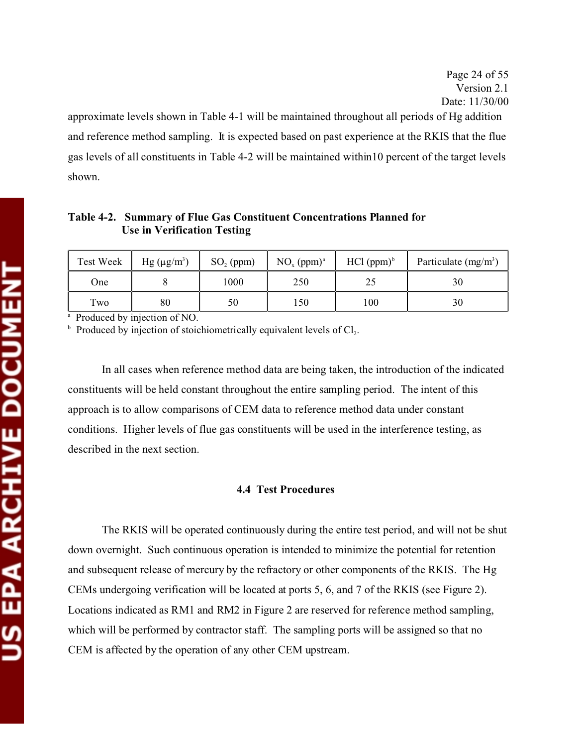approximate levels shown in Table 4-1 will be maintained throughout all periods of Hg addition and reference method sampling. It is expected based on past experience at the RKIS that the flue gas levels of all constituents in Table 4-2 will be maintained within10 percent of the target levels shown.

**Table 4-2. Summary of Flue Gas Constituent Concentrations Planned for Use in Verification Testing**

| Test Week | Hg (µg/m$^3$) | $SO_2$ (ppm) | $NO_x$ (ppm)[a] | HCl (ppm)[b] | Particulate (mg/m$^3$) |
|---|---|---|---|---|---|
| One | 8 | 1000 | 250 | 25 | 30 |
| Two | 80 | 50 | 150 | 100 | 30 |

[a] Produced by injection of NO.

[b] Produced by injection of stoichiometrically equivalent levels of $Cl_2$.

In all cases when reference method data are being taken, the introduction of the indicated constituents will be held constant throughout the entire sampling period. The intent of this approach is to allow comparisons of CEM data to reference method data under constant conditions. Higher levels of flue gas constituents will be used in the interference testing, as described in the next section.

### 4.4 Test Procedures

The RKIS will be operated continuously during the entire test period, and will not be shut down overnight. Such continuous operation is intended to minimize the potential for retention and subsequent release of mercury by the refractory or other components of the RKIS. The Hg CEMs undergoing verification will be located at ports 5, 6, and 7 of the RKIS (see Figure 2). Locations indicated as RM1 and RM2 in Figure 2 are reserved for reference method sampling, which will be performed by contractor staff. The sampling ports will be assigned so that no CEM is affected by the operation of any other CEM upstream.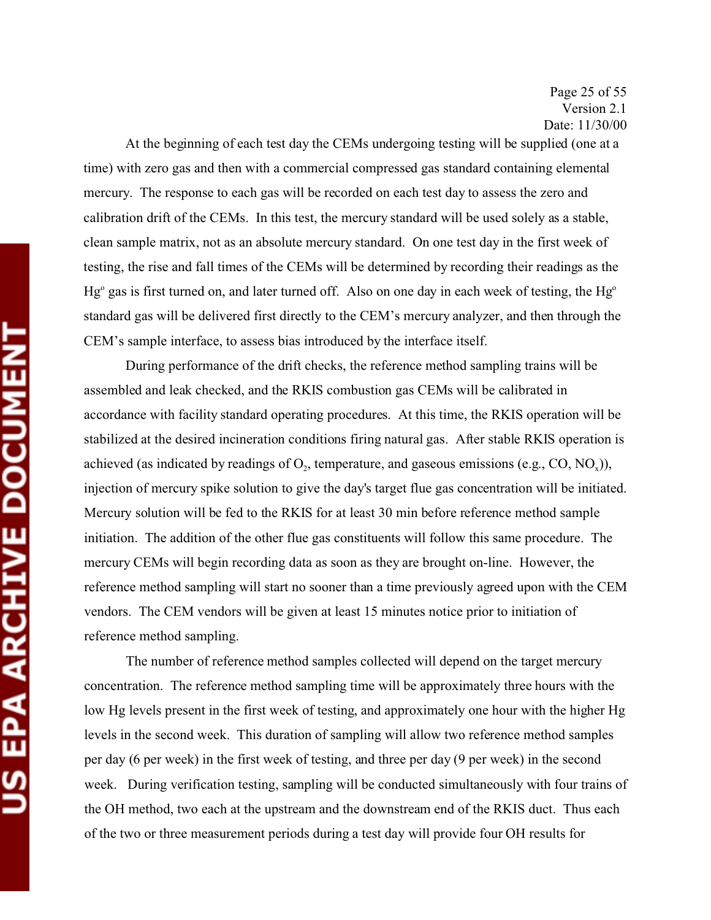At the beginning of each test day the CEMs undergoing testing will be supplied (one at a time) with zero gas and then with a commercial compressed gas standard containing elemental mercury. The response to each gas will be recorded on each test day to assess the zero and calibration drift of the CEMs. In this test, the mercury standard will be used solely as a stable, clean sample matrix, not as an absolute mercury standard. On one test day in the first week of testing, the rise and fall times of the CEMs will be determined by recording their readings as the $Hg^o$ gas is first turned on, and later turned off. Also on one day in each week of testing, the $Hg^o$ standard gas will be delivered first directly to the CEM's mercury analyzer, and then through the CEM's sample interface, to assess bias introduced by the interface itself.

During performance of the drift checks, the reference method sampling trains will be assembled and leak checked, and the RKIS combustion gas CEMs will be calibrated in accordance with facility standard operating procedures. At this time, the RKIS operation will be stabilized at the desired incineration conditions firing natural gas. After stable RKIS operation is achieved (as indicated by readings of $O_2$, temperature, and gaseous emissions (e.g., CO, $NO_x$)), injection of mercury spike solution to give the day's target flue gas concentration will be initiated. Mercury solution will be fed to the RKIS for at least 30 min before reference method sample initiation. The addition of the other flue gas constituents will follow this same procedure. The mercury CEMs will begin recording data as soon as they are brought on-line. However, the reference method sampling will start no sooner than a time previously agreed upon with the CEM vendors. The CEM vendors will be given at least 15 minutes notice prior to initiation of reference method sampling.

The number of reference method samples collected will depend on the target mercury concentration. The reference method sampling time will be approximately three hours with the low Hg levels present in the first week of testing, and approximately one hour with the higher Hg levels in the second week. This duration of sampling will allow two reference method samples per day (6 per week) in the first week of testing, and three per day (9 per week) in the second week. During verification testing, sampling will be conducted simultaneously with four trains of the OH method, two each at the upstream and the downstream end of the RKIS duct. Thus each of the two or three measurement periods during a test day will provide four OH results for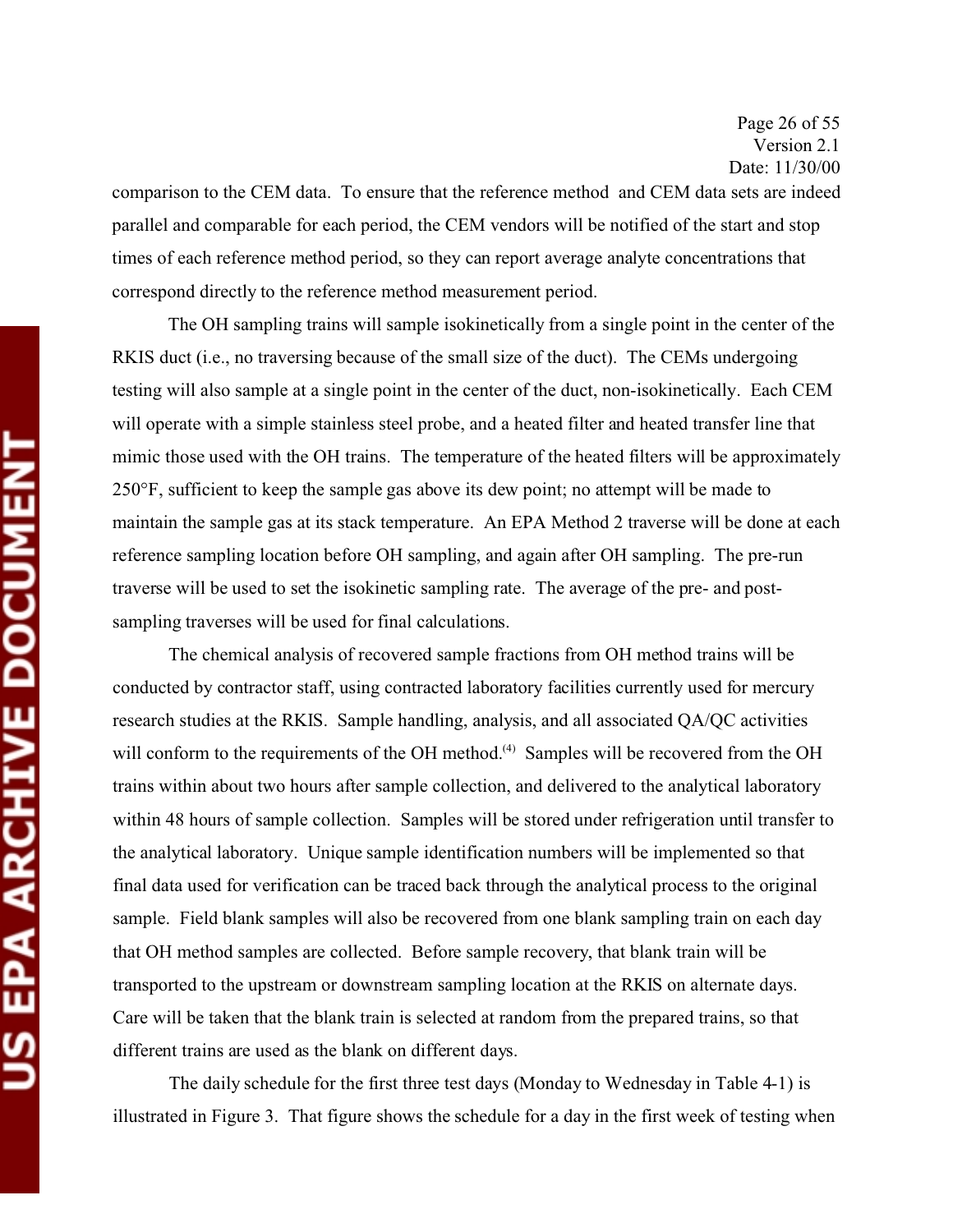comparison to the CEM data. To ensure that the reference method and CEM data sets are indeed parallel and comparable for each period, the CEM vendors will be notified of the start and stop times of each reference method period, so they can report average analyte concentrations that correspond directly to the reference method measurement period.

The OH sampling trains will sample isokinetically from a single point in the center of the RKIS duct (i.e., no traversing because of the small size of the duct). The CEMs undergoing testing will also sample at a single point in the center of the duct, non-isokinetically. Each CEM will operate with a simple stainless steel probe, and a heated filter and heated transfer line that mimic those used with the OH trains. The temperature of the heated filters will be approximately 250°F, sufficient to keep the sample gas above its dew point; no attempt will be made to maintain the sample gas at its stack temperature. An EPA Method 2 traverse will be done at each reference sampling location before OH sampling, and again after OH sampling. The pre-run traverse will be used to set the isokinetic sampling rate. The average of the pre- and post-sampling traverses will be used for final calculations.

The chemical analysis of recovered sample fractions from OH method trains will be conducted by contractor staff, using contracted laboratory facilities currently used for mercury research studies at the RKIS. Sample handling, analysis, and all associated QA/QC activities will conform to the requirements of the OH method.[4] Samples will be recovered from the OH trains within about two hours after sample collection, and delivered to the analytical laboratory within 48 hours of sample collection. Samples will be stored under refrigeration until transfer to the analytical laboratory. Unique sample identification numbers will be implemented so that final data used for verification can be traced back through the analytical process to the original sample. Field blank samples will also be recovered from one blank sampling train on each day that OH method samples are collected. Before sample recovery, that blank train will be transported to the upstream or downstream sampling location at the RKIS on alternate days. Care will be taken that the blank train is selected at random from the prepared trains, so that different trains are used as the blank on different days.

The daily schedule for the first three test days (Monday to Wednesday in Table 4-1) is illustrated in Figure 3. That figure shows the schedule for a day in the first week of testing when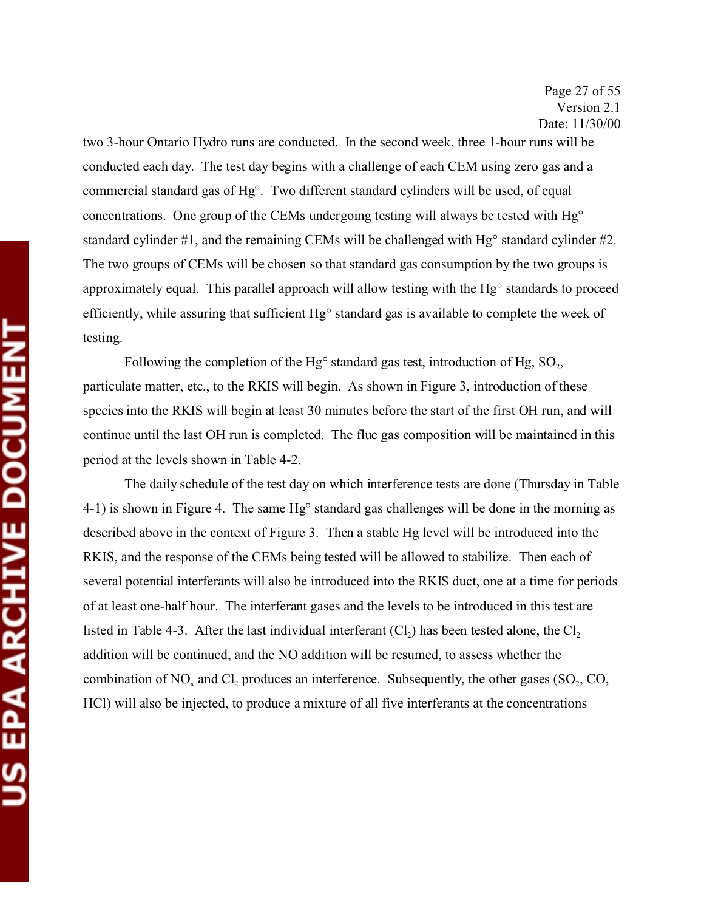two 3-hour Ontario Hydro runs are conducted. In the second week, three 1-hour runs will be conducted each day. The test day begins with a challenge of each CEM using zero gas and a commercial standard gas of Hg°. Two different standard cylinders will be used, of equal concentrations. One group of the CEMs undergoing testing will always be tested with Hg° standard cylinder #1, and the remaining CEMs will be challenged with Hg° standard cylinder #2. The two groups of CEMs will be chosen so that standard gas consumption by the two groups is approximately equal. This parallel approach will allow testing with the Hg° standards to proceed efficiently, while assuring that sufficient Hg° standard gas is available to complete the week of testing.

Following the completion of the Hg° standard gas test, introduction of Hg, $SO_2$, particulate matter, etc., to the RKIS will begin. As shown in Figure 3, introduction of these species into the RKIS will begin at least 30 minutes before the start of the first OH run, and will continue until the last OH run is completed. The flue gas composition will be maintained in this period at the levels shown in Table 4-2.

The daily schedule of the test day on which interference tests are done (Thursday in Table 4-1) is shown in Figure 4. The same Hg° standard gas challenges will be done in the morning as described above in the context of Figure 3. Then a stable Hg level will be introduced into the RKIS, and the response of the CEMs being tested will be allowed to stabilize. Then each of several potential interferants will also be introduced into the RKIS duct, one at a time for periods of at least one-half hour. The interferant gases and the levels to be introduced in this test are listed in Table 4-3. After the last individual interferant ($Cl_2$) has been tested alone, the $Cl_2$ addition will be continued, and the NO addition will be resumed, to assess whether the combination of $NO_x$ and $Cl_2$ produces an interference. Subsequently, the other gases ($SO_2$, CO, HCl) will also be injected, to produce a mixture of all five interferants at the concentrations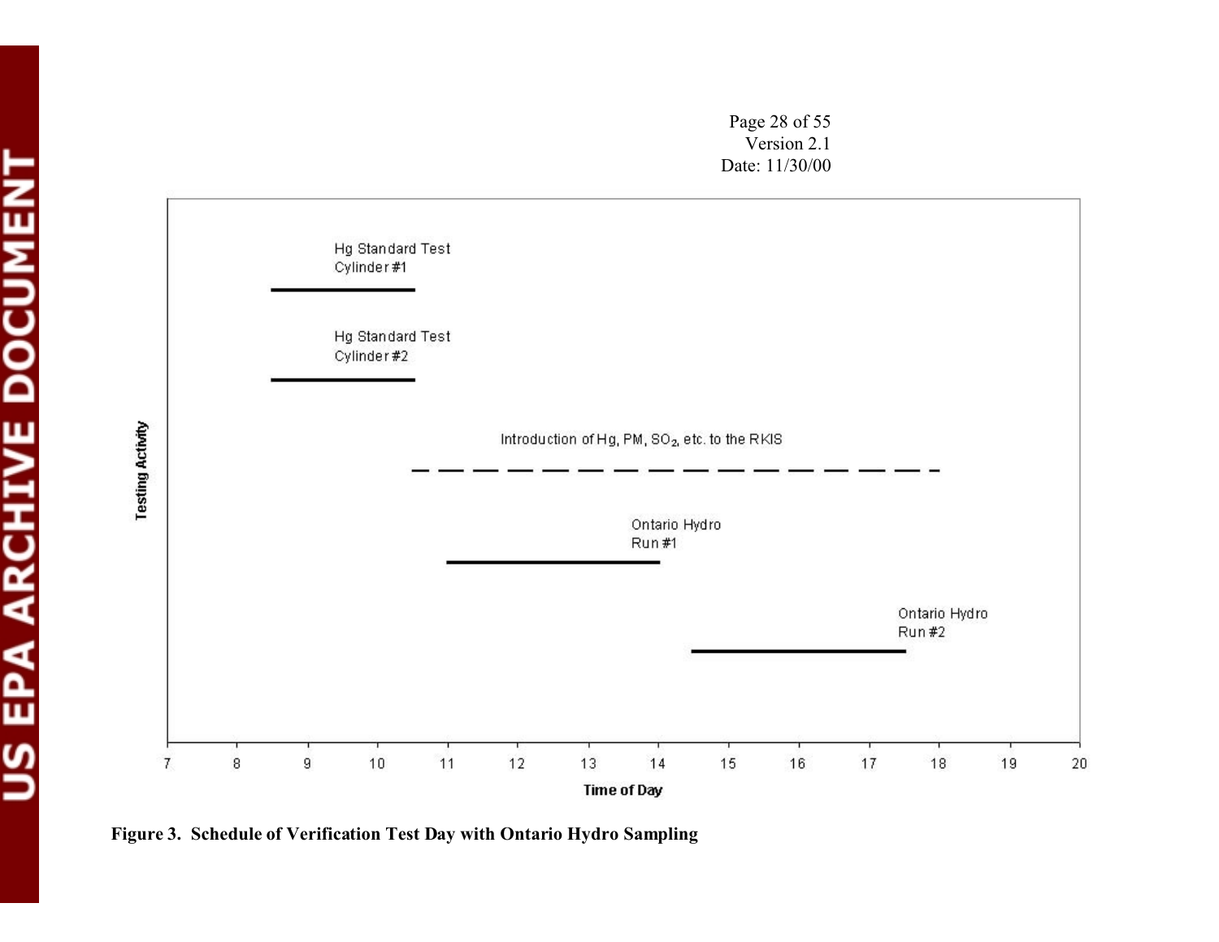Hg Standard Test Cylinder #1

Hg Standard Test Cylinder #2

Introduction of Hg, PM, $SO_2$, etc. to the RKIS

Ontario Hydro Run #1

Ontario Hydro Run #2

Testing Activity

7 8 9 10 11 12 13 14 15 16 17 18 19 20

Time of Day

**Figure 3. Schedule of Verification Test Day with Ontario Hydro Sampling**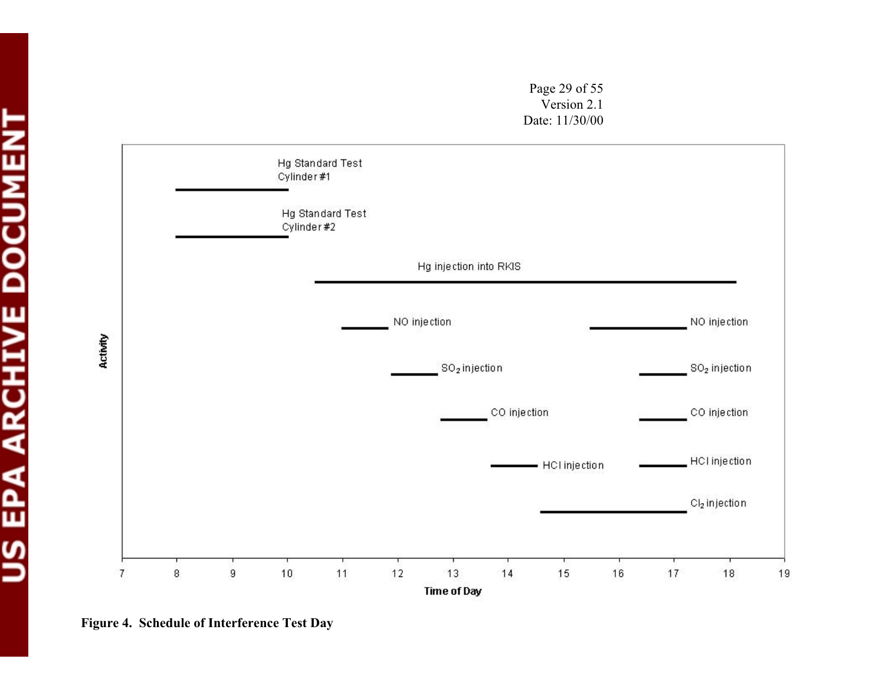Hg Standard Test Cylinder #1

Hg Standard Test Cylinder #2

Hg injection into RKIS

NO injection

NO injection

$SO_2$ injection

$SO_2$ injection

CO injection

CO injection

HCl injection

HCl injection

$Cl_2$ injection

Activity

7 8 9 10 11 12 13 14 15 16 17 18 19

Time of Day

**Figure 4. Schedule of Interference Test Day**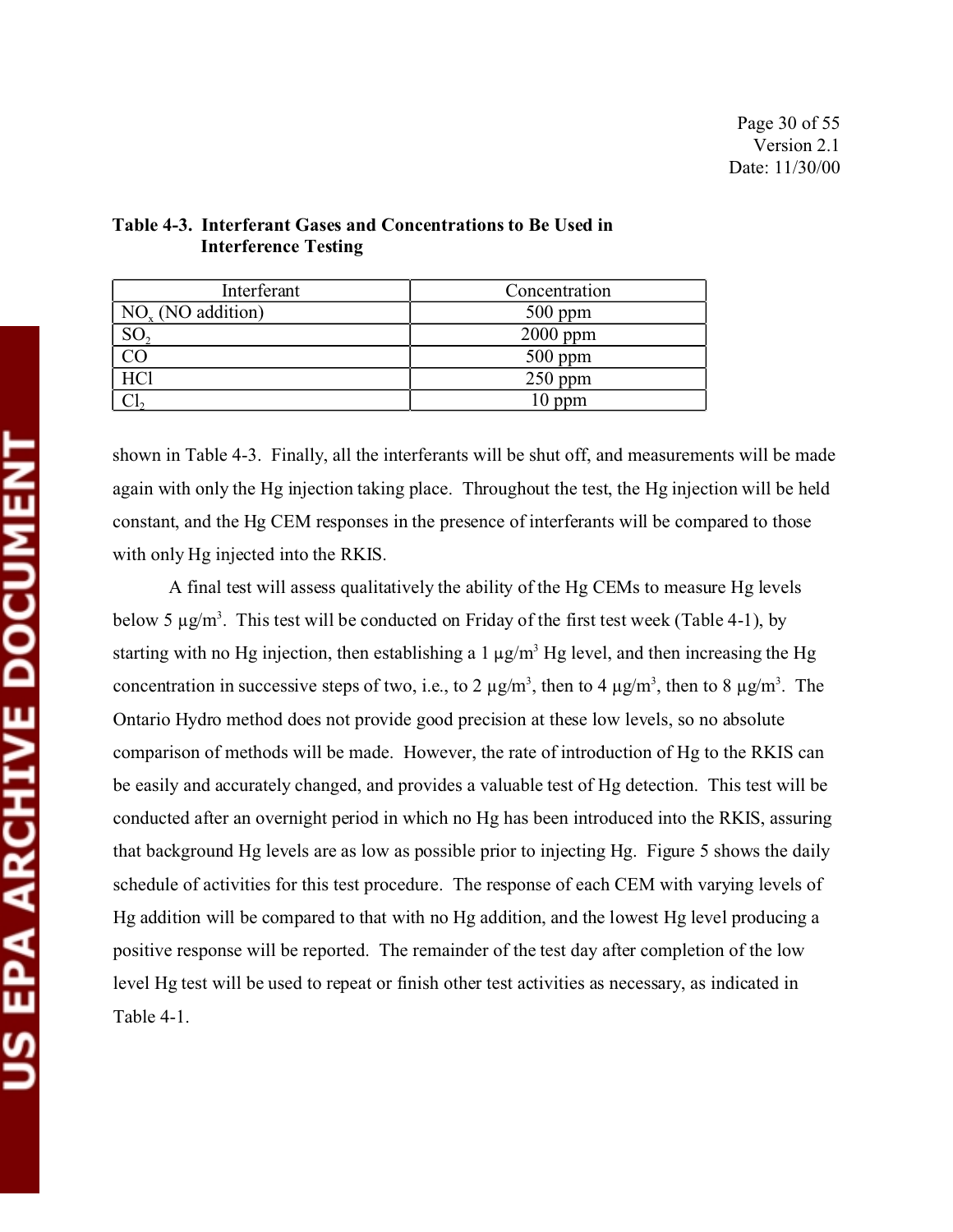**Table 4-3. Interferant Gases and Concentrations to Be Used in Interference Testing**

| Interferant | Concentration |
|---|---|
| $NO_x$ (NO addition) | 500 ppm |
| $SO_2$ | 2000 ppm |
| CO | 500 ppm |
| HCl | 250 ppm |
| $Cl_2$ | 10 ppm |

shown in Table 4-3. Finally, all the interferants will be shut off, and measurements will be made again with only the Hg injection taking place. Throughout the test, the Hg injection will be held constant, and the Hg CEM responses in the presence of interferants will be compared to those with only Hg injected into the RKIS.

A final test will assess qualitatively the ability of the Hg CEMs to measure Hg levels below 5 μg/m$^3$. This test will be conducted on Friday of the first test week (Table 4-1), by starting with no Hg injection, then establishing a 1 μg/m$^3$ Hg level, and then increasing the Hg concentration in successive steps of two, i.e., to 2 μg/m$^3$, then to 4 μg/m$^3$, then to 8 μg/m$^3$. The Ontario Hydro method does not provide good precision at these low levels, so no absolute comparison of methods will be made. However, the rate of introduction of Hg to the RKIS can be easily and accurately changed, and provides a valuable test of Hg detection. This test will be conducted after an overnight period in which no Hg has been introduced into the RKIS, assuring that background Hg levels are as low as possible prior to injecting Hg. Figure 5 shows the daily schedule of activities for this test procedure. The response of each CEM with varying levels of Hg addition will be compared to that with no Hg addition, and the lowest Hg level producing a positive response will be reported. The remainder of the test day after completion of the low level Hg test will be used to repeat or finish other test activities as necessary, as indicated in Table 4-1.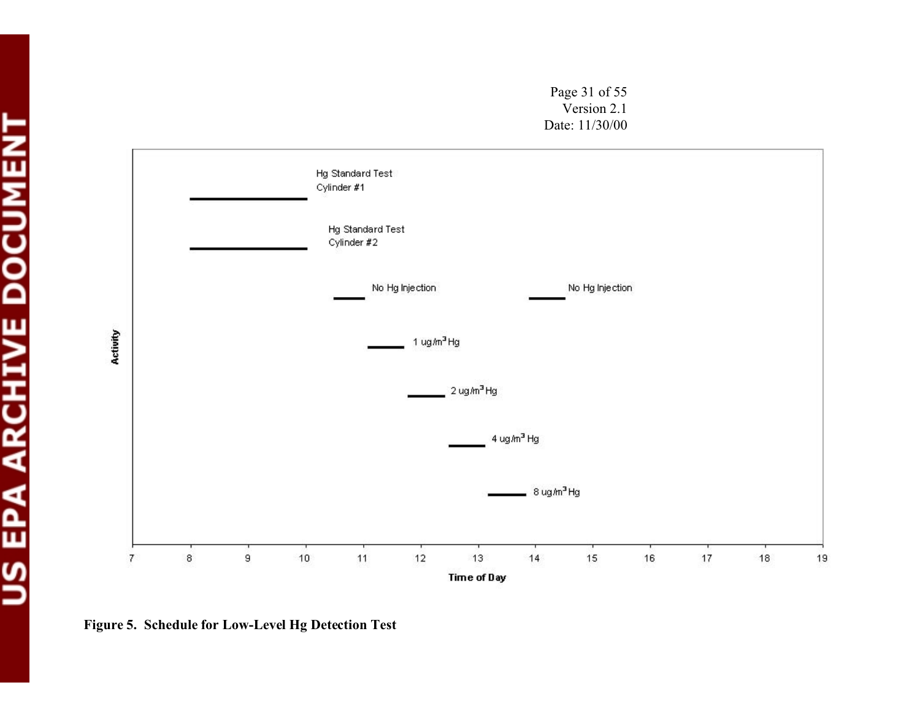Hg Standard Test
Cylinder #1

Hg Standard Test
Cylinder #2

No Hg Injection

No Hg Injection

1 ug/m³ Hg

2 ug/m³ Hg

4 ug/m³ Hg

8 ug/m³ Hg

Activity

7 8 9 10 11 12 13 14 15 16 17 18 19

Time of Day

**Figure 5. Schedule for Low-Level Hg Detection Test**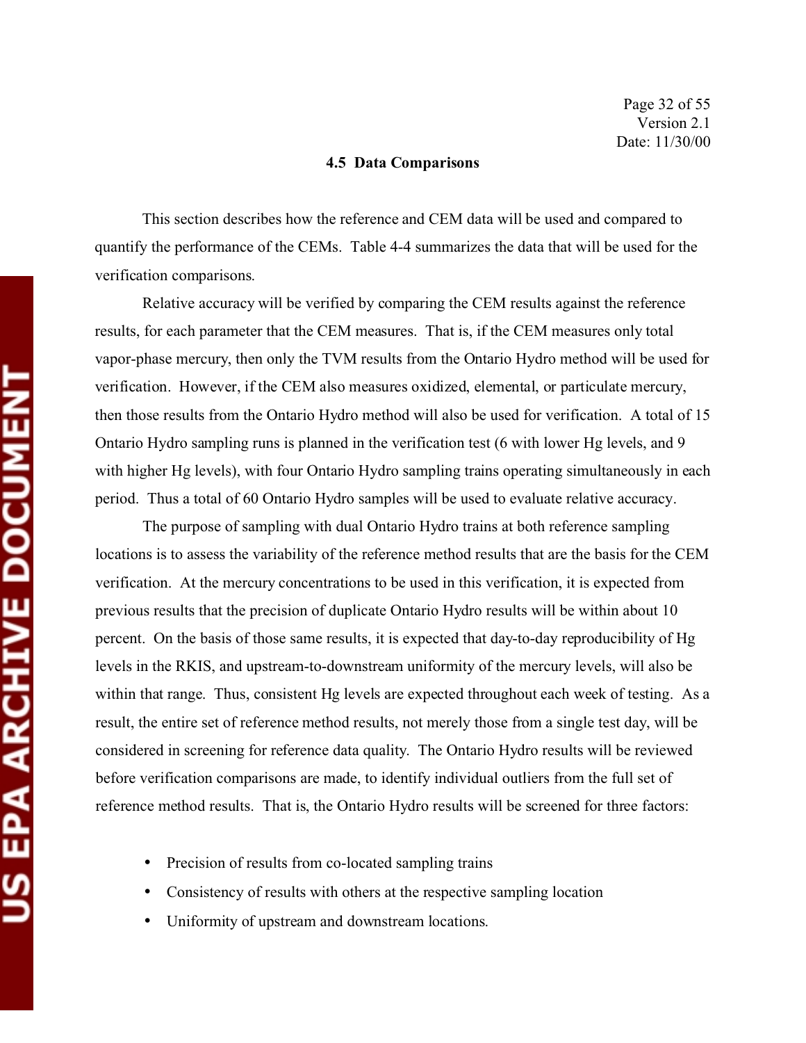### 4.5 Data Comparisons

This section describes how the reference and CEM data will be used and compared to quantify the performance of the CEMs. Table 4-4 summarizes the data that will be used for the verification comparisons.

Relative accuracy will be verified by comparing the CEM results against the reference results, for each parameter that the CEM measures. That is, if the CEM measures only total vapor-phase mercury, then only the TVM results from the Ontario Hydro method will be used for verification. However, if the CEM also measures oxidized, elemental, or particulate mercury, then those results from the Ontario Hydro method will also be used for verification. A total of 15 Ontario Hydro sampling runs is planned in the verification test (6 with lower Hg levels, and 9 with higher Hg levels), with four Ontario Hydro sampling trains operating simultaneously in each period. Thus a total of 60 Ontario Hydro samples will be used to evaluate relative accuracy.

The purpose of sampling with dual Ontario Hydro trains at both reference sampling locations is to assess the variability of the reference method results that are the basis for the CEM verification. At the mercury concentrations to be used in this verification, it is expected from previous results that the precision of duplicate Ontario Hydro results will be within about 10 percent. On the basis of those same results, it is expected that day-to-day reproducibility of Hg levels in the RKIS, and upstream-to-downstream uniformity of the mercury levels, will also be within that range. Thus, consistent Hg levels are expected throughout each week of testing. As a result, the entire set of reference method results, not merely those from a single test day, will be considered in screening for reference data quality. The Ontario Hydro results will be reviewed before verification comparisons are made, to identify individual outliers from the full set of reference method results. That is, the Ontario Hydro results will be screened for three factors:

- Precision of results from co-located sampling trains
- Consistency of results with others at the respective sampling location
- Uniformity of upstream and downstream locations.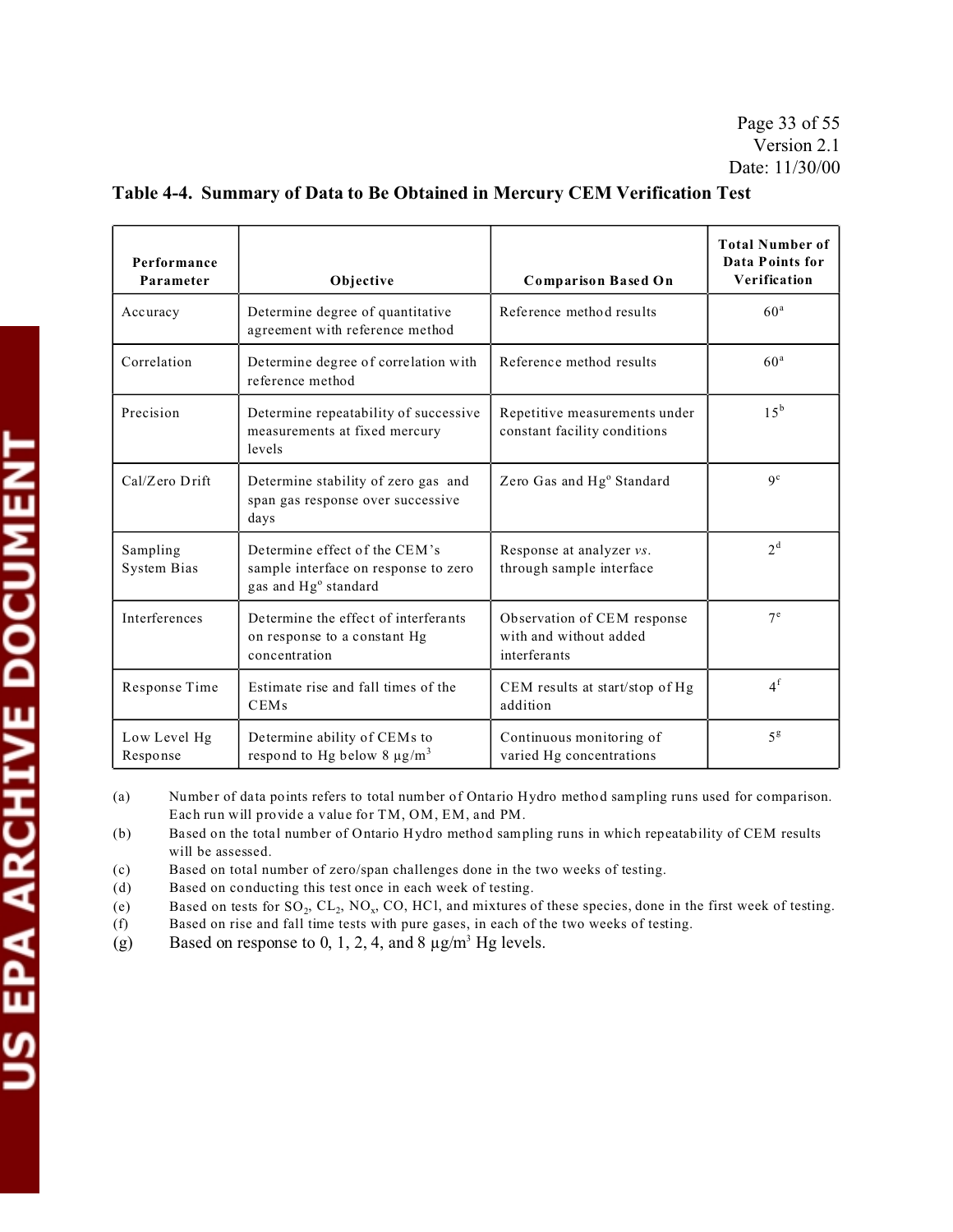**Table 4-4. Summary of Data to Be Obtained in Mercury CEM Verification Test**

| Performance Parameter | Objective | Comparison Based On | Total Number of Data Points for Verification |
|---|---|---|---|
| Accuracy | Determine degree of quantitative agreement with reference method | Reference method results | 60[a] |
| Correlation | Determine degree of correlation with reference method | Reference method results | 60[a] |
| Precision | Determine repeatability of successive measurements at fixed mercury levels | Repetitive measurements under constant facility conditions | 15[b] |
| Cal/Zero Drift | Determine stability of zero gas and span gas response over successive days | Zero Gas and $Hg^o$ Standard | 9[c] |
| Sampling System Bias | Determine effect of the CEM's sample interface on response to zero gas and $Hg^o$ standard | Response at analyzer *vs.* through sample interface | 2[d] |
| Interferences | Determine the effect of interferants on response to a constant Hg concentration | Observation of CEM response with and without added interferants | 7[e] |
| Response Time | Estimate rise and fall times of the CEMs | CEM results at start/stop of Hg addition | 4[f] |
| Low Level Hg Response | Determine ability of CEMs to respond to Hg below 8 µg/m³ | Continuous monitoring of varied Hg concentrations | 5[g] |

(a) Number of data points refers to total number of Ontario Hydro method sampling runs used for comparison. Each run will provide a value for TM, OM, EM, and PM.

(b) Based on the total number of Ontario Hydro method sampling runs in which repeatability of CEM results will be assessed.

(c) Based on total number of zero/span challenges done in the two weeks of testing.

(d) Based on conducting this test once in each week of testing.

(e) Based on tests for $SO_2$, $CL_2$, $NO_x$, CO, HCl, and mixtures of these species, done in the first week of testing.

(f) Based on rise and fall time tests with pure gases, in each of the two weeks of testing.

(g) Based on response to 0, 1, 2, 4, and 8 µg/m³ Hg levels.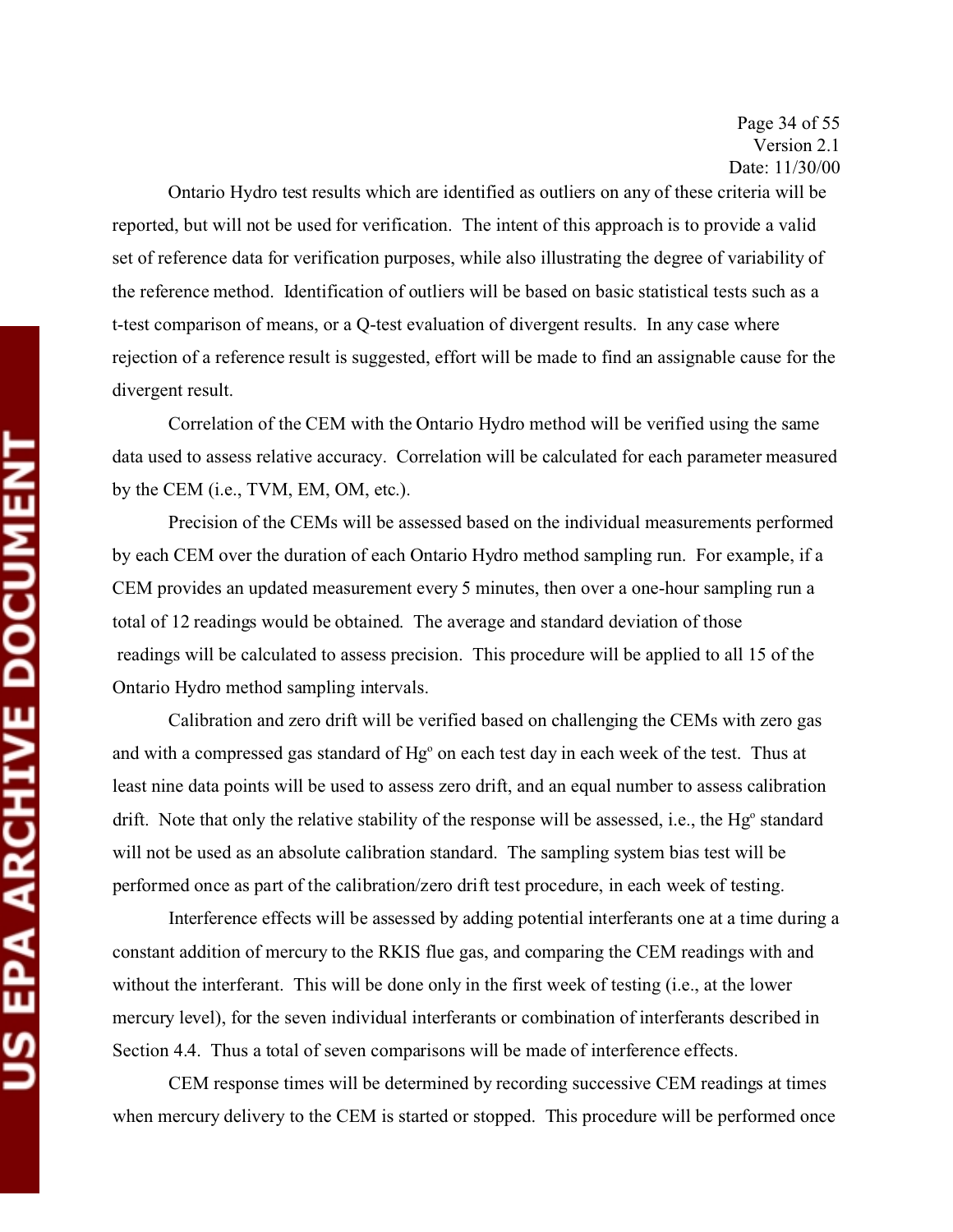Ontario Hydro test results which are identified as outliers on any of these criteria will be reported, but will not be used for verification. The intent of this approach is to provide a valid set of reference data for verification purposes, while also illustrating the degree of variability of the reference method. Identification of outliers will be based on basic statistical tests such as a t-test comparison of means, or a Q-test evaluation of divergent results. In any case where rejection of a reference result is suggested, effort will be made to find an assignable cause for the divergent result.

Correlation of the CEM with the Ontario Hydro method will be verified using the same data used to assess relative accuracy. Correlation will be calculated for each parameter measured by the CEM (i.e., TVM, EM, OM, etc.).

Precision of the CEMs will be assessed based on the individual measurements performed by each CEM over the duration of each Ontario Hydro method sampling run. For example, if a CEM provides an updated measurement every 5 minutes, then over a one-hour sampling run a total of 12 readings would be obtained. The average and standard deviation of those readings will be calculated to assess precision. This procedure will be applied to all 15 of the Ontario Hydro method sampling intervals.

Calibration and zero drift will be verified based on challenging the CEMs with zero gas and with a compressed gas standard of $Hg^o$ on each test day in each week of the test. Thus at least nine data points will be used to assess zero drift, and an equal number to assess calibration drift. Note that only the relative stability of the response will be assessed, i.e., the $Hg^o$ standard will not be used as an absolute calibration standard. The sampling system bias test will be performed once as part of the calibration/zero drift test procedure, in each week of testing.

Interference effects will be assessed by adding potential interferants one at a time during a constant addition of mercury to the RKIS flue gas, and comparing the CEM readings with and without the interferant. This will be done only in the first week of testing (i.e., at the lower mercury level), for the seven individual interferants or combination of interferants described in Section 4.4. Thus a total of seven comparisons will be made of interference effects.

CEM response times will be determined by recording successive CEM readings at times when mercury delivery to the CEM is started or stopped. This procedure will be performed once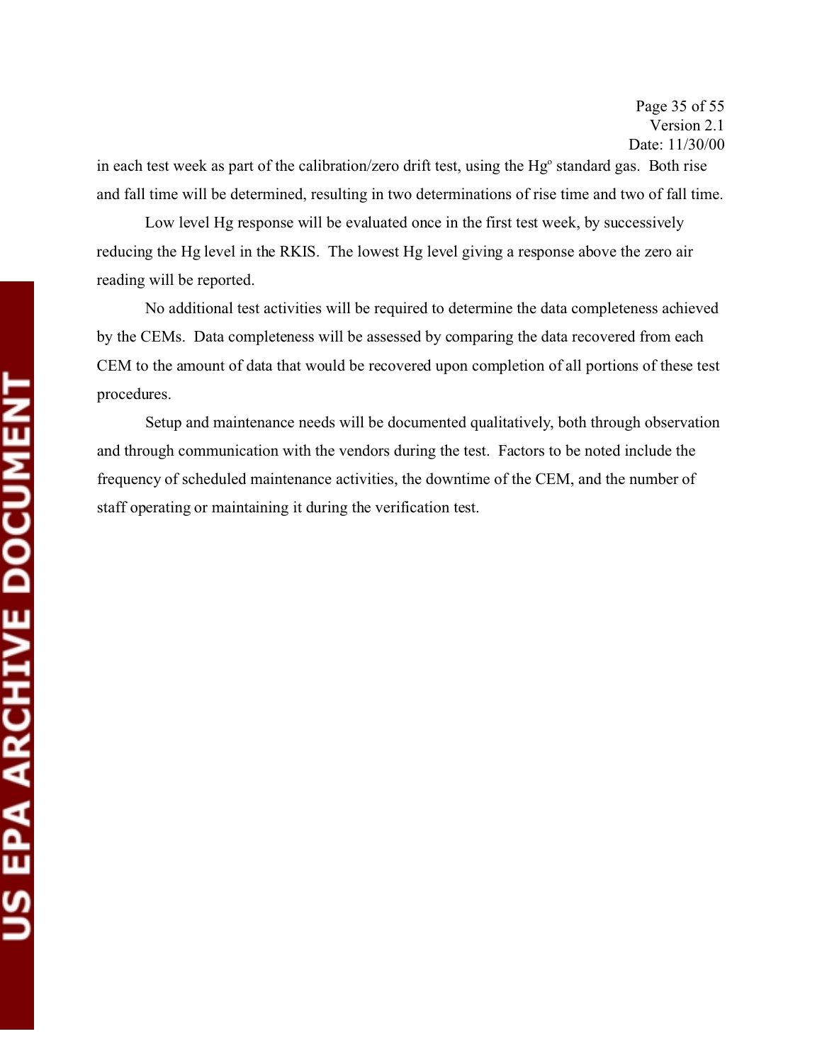in each test week as part of the calibration/zero drift test, using the $Hg^o$ standard gas. Both rise and fall time will be determined, resulting in two determinations of rise time and two of fall time.

Low level Hg response will be evaluated once in the first test week, by successively reducing the Hg level in the RKIS. The lowest Hg level giving a response above the zero air reading will be reported.

No additional test activities will be required to determine the data completeness achieved by the CEMs. Data completeness will be assessed by comparing the data recovered from each CEM to the amount of data that would be recovered upon completion of all portions of these test procedures.

Setup and maintenance needs will be documented qualitatively, both through observation and through communication with the vendors during the test. Factors to be noted include the frequency of scheduled maintenance activities, the downtime of the CEM, and the number of staff operating or maintaining it during the verification test.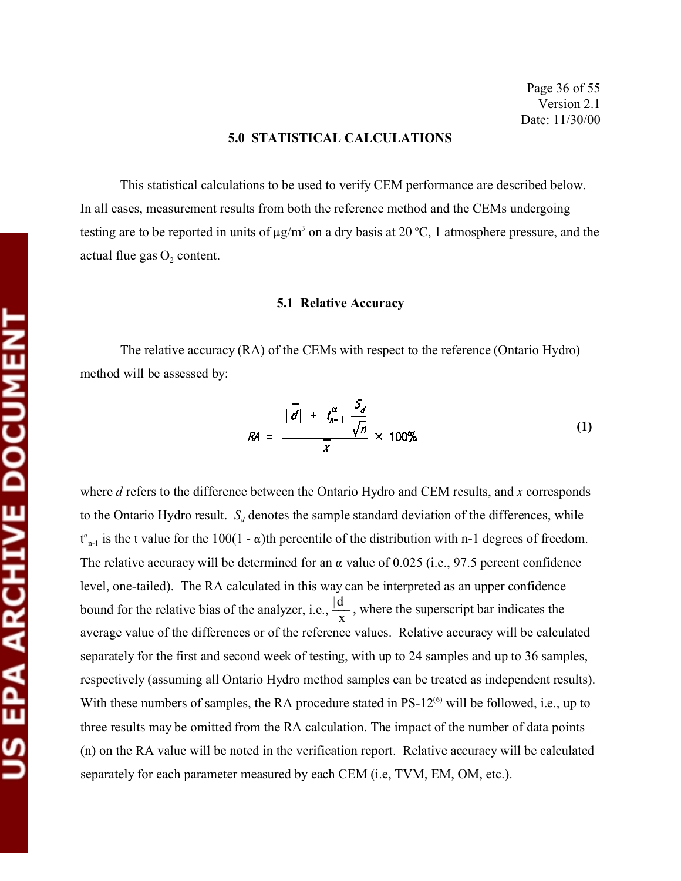## 5.0 STATISTICAL CALCULATIONS

This statistical calculations to be used to verify CEM performance are described below. In all cases, measurement results from both the reference method and the CEMs undergoing testing are to be reported in units of µg/m$^3$ on a dry basis at 20 °C, 1 atmosphere pressure, and the actual flue gas $O_2$ content.

### 5.1 Relative Accuracy

The relative accuracy (RA) of the CEMs with respect to the reference (Ontario Hydro) method will be assessed by:

$$RA = \frac{|\bar{d}| + t_{n-1}^{\alpha} \frac{S_d}{\sqrt{n}}}{\bar{x}} \times 100\% \tag{1}$$

where *d* refers to the difference between the Ontario Hydro and CEM results, and *x* corresponds to the Ontario Hydro result. $S_d$ denotes the sample standard deviation of the differences, while $t^{\alpha}_{n-1}$ is the t value for the 100(1 - α)th percentile of the distribution with n-1 degrees of freedom. The relative accuracy will be determined for an α value of 0.025 (i.e., 97.5 percent confidence level, one-tailed). The RA calculated in this way can be interpreted as an upper confidence bound for the relative bias of the analyzer, i.e., $\frac{|\bar{d}|}{\bar{x}}$, where the superscript bar indicates the average value of the differences or of the reference values. Relative accuracy will be calculated separately for the first and second week of testing, with up to 24 samples and up to 36 samples, respectively (assuming all Ontario Hydro method samples can be treated as independent results). With these numbers of samples, the RA procedure stated in PS-12[6] will be followed, i.e., up to three results may be omitted from the RA calculation. The impact of the number of data points (n) on the RA value will be noted in the verification report. Relative accuracy will be calculated separately for each parameter measured by each CEM (i.e, TVM, EM, OM, etc.).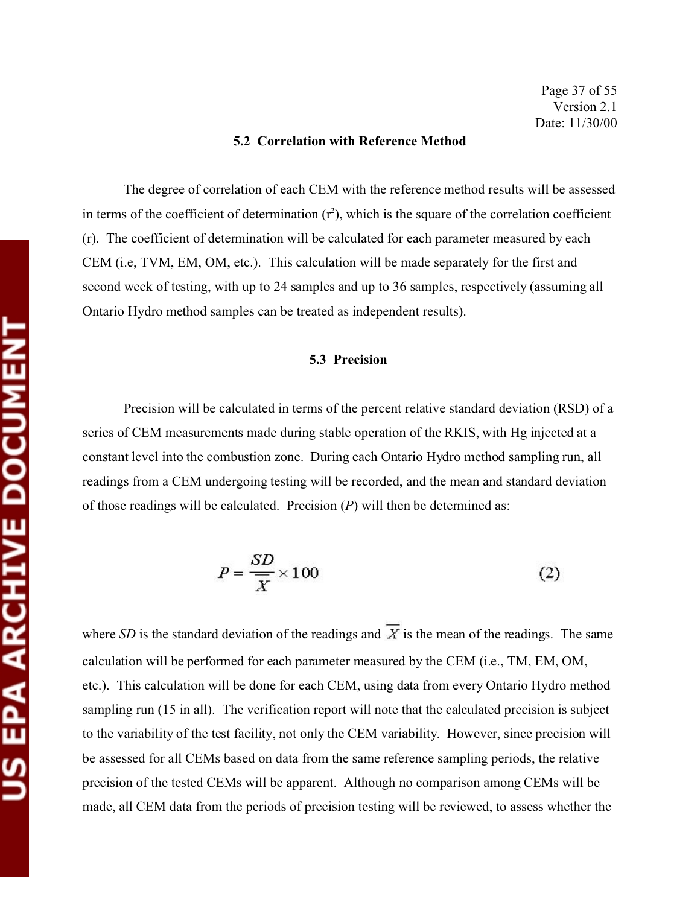### 5.2 Correlation with Reference Method

The degree of correlation of each CEM with the reference method results will be assessed in terms of the coefficient of determination ($r^2$), which is the square of the correlation coefficient (r). The coefficient of determination will be calculated for each parameter measured by each CEM (i.e, TVM, EM, OM, etc.). This calculation will be made separately for the first and second week of testing, with up to 24 samples and up to 36 samples, respectively (assuming all Ontario Hydro method samples can be treated as independent results).

### 5.3 Precision

Precision will be calculated in terms of the percent relative standard deviation (RSD) of a series of CEM measurements made during stable operation of the RKIS, with Hg injected at a constant level into the combustion zone. During each Ontario Hydro method sampling run, all readings from a CEM undergoing testing will be recorded, and the mean and standard deviation of those readings will be calculated. Precision (*P*) will then be determined as:

$$P = \frac{SD}{\overline{X}} \times 100 \qquad (2)$$

where *SD* is the standard deviation of the readings and $\overline{X}$ is the mean of the readings. The same calculation will be performed for each parameter measured by the CEM (i.e., TM, EM, OM, etc.). This calculation will be done for each CEM, using data from every Ontario Hydro method sampling run (15 in all). The verification report will note that the calculated precision is subject to the variability of the test facility, not only the CEM variability. However, since precision will be assessed for all CEMs based on data from the same reference sampling periods, the relative precision of the tested CEMs will be apparent. Although no comparison among CEMs will be made, all CEM data from the periods of precision testing will be reviewed, to assess whether the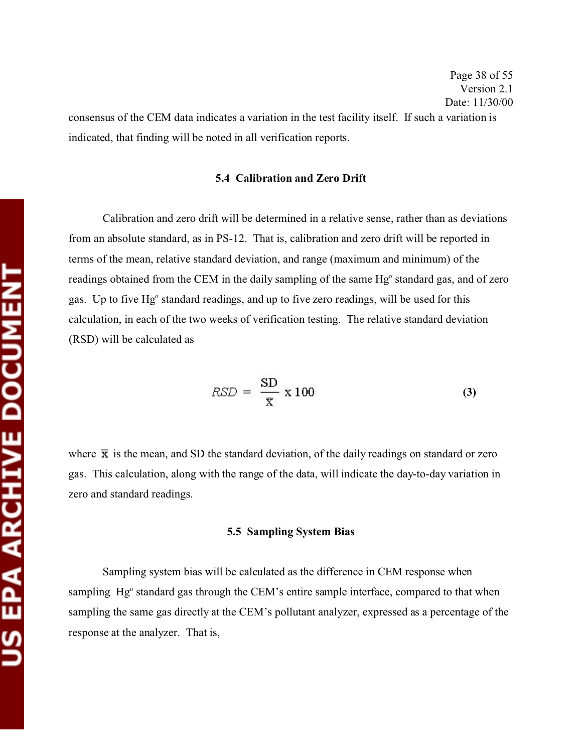consensus of the CEM data indicates a variation in the test facility itself. If such a variation is indicated, that finding will be noted in all verification reports.

### 5.4 Calibration and Zero Drift

Calibration and zero drift will be determined in a relative sense, rather than as deviations from an absolute standard, as in PS-12. That is, calibration and zero drift will be reported in terms of the mean, relative standard deviation, and range (maximum and minimum) of the readings obtained from the CEM in the daily sampling of the same $Hg^o$ standard gas, and of zero gas. Up to five $Hg^o$ standard readings, and up to five zero readings, will be used for this calculation, in each of the two weeks of verification testing. The relative standard deviation (RSD) will be calculated as

$$RSD = \frac{SD}{\bar{x}} \times 100 \qquad \textbf{(3)}$$

where $\bar{x}$ is the mean, and SD the standard deviation, of the daily readings on standard or zero gas. This calculation, along with the range of the data, will indicate the day-to-day variation in zero and standard readings.

### 5.5 Sampling System Bias

Sampling system bias will be calculated as the difference in CEM response when sampling $Hg^o$ standard gas through the CEM's entire sample interface, compared to that when sampling the same gas directly at the CEM's pollutant analyzer, expressed as a percentage of the response at the analyzer. That is,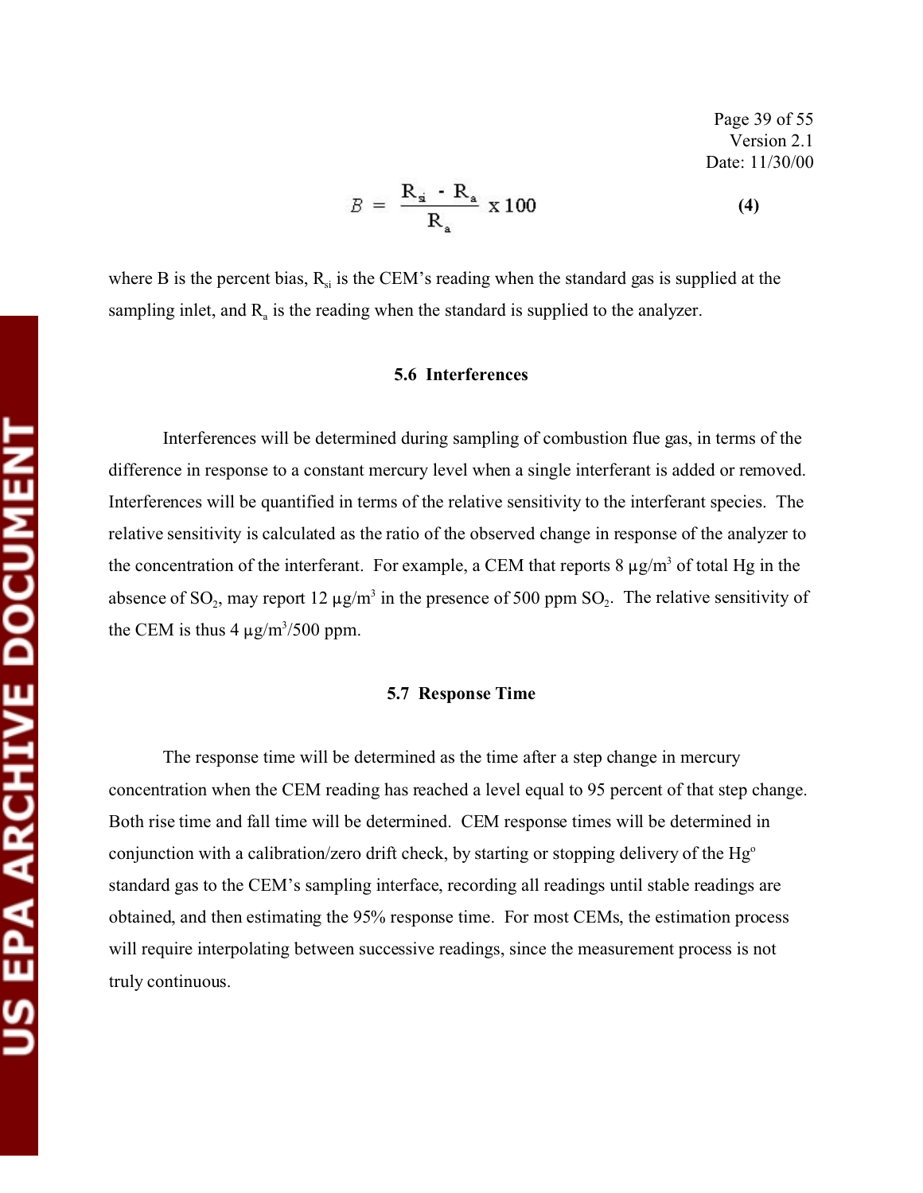$$B = \frac{R_{si} - R_a}{R_a} \times 100 \quad \textbf{(4)}$$

where B is the percent bias, $R_{si}$ is the CEM's reading when the standard gas is supplied at the sampling inlet, and $R_a$ is the reading when the standard is supplied to the analyzer.

### 5.6 Interferences

Interferences will be determined during sampling of combustion flue gas, in terms of the difference in response to a constant mercury level when a single interferant is added or removed. Interferences will be quantified in terms of the relative sensitivity to the interferant species. The relative sensitivity is calculated as the ratio of the observed change in response of the analyzer to the concentration of the interferant. For example, a CEM that reports 8 $\mu g/m^3$ of total Hg in the absence of $SO_2$, may report 12 $\mu g/m^3$ in the presence of 500 ppm $SO_2$. The relative sensitivity of the CEM is thus 4 $\mu g/m^3$/500 ppm.

### 5.7 Response Time

The response time will be determined as the time after a step change in mercury concentration when the CEM reading has reached a level equal to 95 percent of that step change. Both rise time and fall time will be determined. CEM response times will be determined in conjunction with a calibration/zero drift check, by starting or stopping delivery of the $Hg^o$ standard gas to the CEM's sampling interface, recording all readings until stable readings are obtained, and then estimating the 95% response time. For most CEMs, the estimation process will require interpolating between successive readings, since the measurement process is not truly continuous.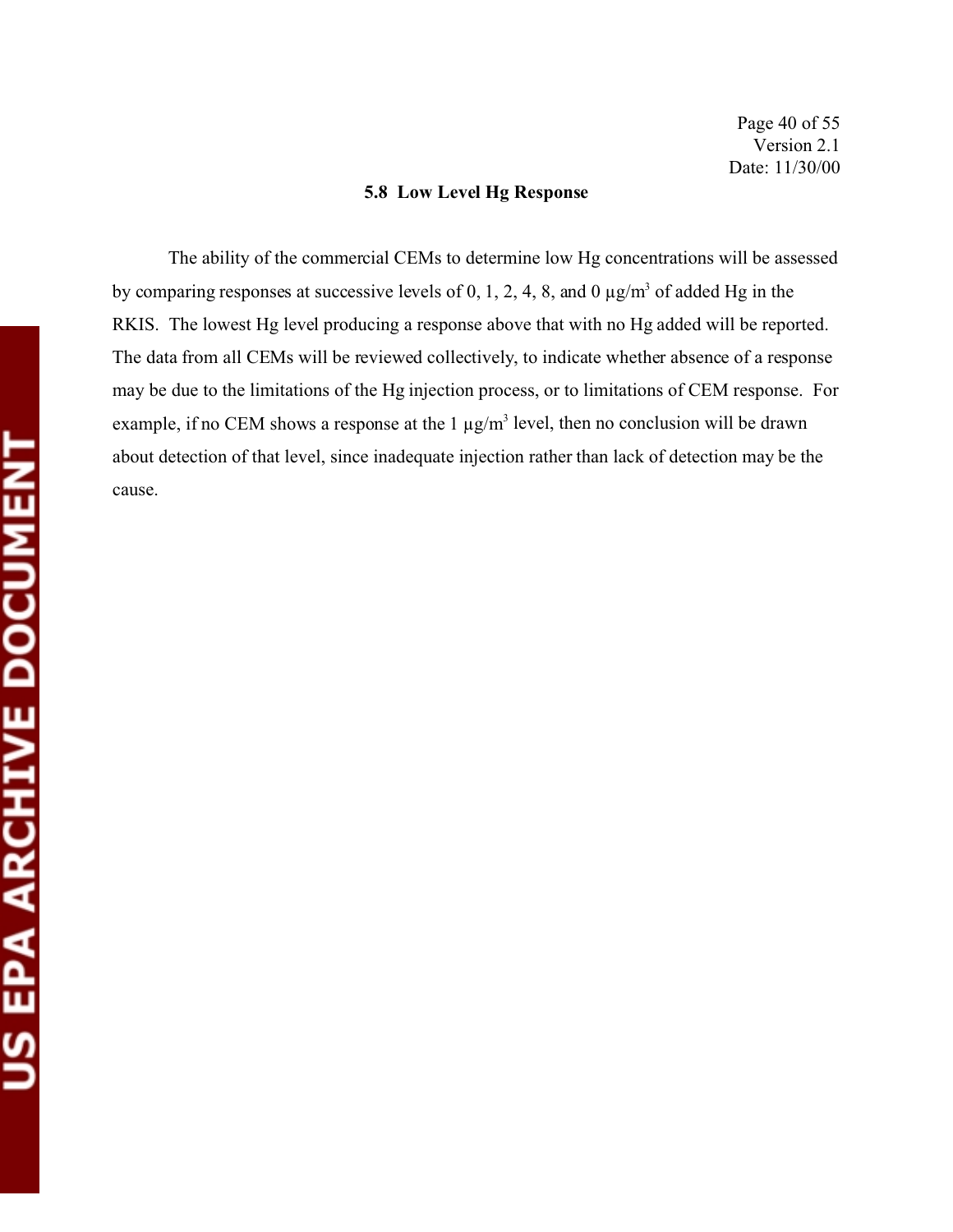### 5.8 Low Level Hg Response

The ability of the commercial CEMs to determine low Hg concentrations will be assessed by comparing responses at successive levels of 0, 1, 2, 4, 8, and 0 µg/m$^3$ of added Hg in the RKIS. The lowest Hg level producing a response above that with no Hg added will be reported. The data from all CEMs will be reviewed collectively, to indicate whether absence of a response may be due to the limitations of the Hg injection process, or to limitations of CEM response. For example, if no CEM shows a response at the 1 µg/m$^3$ level, then no conclusion will be drawn about detection of that level, since inadequate injection rather than lack of detection may be the cause.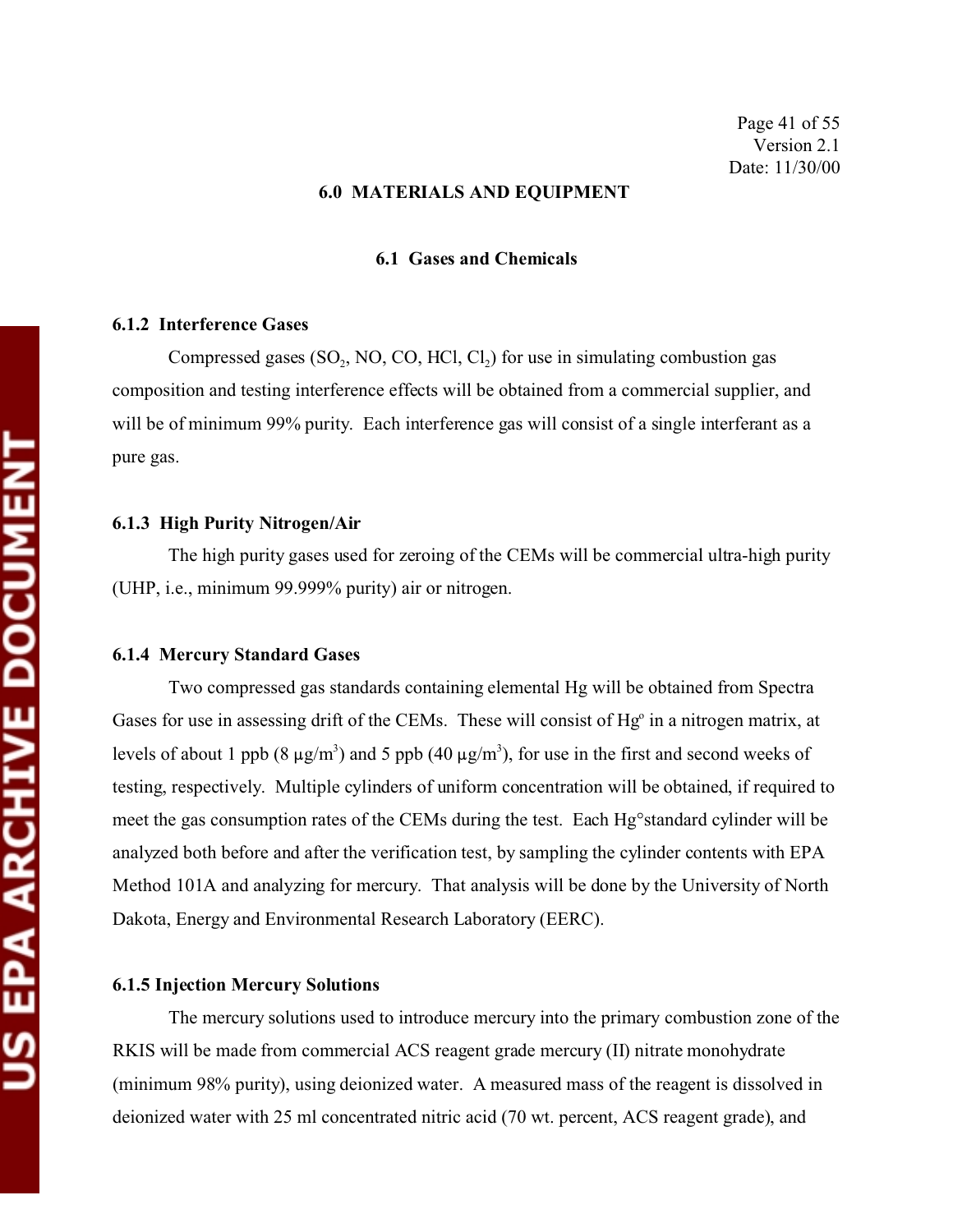## 6.0 MATERIALS AND EQUIPMENT

### 6.1 Gases and Chemicals

#### 6.1.2 Interference Gases

Compressed gases ($SO_2$, NO, CO, HCl, $Cl_2$) for use in simulating combustion gas composition and testing interference effects will be obtained from a commercial supplier, and will be of minimum 99% purity. Each interference gas will consist of a single interferant as a pure gas.

#### 6.1.3 High Purity Nitrogen/Air

The high purity gases used for zeroing of the CEMs will be commercial ultra-high purity (UHP, i.e., minimum 99.999% purity) air or nitrogen.

#### 6.1.4 Mercury Standard Gases

Two compressed gas standards containing elemental Hg will be obtained from Spectra Gases for use in assessing drift of the CEMs. These will consist of $Hg^o$ in a nitrogen matrix, at levels of about 1 ppb (8 $\mu g/m^3$) and 5 ppb (40 $\mu g/m^3$), for use in the first and second weeks of testing, respectively. Multiple cylinders of uniform concentration will be obtained, if required to meet the gas consumption rates of the CEMs during the test. Each $Hg^{\circ}$standard cylinder will be analyzed both before and after the verification test, by sampling the cylinder contents with EPA Method 101A and analyzing for mercury. That analysis will be done by the University of North Dakota, Energy and Environmental Research Laboratory (EERC).

#### 6.1.5 Injection Mercury Solutions

The mercury solutions used to introduce mercury into the primary combustion zone of the RKIS will be made from commercial ACS reagent grade mercury (II) nitrate monohydrate (minimum 98% purity), using deionized water. A measured mass of the reagent is dissolved in deionized water with 25 ml concentrated nitric acid (70 wt. percent, ACS reagent grade), and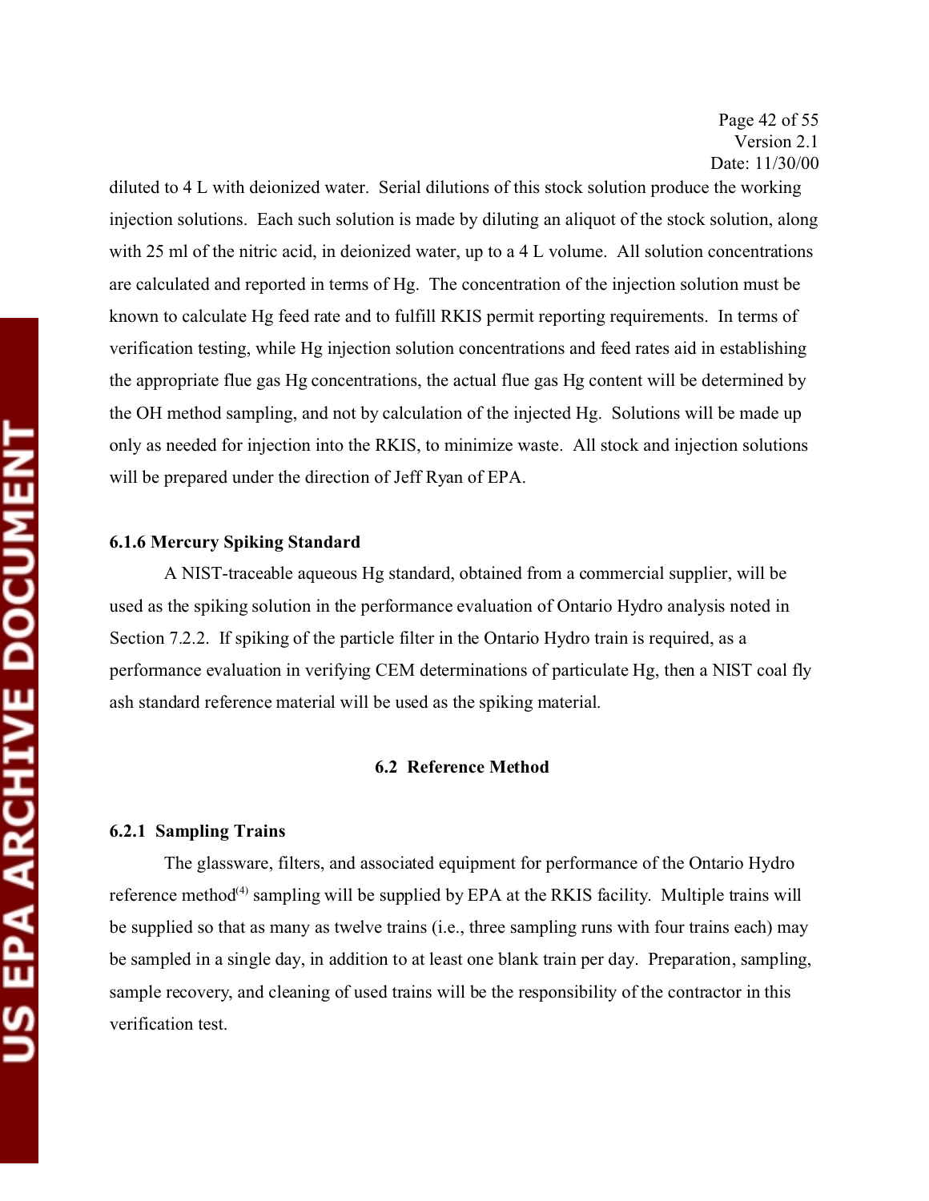diluted to 4 L with deionized water. Serial dilutions of this stock solution produce the working injection solutions. Each such solution is made by diluting an aliquot of the stock solution, along with 25 ml of the nitric acid, in deionized water, up to a 4 L volume. All solution concentrations are calculated and reported in terms of Hg. The concentration of the injection solution must be known to calculate Hg feed rate and to fulfill RKIS permit reporting requirements. In terms of verification testing, while Hg injection solution concentrations and feed rates aid in establishing the appropriate flue gas Hg concentrations, the actual flue gas Hg content will be determined by the OH method sampling, and not by calculation of the injected Hg. Solutions will be made up only as needed for injection into the RKIS, to minimize waste. All stock and injection solutions will be prepared under the direction of Jeff Ryan of EPA.

### 6.1.6 Mercury Spiking Standard

A NIST-traceable aqueous Hg standard, obtained from a commercial supplier, will be used as the spiking solution in the performance evaluation of Ontario Hydro analysis noted in Section 7.2.2. If spiking of the particle filter in the Ontario Hydro train is required, as a performance evaluation in verifying CEM determinations of particulate Hg, then a NIST coal fly ash standard reference material will be used as the spiking material.

## 6.2 Reference Method

### 6.2.1 Sampling Trains

The glassware, filters, and associated equipment for performance of the Ontario Hydro reference method[4] sampling will be supplied by EPA at the RKIS facility. Multiple trains will be supplied so that as many as twelve trains (i.e., three sampling runs with four trains each) may be sampled in a single day, in addition to at least one blank train per day. Preparation, sampling, sample recovery, and cleaning of used trains will be the responsibility of the contractor in this verification test.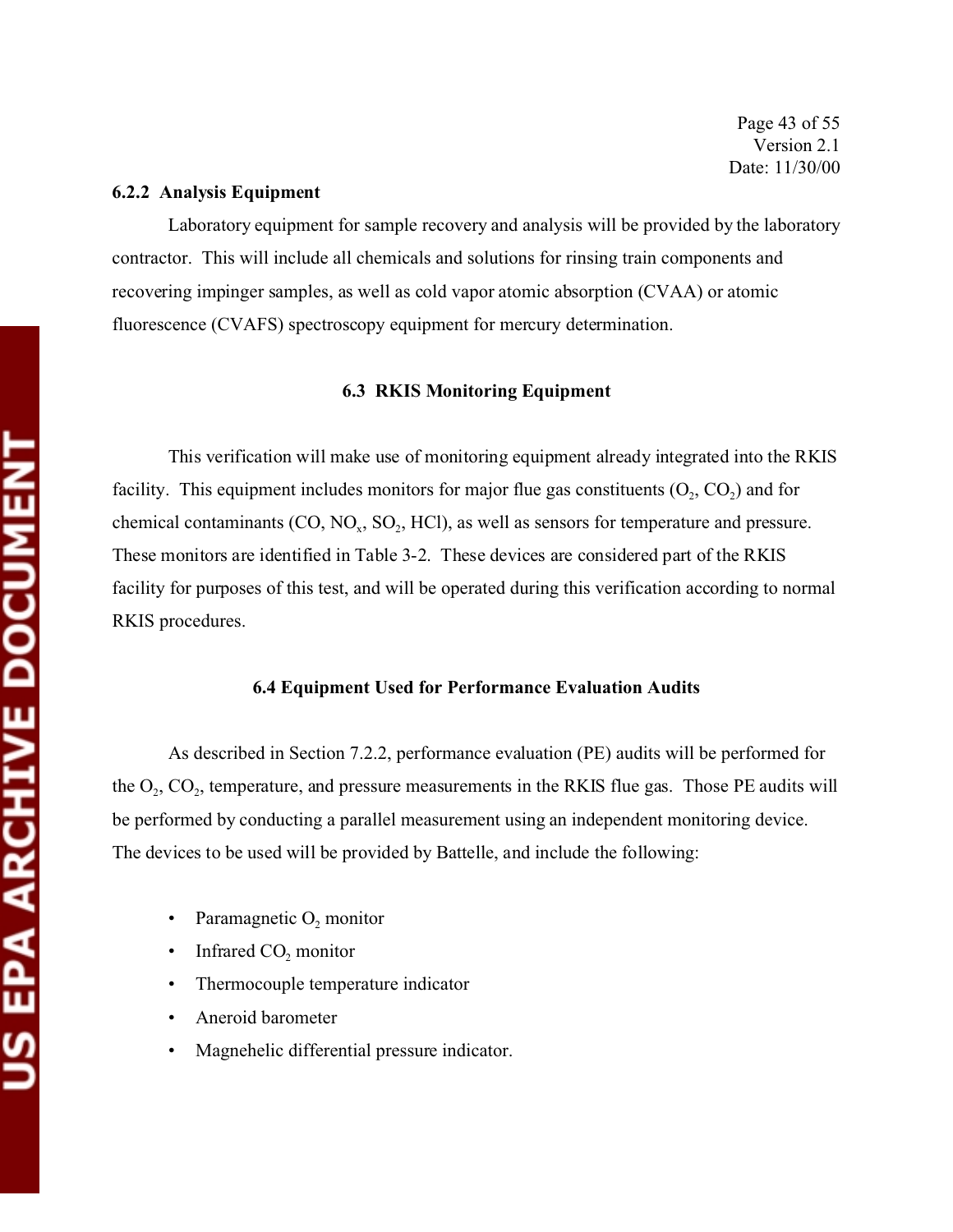### 6.2.2 Analysis Equipment

Laboratory equipment for sample recovery and analysis will be provided by the laboratory contractor. This will include all chemicals and solutions for rinsing train components and recovering impinger samples, as well as cold vapor atomic absorption (CVAA) or atomic fluorescence (CVAFS) spectroscopy equipment for mercury determination.

## 6.3 RKIS Monitoring Equipment

This verification will make use of monitoring equipment already integrated into the RKIS facility. This equipment includes monitors for major flue gas constituents ($O_2$, $CO_2$) and for chemical contaminants (CO, $NO_x$, $SO_2$, HCl), as well as sensors for temperature and pressure. These monitors are identified in Table 3-2. These devices are considered part of the RKIS facility for purposes of this test, and will be operated during this verification according to normal RKIS procedures.

## 6.4 Equipment Used for Performance Evaluation Audits

As described in Section 7.2.2, performance evaluation (PE) audits will be performed for the $O_2$, $CO_2$, temperature, and pressure measurements in the RKIS flue gas. Those PE audits will be performed by conducting a parallel measurement using an independent monitoring device. The devices to be used will be provided by Battelle, and include the following:

- Paramagnetic $O_2$ monitor
- Infrared $CO_2$ monitor
- Thermocouple temperature indicator
- Aneroid barometer
- Magnehelic differential pressure indicator.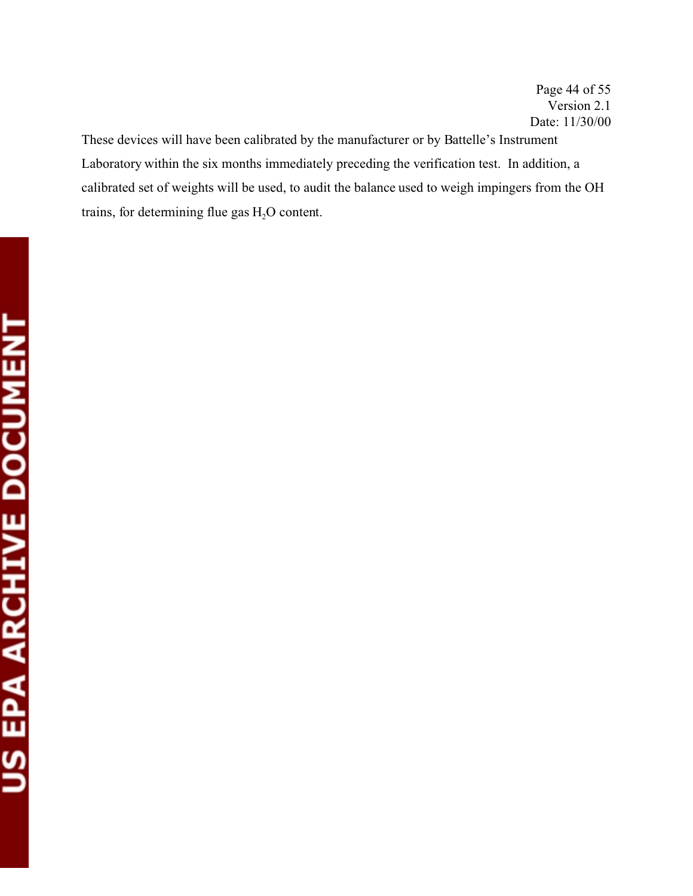These devices will have been calibrated by the manufacturer or by Battelle's Instrument Laboratory within the six months immediately preceding the verification test. In addition, a calibrated set of weights will be used, to audit the balance used to weigh impingers from the OH trains, for determining flue gas $H_2O$ content.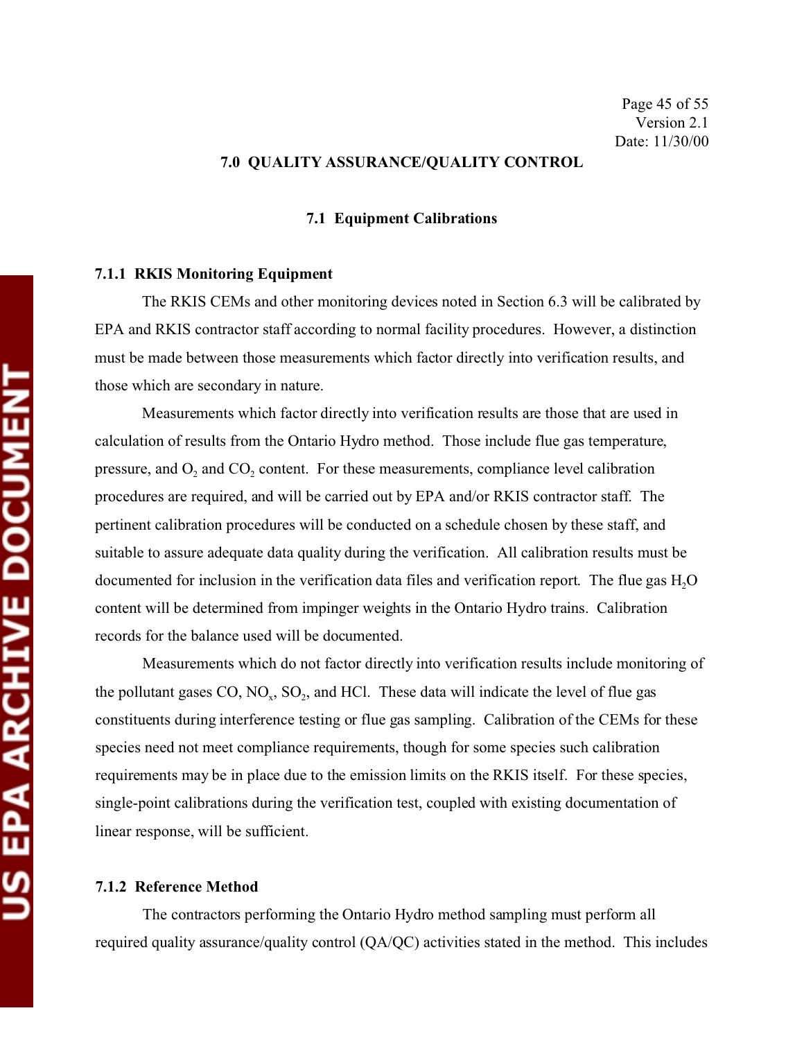# 7.0 QUALITY ASSURANCE/QUALITY CONTROL

## 7.1 Equipment Calibrations

### 7.1.1 RKIS Monitoring Equipment

The RKIS CEMs and other monitoring devices noted in Section 6.3 will be calibrated by EPA and RKIS contractor staff according to normal facility procedures. However, a distinction must be made between those measurements which factor directly into verification results, and those which are secondary in nature.

Measurements which factor directly into verification results are those that are used in calculation of results from the Ontario Hydro method. Those include flue gas temperature, pressure, and $O_2$ and $CO_2$ content. For these measurements, compliance level calibration procedures are required, and will be carried out by EPA and/or RKIS contractor staff. The pertinent calibration procedures will be conducted on a schedule chosen by these staff, and suitable to assure adequate data quality during the verification. All calibration results must be documented for inclusion in the verification data files and verification report. The flue gas $H_2O$ content will be determined from impinger weights in the Ontario Hydro trains. Calibration records for the balance used will be documented.

Measurements which do not factor directly into verification results include monitoring of the pollutant gases CO, $NO_x$, $SO_2$, and HCl. These data will indicate the level of flue gas constituents during interference testing or flue gas sampling. Calibration of the CEMs for these species need not meet compliance requirements, though for some species such calibration requirements may be in place due to the emission limits on the RKIS itself. For these species, single-point calibrations during the verification test, coupled with existing documentation of linear response, will be sufficient.

### 7.1.2 Reference Method

The contractors performing the Ontario Hydro method sampling must perform all required quality assurance/quality control (QA/QC) activities stated in the method. This includes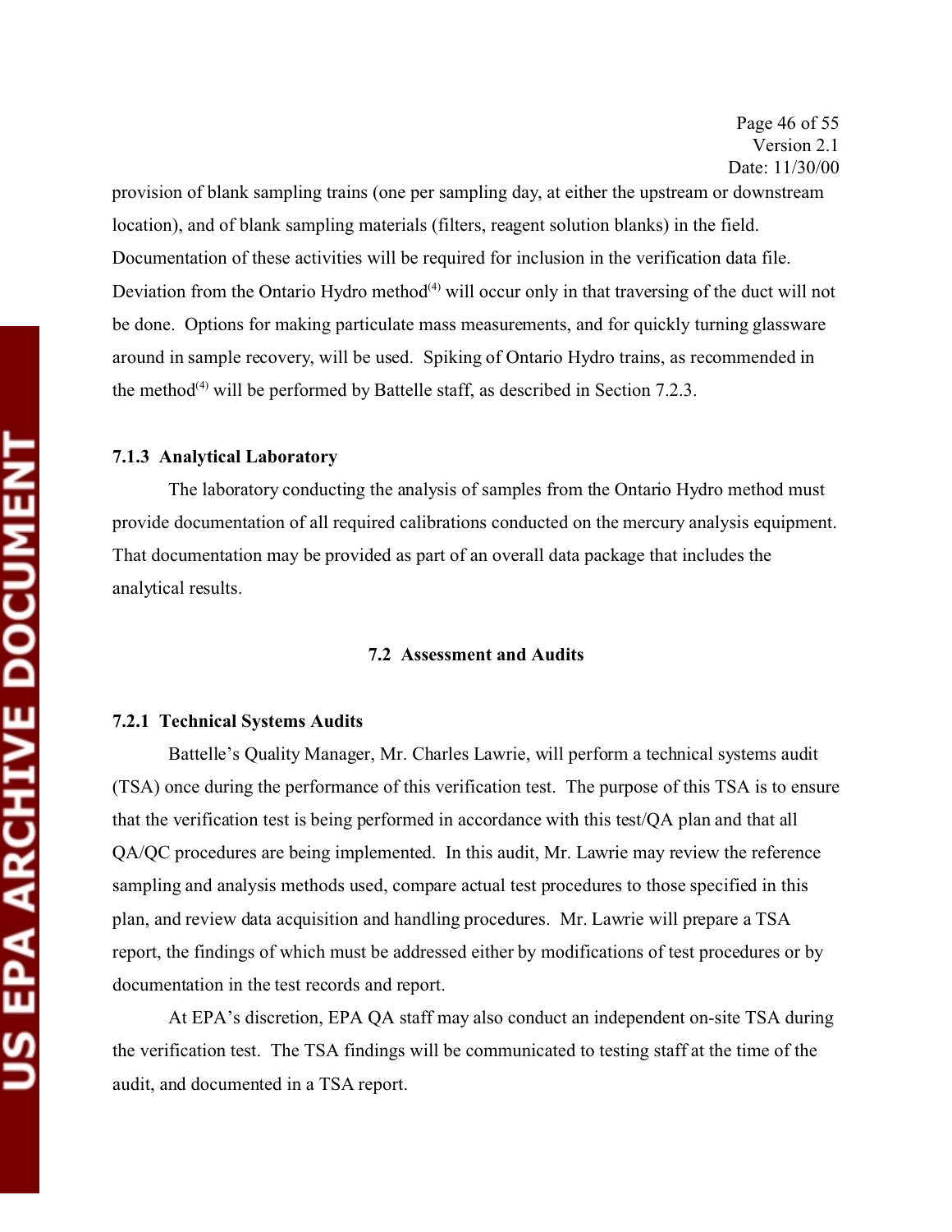provision of blank sampling trains (one per sampling day, at either the upstream or downstream location), and of blank sampling materials (filters, reagent solution blanks) in the field. Documentation of these activities will be required for inclusion in the verification data file. Deviation from the Ontario Hydro method[4] will occur only in that traversing of the duct will not be done. Options for making particulate mass measurements, and for quickly turning glassware around in sample recovery, will be used. Spiking of Ontario Hydro trains, as recommended in the method[4] will be performed by Battelle staff, as described in Section 7.2.3.

### 7.1.3 Analytical Laboratory

The laboratory conducting the analysis of samples from the Ontario Hydro method must provide documentation of all required calibrations conducted on the mercury analysis equipment. That documentation may be provided as part of an overall data package that includes the analytical results.

## 7.2 Assessment and Audits

### 7.2.1 Technical Systems Audits

Battelle's Quality Manager, Mr. Charles Lawrie, will perform a technical systems audit (TSA) once during the performance of this verification test. The purpose of this TSA is to ensure that the verification test is being performed in accordance with this test/QA plan and that all QA/QC procedures are being implemented. In this audit, Mr. Lawrie may review the reference sampling and analysis methods used, compare actual test procedures to those specified in this plan, and review data acquisition and handling procedures. Mr. Lawrie will prepare a TSA report, the findings of which must be addressed either by modifications of test procedures or by documentation in the test records and report.

At EPA's discretion, EPA QA staff may also conduct an independent on-site TSA during the verification test. The TSA findings will be communicated to testing staff at the time of the audit, and documented in a TSA report.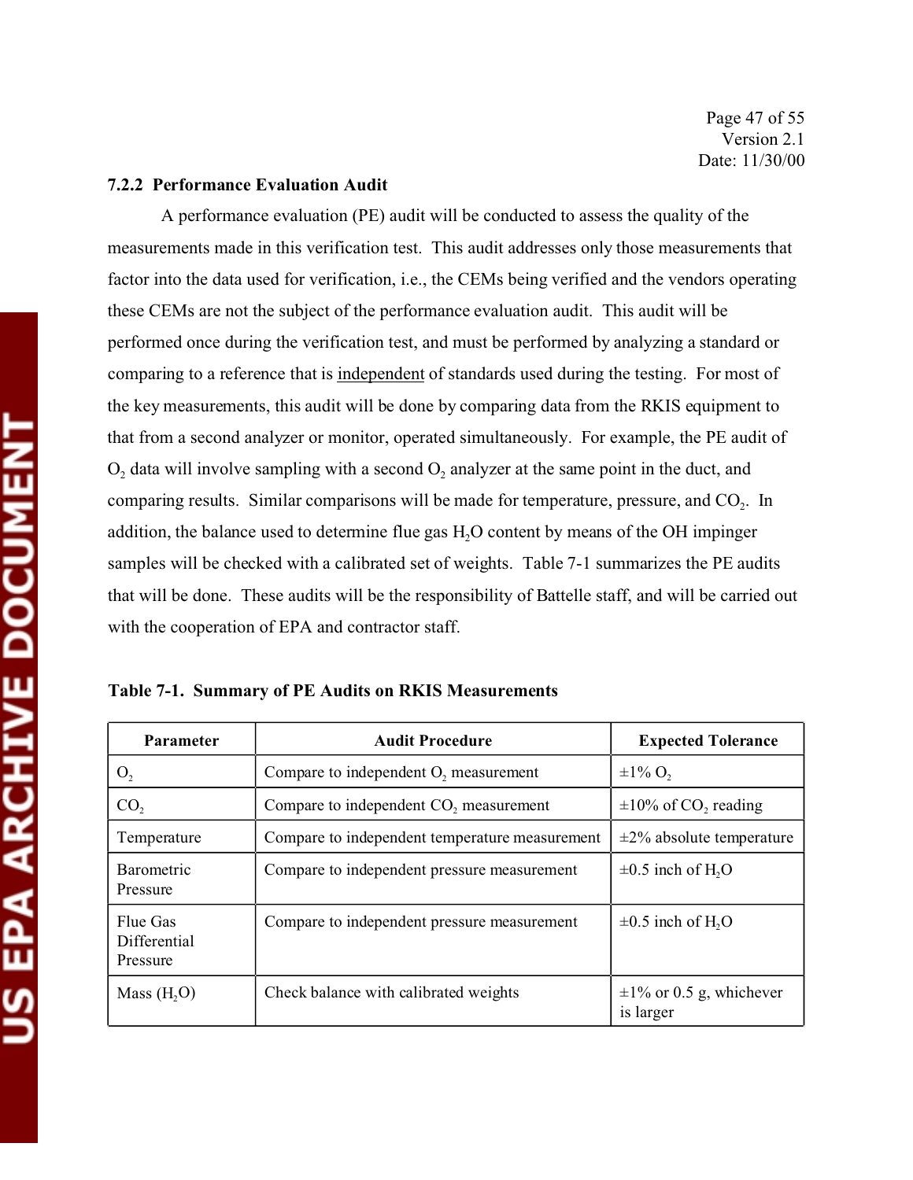### 7.2.2 Performance Evaluation Audit

A performance evaluation (PE) audit will be conducted to assess the quality of the measurements made in this verification test. This audit addresses only those measurements that factor into the data used for verification, i.e., the CEMs being verified and the vendors operating these CEMs are not the subject of the performance evaluation audit. This audit will be performed once during the verification test, and must be performed by analyzing a standard or comparing to a reference that is independent of standards used during the testing. For most of the key measurements, this audit will be done by comparing data from the RKIS equipment to that from a second analyzer or monitor, operated simultaneously. For example, the PE audit of $O_2$ data will involve sampling with a second $O_2$ analyzer at the same point in the duct, and comparing results. Similar comparisons will be made for temperature, pressure, and $CO_2$. In addition, the balance used to determine flue gas $H_2O$ content by means of the OH impinger samples will be checked with a calibrated set of weights. Table 7-1 summarizes the PE audits that will be done. These audits will be the responsibility of Battelle staff, and will be carried out with the cooperation of EPA and contractor staff.

**Table 7-1. Summary of PE Audits on RKIS Measurements**

| Parameter | Audit Procedure | Expected Tolerance |
|---|---|---|
| $O_2$ | Compare to independent $O_2$ measurement | ±1% $O_2$ |
| $CO_2$ | Compare to independent $CO_2$ measurement | ±10% of $CO_2$ reading |
| Temperature | Compare to independent temperature measurement | ±2% absolute temperature |
| Barometric Pressure | Compare to independent pressure measurement | ±0.5 inch of $H_2O$ |
| Flue Gas Differential Pressure | Compare to independent pressure measurement | ±0.5 inch of $H_2O$ |
| Mass ($H_2O$) | Check balance with calibrated weights | ±1% or 0.5 g, whichever is larger |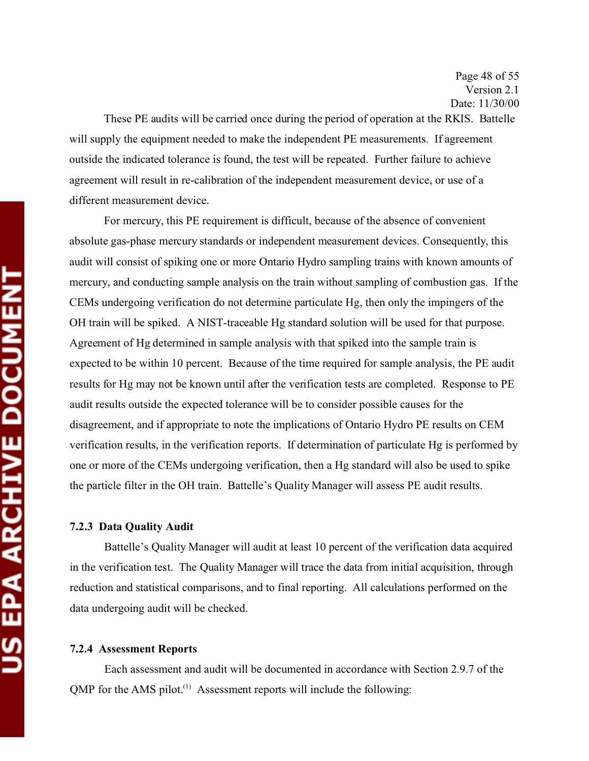These PE audits will be carried once during the period of operation at the RKIS. Battelle will supply the equipment needed to make the independent PE measurements. If agreement outside the indicated tolerance is found, the test will be repeated. Further failure to achieve agreement will result in re-calibration of the independent measurement device, or use of a different measurement device.

For mercury, this PE requirement is difficult, because of the absence of convenient absolute gas-phase mercury standards or independent measurement devices. Consequently, this audit will consist of spiking one or more Ontario Hydro sampling trains with known amounts of mercury, and conducting sample analysis on the train without sampling of combustion gas. If the CEMs undergoing verification do not determine particulate Hg, then only the impingers of the OH train will be spiked. A NIST-traceable Hg standard solution will be used for that purpose. Agreement of Hg determined in sample analysis with that spiked into the sample train is expected to be within 10 percent. Because of the time required for sample analysis, the PE audit results for Hg may not be known until after the verification tests are completed. Response to PE audit results outside the expected tolerance will be to consider possible causes for the disagreement, and if appropriate to note the implications of Ontario Hydro PE results on CEM verification results, in the verification reports. If determination of particulate Hg is performed by one or more of the CEMs undergoing verification, then a Hg standard will also be used to spike the particle filter in the OH train. Battelle's Quality Manager will assess PE audit results.

### 7.2.3 Data Quality Audit

Battelle's Quality Manager will audit at least 10 percent of the verification data acquired in the verification test. The Quality Manager will trace the data from initial acquisition, through reduction and statistical comparisons, and to final reporting. All calculations performed on the data undergoing audit will be checked.

### 7.2.4 Assessment Reports

Each assessment and audit will be documented in accordance with Section 2.9.7 of the QMP for the AMS pilot.[1] Assessment reports will include the following: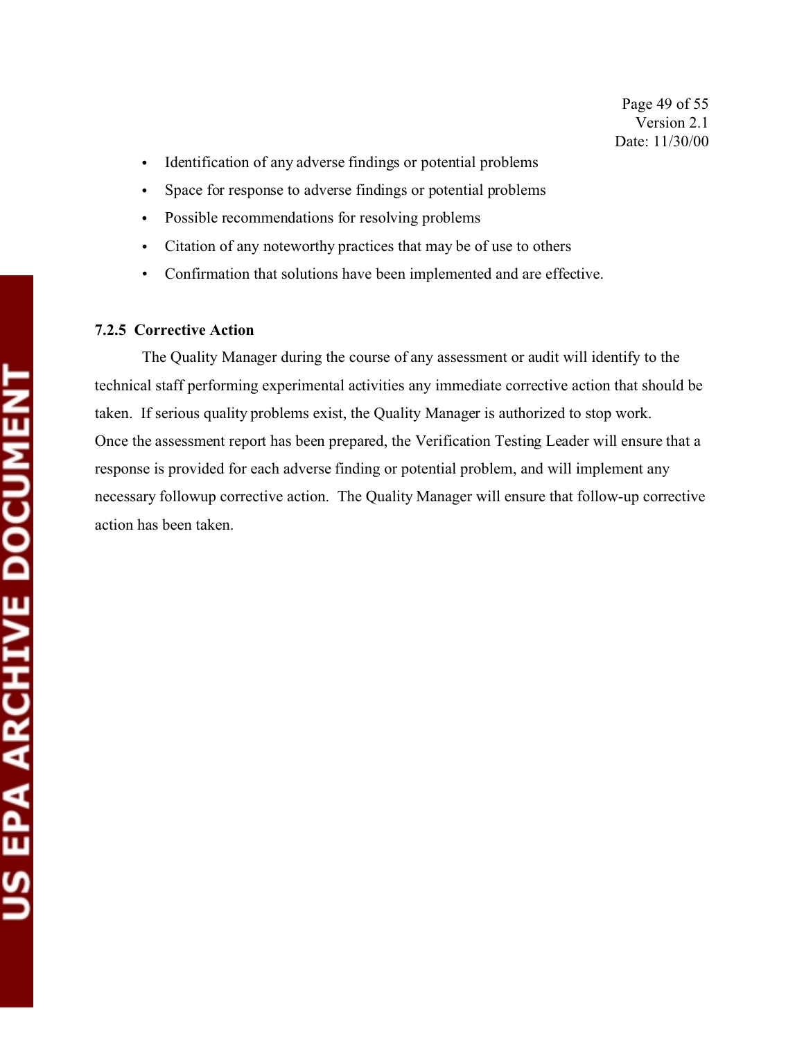- Identification of any adverse findings or potential problems
- Space for response to adverse findings or potential problems
- Possible recommendations for resolving problems
- Citation of any noteworthy practices that may be of use to others
- Confirmation that solutions have been implemented and are effective.

#### 7.2.5 Corrective Action

The Quality Manager during the course of any assessment or audit will identify to the technical staff performing experimental activities any immediate corrective action that should be taken. If serious quality problems exist, the Quality Manager is authorized to stop work. Once the assessment report has been prepared, the Verification Testing Leader will ensure that a response is provided for each adverse finding or potential problem, and will implement any necessary followup corrective action. The Quality Manager will ensure that follow-up corrective action has been taken.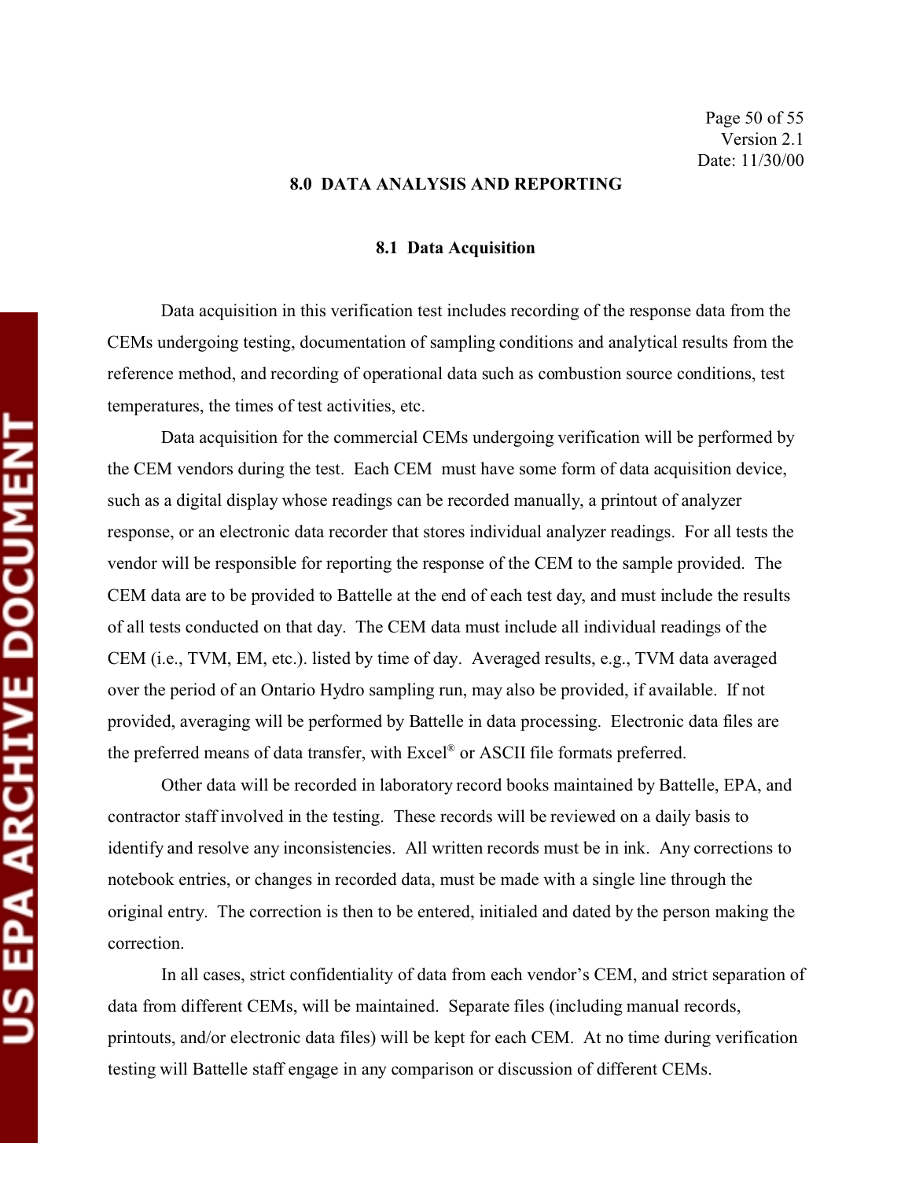## 8.0 DATA ANALYSIS AND REPORTING

### 8.1 Data Acquisition

Data acquisition in this verification test includes recording of the response data from the CEMs undergoing testing, documentation of sampling conditions and analytical results from the reference method, and recording of operational data such as combustion source conditions, test temperatures, the times of test activities, etc.

Data acquisition for the commercial CEMs undergoing verification will be performed by the CEM vendors during the test. Each CEM must have some form of data acquisition device, such as a digital display whose readings can be recorded manually, a printout of analyzer response, or an electronic data recorder that stores individual analyzer readings. For all tests the vendor will be responsible for reporting the response of the CEM to the sample provided. The CEM data are to be provided to Battelle at the end of each test day, and must include the results of all tests conducted on that day. The CEM data must include all individual readings of the CEM (i.e., TVM, EM, etc.). listed by time of day. Averaged results, e.g., TVM data averaged over the period of an Ontario Hydro sampling run, may also be provided, if available. If not provided, averaging will be performed by Battelle in data processing. Electronic data files are the preferred means of data transfer, with Excel® or ASCII file formats preferred.

Other data will be recorded in laboratory record books maintained by Battelle, EPA, and contractor staff involved in the testing. These records will be reviewed on a daily basis to identify and resolve any inconsistencies. All written records must be in ink. Any corrections to notebook entries, or changes in recorded data, must be made with a single line through the original entry. The correction is then to be entered, initialed and dated by the person making the correction.

In all cases, strict confidentiality of data from each vendor's CEM, and strict separation of data from different CEMs, will be maintained. Separate files (including manual records, printouts, and/or electronic data files) will be kept for each CEM. At no time during verification testing will Battelle staff engage in any comparison or discussion of different CEMs.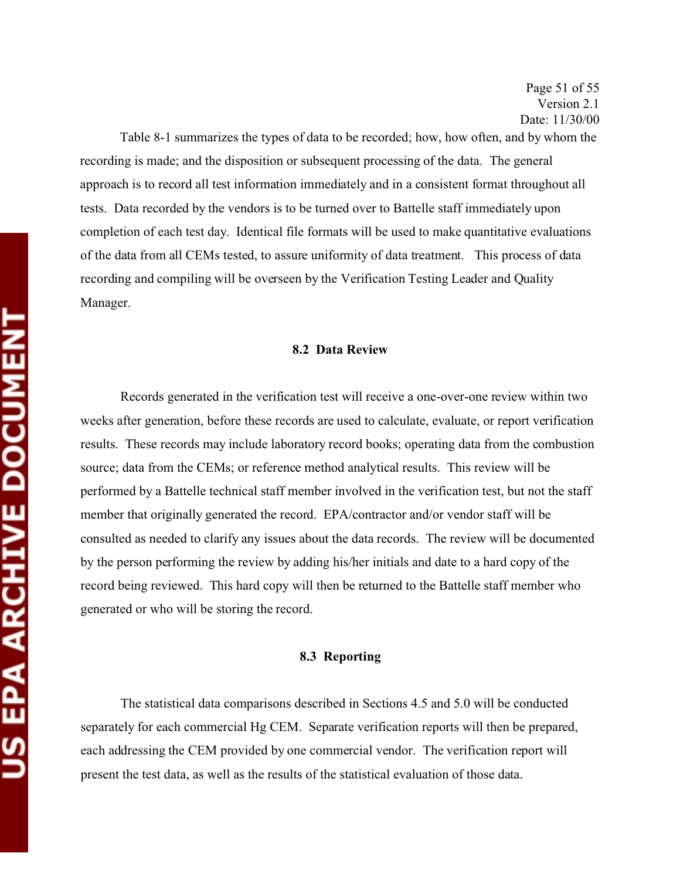Table 8-1 summarizes the types of data to be recorded; how, how often, and by whom the recording is made; and the disposition or subsequent processing of the data. The general approach is to record all test information immediately and in a consistent format throughout all tests. Data recorded by the vendors is to be turned over to Battelle staff immediately upon completion of each test day. Identical file formats will be used to make quantitative evaluations of the data from all CEMs tested, to assure uniformity of data treatment. This process of data recording and compiling will be overseen by the Verification Testing Leader and Quality Manager.

### 8.2 Data Review

Records generated in the verification test will receive a one-over-one review within two weeks after generation, before these records are used to calculate, evaluate, or report verification results. These records may include laboratory record books; operating data from the combustion source; data from the CEMs; or reference method analytical results. This review will be performed by a Battelle technical staff member involved in the verification test, but not the staff member that originally generated the record. EPA/contractor and/or vendor staff will be consulted as needed to clarify any issues about the data records. The review will be documented by the person performing the review by adding his/her initials and date to a hard copy of the record being reviewed. This hard copy will then be returned to the Battelle staff member who generated or who will be storing the record.

### 8.3 Reporting

The statistical data comparisons described in Sections 4.5 and 5.0 will be conducted separately for each commercial Hg CEM. Separate verification reports will then be prepared, each addressing the CEM provided by one commercial vendor. The verification report will present the test data, as well as the results of the statistical evaluation of those data.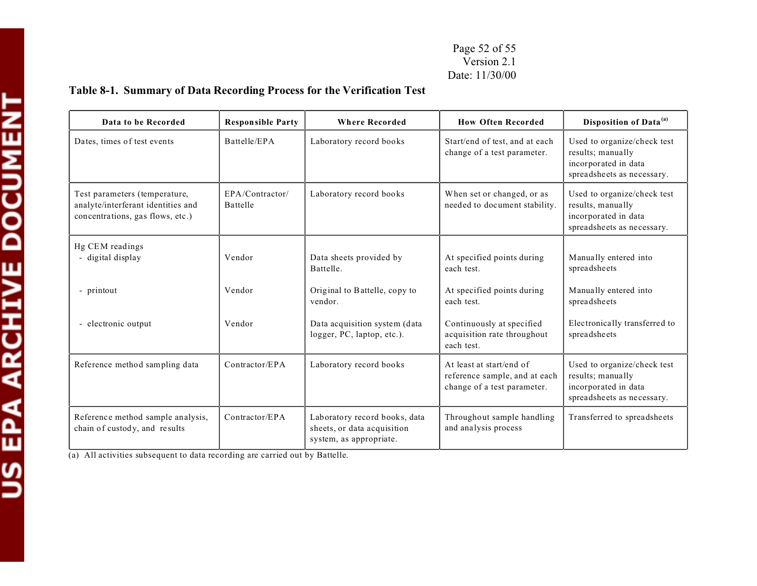**Table 8-1. Summary of Data Recording Process for the Verification Test**

| Data to be Recorded | Responsible Party | Where Recorded | How Often Recorded | Disposition of Data[(a)] |
|---|---|---|---|---|
| Dates, times of test events | Battelle/EPA | Laboratory record books | Start/end of test, and at each change of a test parameter. | Used to organize/check test results; manually incorporated in data spreadsheets as necessary. |
| Test parameters (temperature, analyte/interferant identities and concentrations, gas flows, etc.) | EPA/Contractor/ Battelle | Laboratory record books | When set or changed, or as needed to document stability. | Used to organize/check test results, manually incorporated in data spreadsheets as necessary. |
| Hg CEM readings<br>- digital display | Vendor | Data sheets provided by Battelle. | At specified points during each test. | Manually entered into spreadsheets |
| - printout | Vendor | Original to Battelle, copy to vendor. | At specified points during each test. | Manually entered into spreadsheets |
| - electronic output | Vendor | Data acquisition system (data logger, PC, laptop, etc.). | Continuously at specified acquisition rate throughout each test. | Electronically transferred to spreadsheets |
| Reference method sampling data | Contractor/EPA | Laboratory record books | At least at start/end of reference sample, and at each change of a test parameter. | Used to organize/check test results; manually incorporated in data spreadsheets as necessary. |
| Reference method sample analysis, chain of custody, and results | Contractor/EPA | Laboratory record books, data sheets, or data acquisition system, as appropriate. | Throughout sample handling and analysis process | Transferred to spreadsheets |

(a) All activities subsequent to data recording are carried out by Battelle.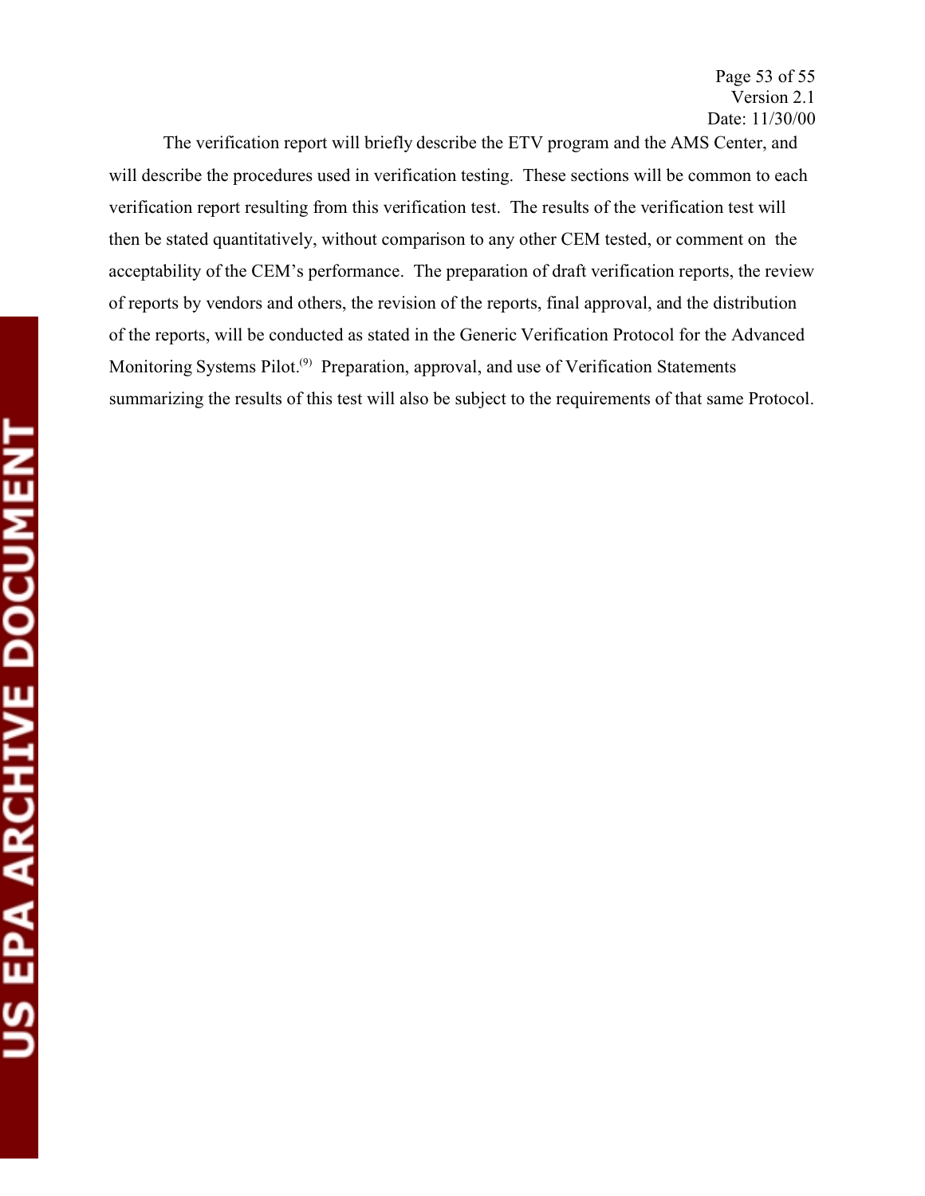The verification report will briefly describe the ETV program and the AMS Center, and will describe the procedures used in verification testing. These sections will be common to each verification report resulting from this verification test. The results of the verification test will then be stated quantitatively, without comparison to any other CEM tested, or comment on the acceptability of the CEM's performance. The preparation of draft verification reports, the review of reports by vendors and others, the revision of the reports, final approval, and the distribution of the reports, will be conducted as stated in the Generic Verification Protocol for the Advanced Monitoring Systems Pilot.[9] Preparation, approval, and use of Verification Statements summarizing the results of this test will also be subject to the requirements of that same Protocol.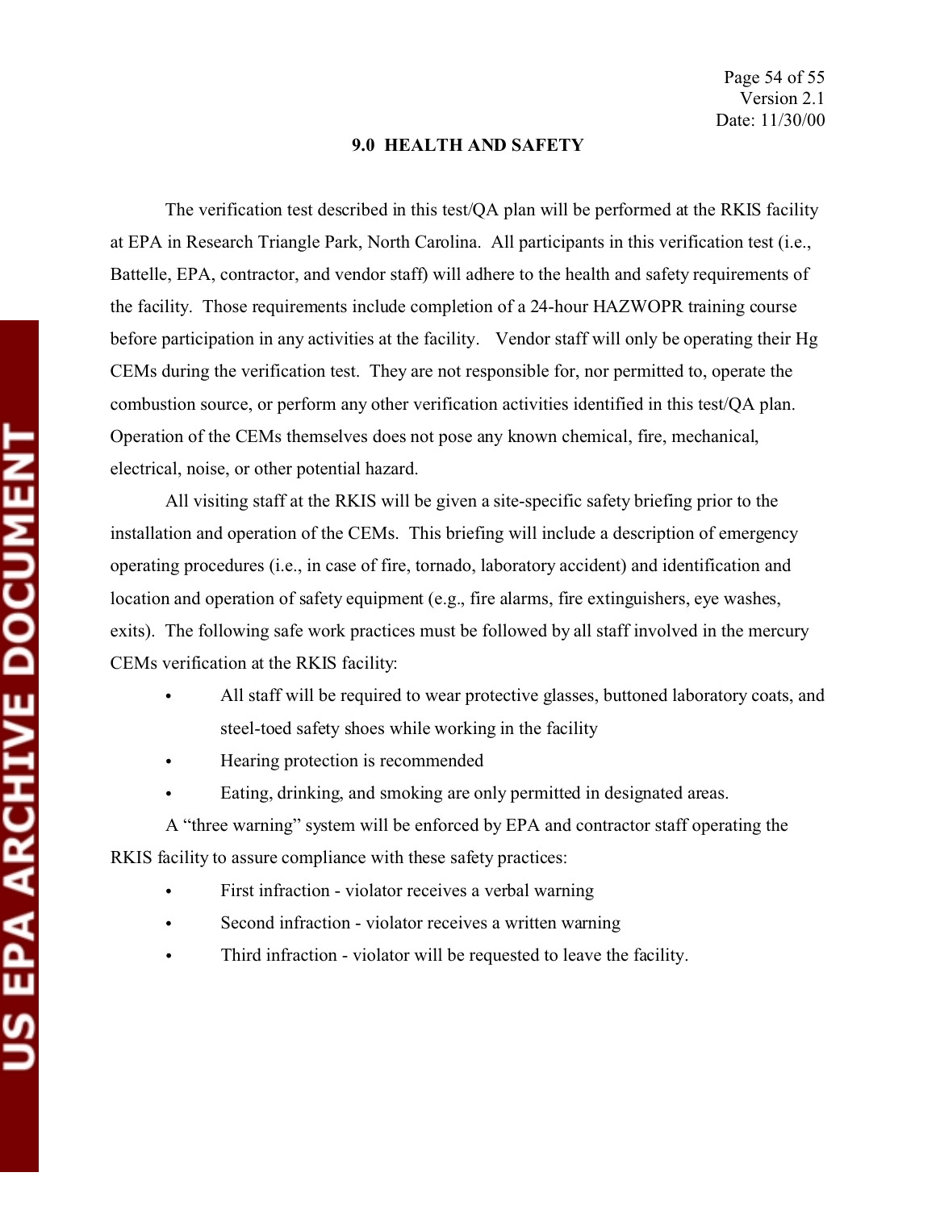## 9.0 HEALTH AND SAFETY

The verification test described in this test/QA plan will be performed at the RKIS facility at EPA in Research Triangle Park, North Carolina. All participants in this verification test (i.e., Battelle, EPA, contractor, and vendor staff) will adhere to the health and safety requirements of the facility. Those requirements include completion of a 24-hour HAZWOPR training course before participation in any activities at the facility. Vendor staff will only be operating their Hg CEMs during the verification test. They are not responsible for, nor permitted to, operate the combustion source, or perform any other verification activities identified in this test/QA plan. Operation of the CEMs themselves does not pose any known chemical, fire, mechanical, electrical, noise, or other potential hazard.

All visiting staff at the RKIS will be given a site-specific safety briefing prior to the installation and operation of the CEMs. This briefing will include a description of emergency operating procedures (i.e., in case of fire, tornado, laboratory accident) and identification and location and operation of safety equipment (e.g., fire alarms, fire extinguishers, eye washes, exits). The following safe work practices must be followed by all staff involved in the mercury CEMs verification at the RKIS facility:

- All staff will be required to wear protective glasses, buttoned laboratory coats, and steel-toed safety shoes while working in the facility
- Hearing protection is recommended
- Eating, drinking, and smoking are only permitted in designated areas.

A "three warning" system will be enforced by EPA and contractor staff operating the RKIS facility to assure compliance with these safety practices:

- First infraction - violator receives a verbal warning
- Second infraction - violator receives a written warning
- Third infraction - violator will be requested to leave the facility.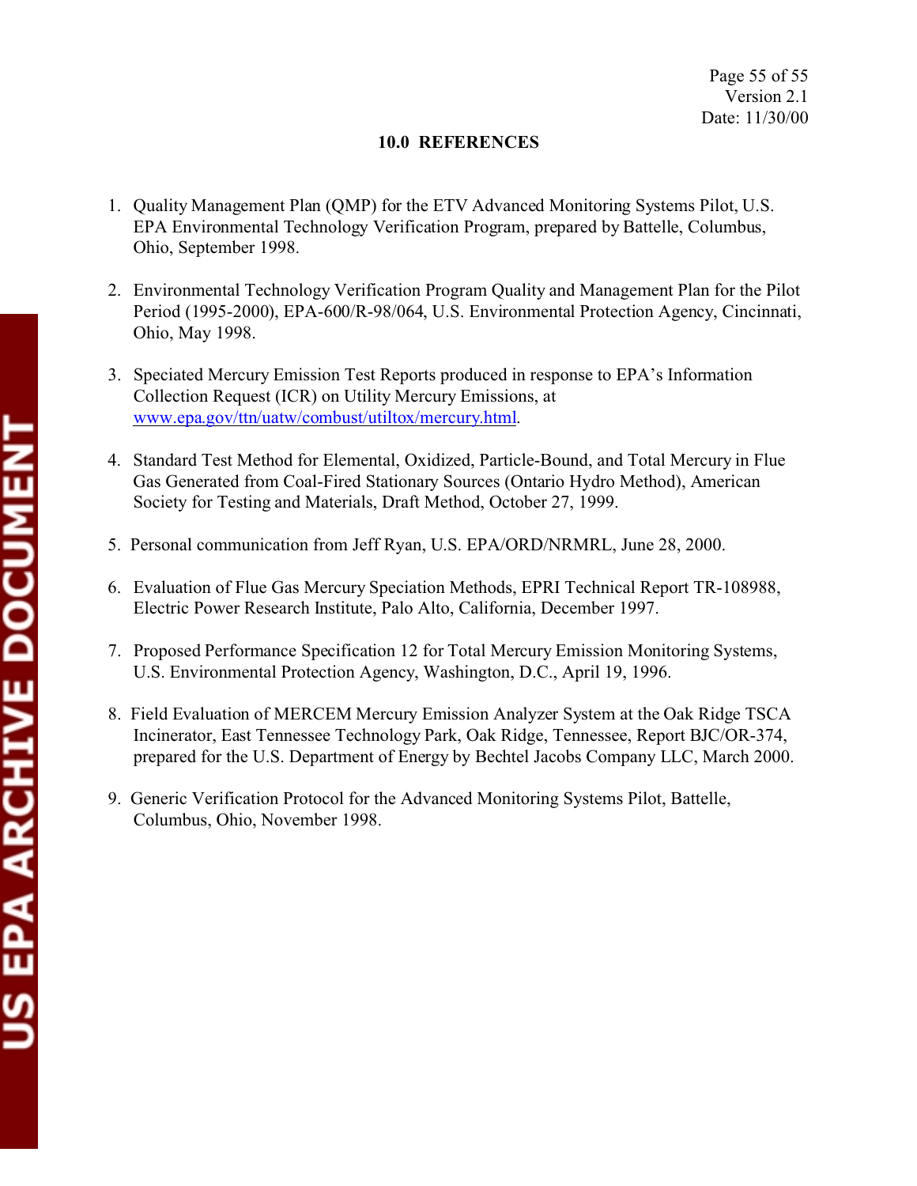# 10.0 REFERENCES

1. Quality Management Plan (QMP) for the ETV Advanced Monitoring Systems Pilot, U.S. EPA Environmental Technology Verification Program, prepared by Battelle, Columbus, Ohio, September 1998.

2. Environmental Technology Verification Program Quality and Management Plan for the Pilot Period (1995-2000), EPA-600/R-98/064, U.S. Environmental Protection Agency, Cincinnati, Ohio, May 1998.

3. Speciated Mercury Emission Test Reports produced in response to EPA's Information Collection Request (ICR) on Utility Mercury Emissions, at www.epa.gov/ttn/uatw/combust/utiltox/mercury.html.

4. Standard Test Method for Elemental, Oxidized, Particle-Bound, and Total Mercury in Flue Gas Generated from Coal-Fired Stationary Sources (Ontario Hydro Method), American Society for Testing and Materials, Draft Method, October 27, 1999.

5. Personal communication from Jeff Ryan, U.S. EPA/ORD/NRMRL, June 28, 2000.

6. Evaluation of Flue Gas Mercury Speciation Methods, EPRI Technical Report TR-108988, Electric Power Research Institute, Palo Alto, California, December 1997.

7. Proposed Performance Specification 12 for Total Mercury Emission Monitoring Systems, U.S. Environmental Protection Agency, Washington, D.C., April 19, 1996.

8. Field Evaluation of MERCEM Mercury Emission Analyzer System at the Oak Ridge TSCA Incinerator, East Tennessee Technology Park, Oak Ridge, Tennessee, Report BJC/OR-374, prepared for the U.S. Department of Energy by Bechtel Jacobs Company LLC, March 2000.

9. Generic Verification Protocol for the Advanced Monitoring Systems Pilot, Battelle, Columbus, Ohio, November 1998.